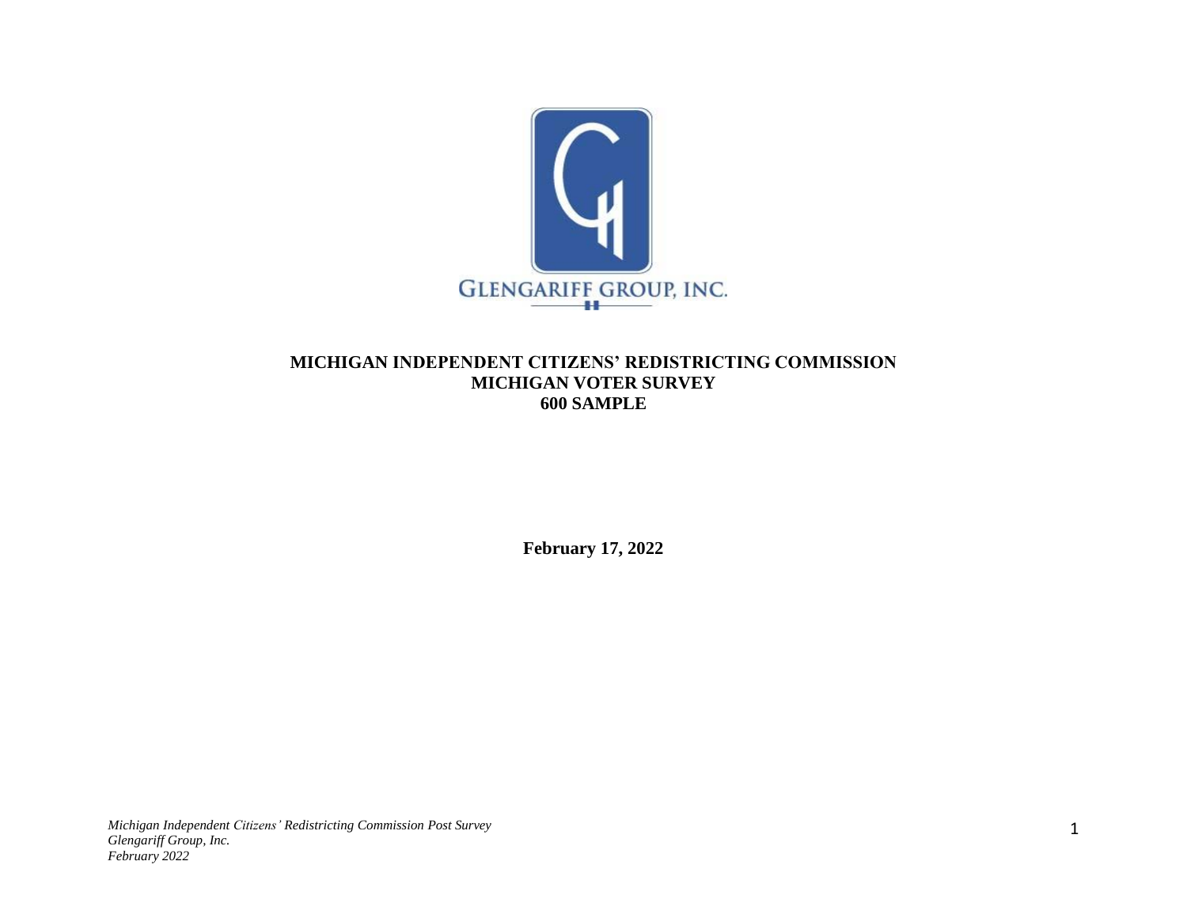GLENGARIFF GROUP, INC.

# MICHIGAN INDEPENDENT CITIZENS' REDISTRICTING COMMISSION
## MICHIGAN VOTER SURVEY
## 600 SAMPLE

**February 17, 2022**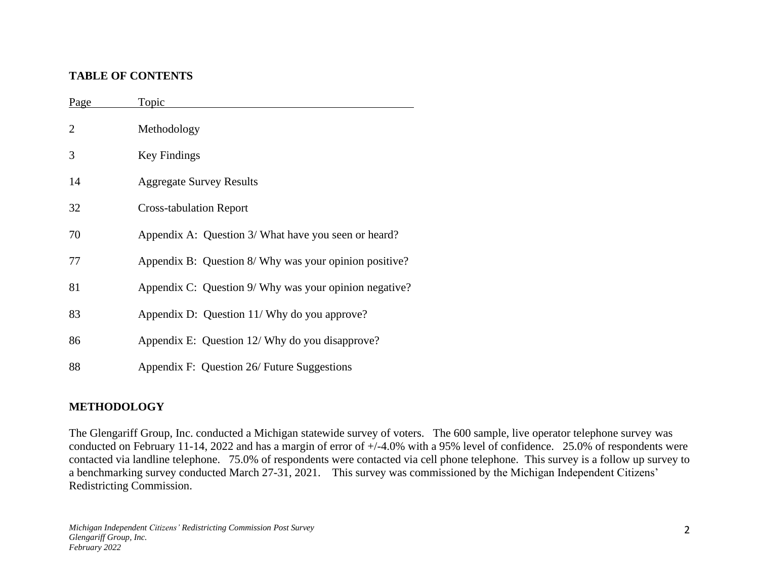## TABLE OF CONTENTS

| Page | Topic |
|---|---|
| 2 | Methodology |
| 3 | Key Findings |
| 14 | Aggregate Survey Results |
| 32 | Cross-tabulation Report |
| 70 | Appendix A: Question 3/ What have you seen or heard? |
| 77 | Appendix B: Question 8/ Why was your opinion positive? |
| 81 | Appendix C: Question 9/ Why was your opinion negative? |
| 83 | Appendix D: Question 11/ Why do you approve? |
| 86 | Appendix E: Question 12/ Why do you disapprove? |
| 88 | Appendix F: Question 26/ Future Suggestions |

## METHODOLOGY

The Glengariff Group, Inc. conducted a Michigan statewide survey of voters. The 600 sample, live operator telephone survey was conducted on February 11-14, 2022 and has a margin of error of +/-4.0% with a 95% level of confidence. 25.0% of respondents were contacted via landline telephone. 75.0% of respondents were contacted via cell phone telephone. This survey is a follow up survey to a benchmarking survey conducted March 27-31, 2021. This survey was commissioned by the Michigan Independent Citizens' Redistricting Commission.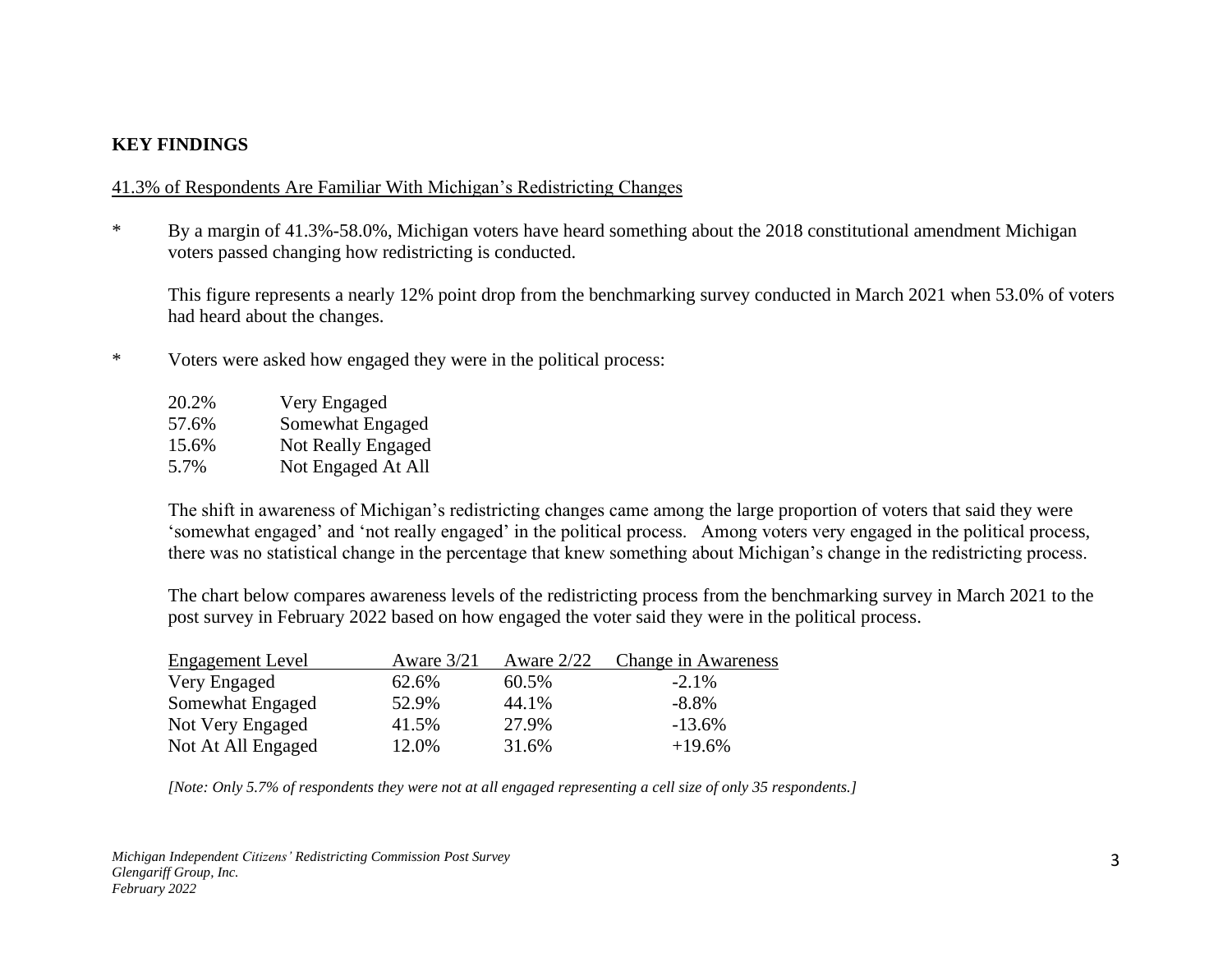## KEY FINDINGS

41.3% of Respondents Are Familiar With Michigan's Redistricting Changes

* By a margin of 41.3%-58.0%, Michigan voters have heard something about the 2018 constitutional amendment Michigan voters passed changing how redistricting is conducted.

  This figure represents a nearly 12% point drop from the benchmarking survey conducted in March 2021 when 53.0% of voters had heard about the changes.

* Voters were asked how engaged they were in the political process:

| | |
|---|---|
| 20.2% | Very Engaged |
| 57.6% | Somewhat Engaged |
| 15.6% | Not Really Engaged |
| 5.7% | Not Engaged At All |

  The shift in awareness of Michigan's redistricting changes came among the large proportion of voters that said they were 'somewhat engaged' and 'not really engaged' in the political process. Among voters very engaged in the political process, there was no statistical change in the percentage that knew something about Michigan's change in the redistricting process.

  The chart below compares awareness levels of the redistricting process from the benchmarking survey in March 2021 to the post survey in February 2022 based on how engaged the voter said they were in the political process.

| Engagement Level | Aware 3/21 | Aware 2/22 | Change in Awareness |
|---|---|---|---|
| Very Engaged | 62.6% | 60.5% | -2.1% |
| Somewhat Engaged | 52.9% | 44.1% | -8.8% |
| Not Very Engaged | 41.5% | 27.9% | -13.6% |
| Not At All Engaged | 12.0% | 31.6% | +19.6% |

*[Note: Only 5.7% of respondents they were not at all engaged representing a cell size of only 35 respondents.]*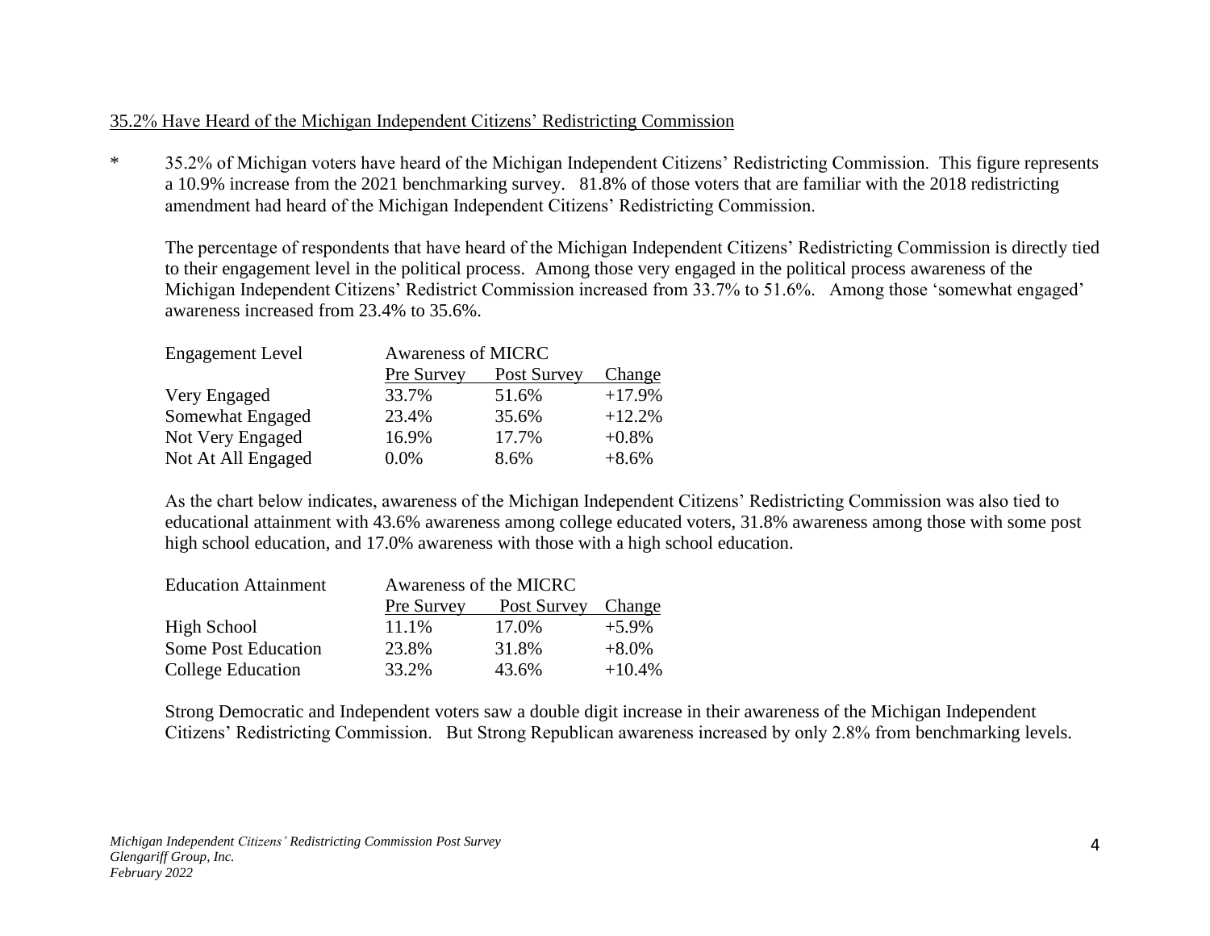<u>35.2% Have Heard of the Michigan Independent Citizens' Redistricting Commission</u>

\* 35.2% of Michigan voters have heard of the Michigan Independent Citizens' Redistricting Commission. This figure represents a 10.9% increase from the 2021 benchmarking survey. 81.8% of those voters that are familiar with the 2018 redistricting amendment had heard of the Michigan Independent Citizens' Redistricting Commission.

The percentage of respondents that have heard of the Michigan Independent Citizens' Redistricting Commission is directly tied to their engagement level in the political process. Among those very engaged in the political process awareness of the Michigan Independent Citizens' Redistrict Commission increased from 33.7% to 51.6%. Among those 'somewhat engaged' awareness increased from 23.4% to 35.6%.

| Engagement Level | Awareness of MICRC | | |
|---|---|---|---|
| | Pre Survey | Post Survey | Change |
| Very Engaged | 33.7% | 51.6% | +17.9% |
| Somewhat Engaged | 23.4% | 35.6% | +12.2% |
| Not Very Engaged | 16.9% | 17.7% | +0.8% |
| Not At All Engaged | 0.0% | 8.6% | +8.6% |

As the chart below indicates, awareness of the Michigan Independent Citizens' Redistricting Commission was also tied to educational attainment with 43.6% awareness among college educated voters, 31.8% awareness among those with some post high school education, and 17.0% awareness with those with a high school education.

| Education Attainment | Awareness of the MICRC | | |
|---|---|---|---|
| | Pre Survey | Post Survey | Change |
| High School | 11.1% | 17.0% | +5.9% |
| Some Post Education | 23.8% | 31.8% | +8.0% |
| College Education | 33.2% | 43.6% | +10.4% |

Strong Democratic and Independent voters saw a double digit increase in their awareness of the Michigan Independent Citizens' Redistricting Commission. But Strong Republican awareness increased by only 2.8% from benchmarking levels.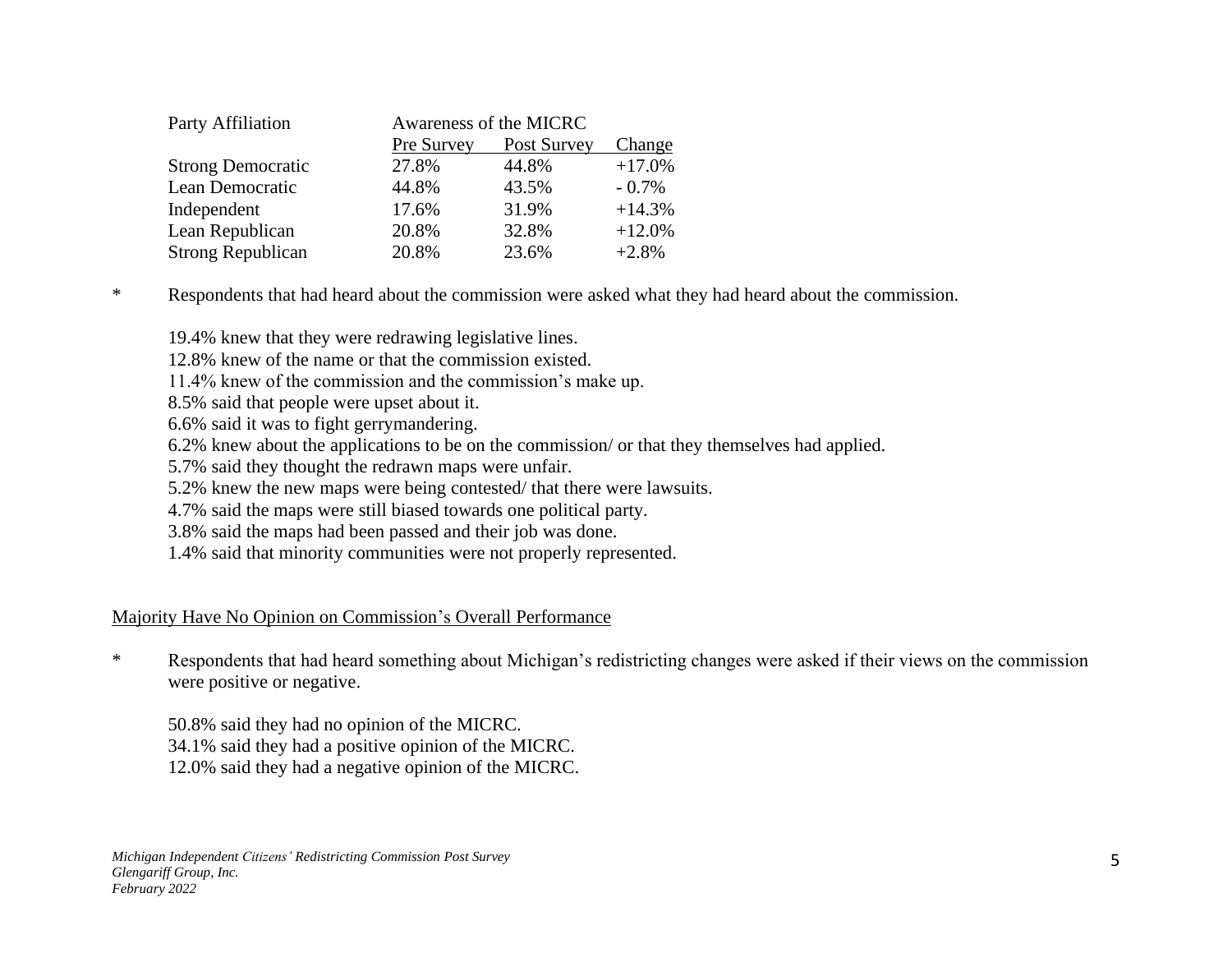| Party Affiliation | Awareness of the MICRC | | |
|---|---|---|---|
| | Pre Survey | Post Survey | Change |
| Strong Democratic | 27.8% | 44.8% | +17.0% |
| Lean Democratic | 44.8% | 43.5% | - 0.7% |
| Independent | 17.6% | 31.9% | +14.3% |
| Lean Republican | 20.8% | 32.8% | +12.0% |
| Strong Republican | 20.8% | 23.6% | +2.8% |

\* Respondents that had heard about the commission were asked what they had heard about the commission.

19.4% knew that they were redrawing legislative lines.
12.8% knew of the name or that the commission existed.
11.4% knew of the commission and the commission's make up.
8.5% said that people were upset about it.
6.6% said it was to fight gerrymandering.
6.2% knew about the applications to be on the commission/ or that they themselves had applied.
5.7% said they thought the redrawn maps were unfair.
5.2% knew the new maps were being contested/ that there were lawsuits.
4.7% said the maps were still biased towards one political party.
3.8% said the maps had been passed and their job was done.
1.4% said that minority communities were not properly represented.

## Majority Have No Opinion on Commission's Overall Performance

\* Respondents that had heard something about Michigan's redistricting changes were asked if their views on the commission were positive or negative.

50.8% said they had no opinion of the MICRC.
34.1% said they had a positive opinion of the MICRC.
12.0% said they had a negative opinion of the MICRC.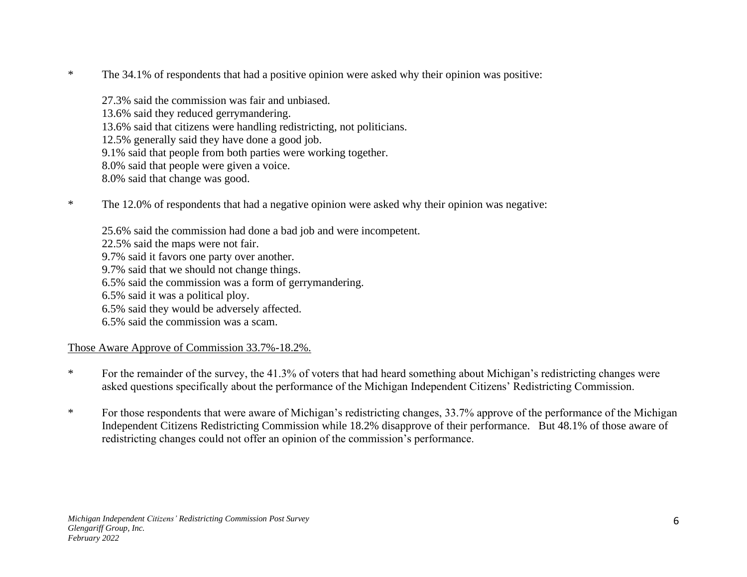* The 34.1% of respondents that had a positive opinion were asked why their opinion was positive:

  27.3% said the commission was fair and unbiased.
  13.6% said they reduced gerrymandering.
  13.6% said that citizens were handling redistricting, not politicians.
  12.5% generally said they have done a good job.
  9.1% said that people from both parties were working together.
  8.0% said that people were given a voice.
  8.0% said that change was good.

* The 12.0% of respondents that had a negative opinion were asked why their opinion was negative:

  25.6% said the commission had done a bad job and were incompetent.
  22.5% said the maps were not fair.
  9.7% said it favors one party over another.
  9.7% said that we should not change things.
  6.5% said the commission was a form of gerrymandering.
  6.5% said it was a political ploy.
  6.5% said they would be adversely affected.
  6.5% said the commission was a scam.

<u>Those Aware Approve of Commission 33.7%-18.2%.</u>

* For the remainder of the survey, the 41.3% of voters that had heard something about Michigan's redistricting changes were asked questions specifically about the performance of the Michigan Independent Citizens' Redistricting Commission.

* For those respondents that were aware of Michigan's redistricting changes, 33.7% approve of the performance of the Michigan Independent Citizens Redistricting Commission while 18.2% disapprove of their performance. But 48.1% of those aware of redistricting changes could not offer an opinion of the commission's performance.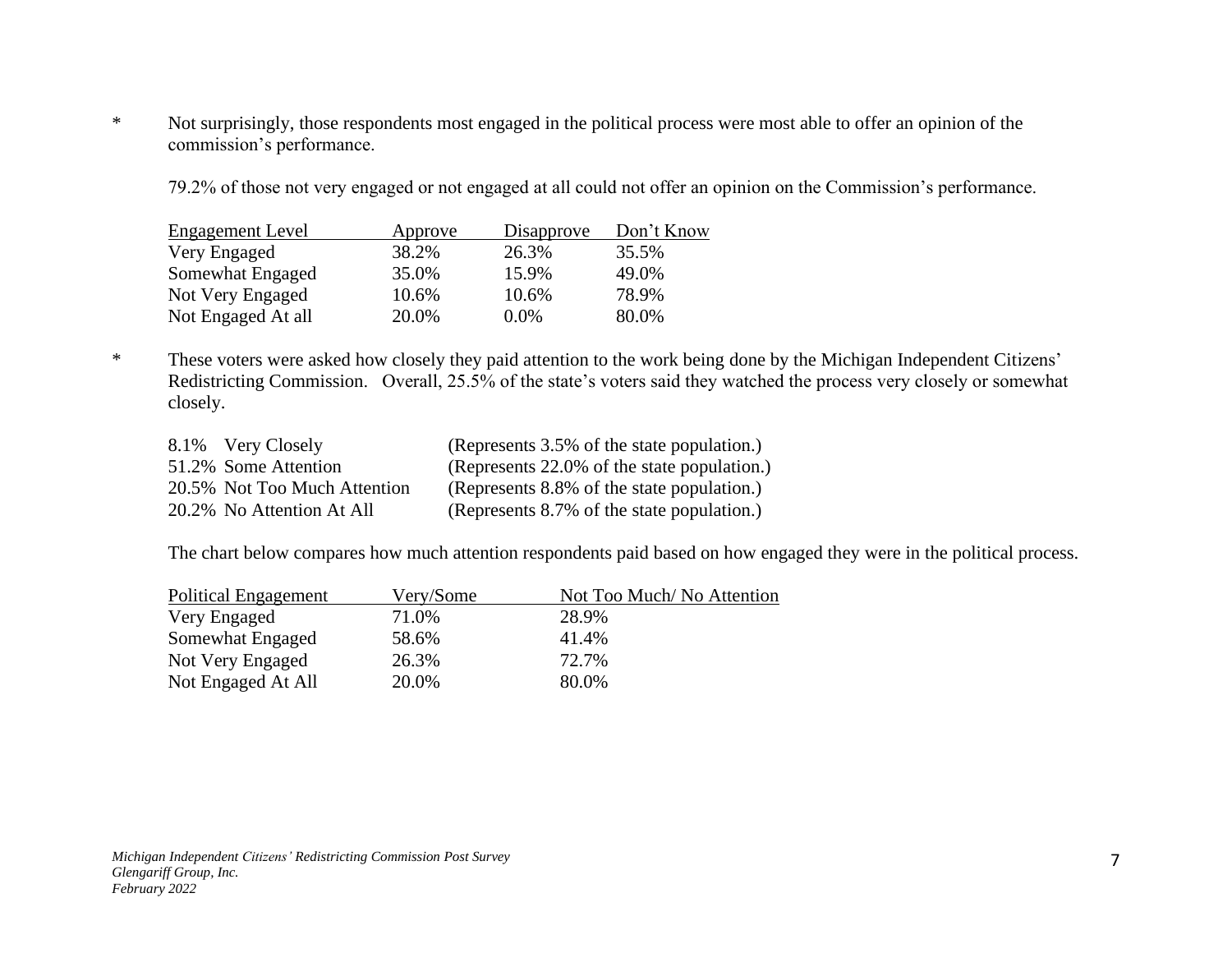* Not surprisingly, those respondents most engaged in the political process were most able to offer an opinion of the commission's performance.

  79.2% of those not very engaged or not engaged at all could not offer an opinion on the Commission's performance.

| Engagement Level | Approve | Disapprove | Don't Know |
| --- | --- | --- | --- |
| Very Engaged | 38.2% | 26.3% | 35.5% |
| Somewhat Engaged | 35.0% | 15.9% | 49.0% |
| Not Very Engaged | 10.6% | 10.6% | 78.9% |
| Not Engaged At all | 20.0% | 0.0% | 80.0% |

* These voters were asked how closely they paid attention to the work being done by the Michigan Independent Citizens' Redistricting Commission. Overall, 25.5% of the state's voters said they watched the process very closely or somewhat closely.

  8.1% Very Closely (Represents 3.5% of the state population.)
  51.2% Some Attention (Represents 22.0% of the state population.)
  20.5% Not Too Much Attention (Represents 8.8% of the state population.)
  20.2% No Attention At All (Represents 8.7% of the state population.)

  The chart below compares how much attention respondents paid based on how engaged they were in the political process.

| Political Engagement | Very/Some | Not Too Much/ No Attention |
| --- | --- | --- |
| Very Engaged | 71.0% | 28.9% |
| Somewhat Engaged | 58.6% | 41.4% |
| Not Very Engaged | 26.3% | 72.7% |
| Not Engaged At All | 20.0% | 80.0% |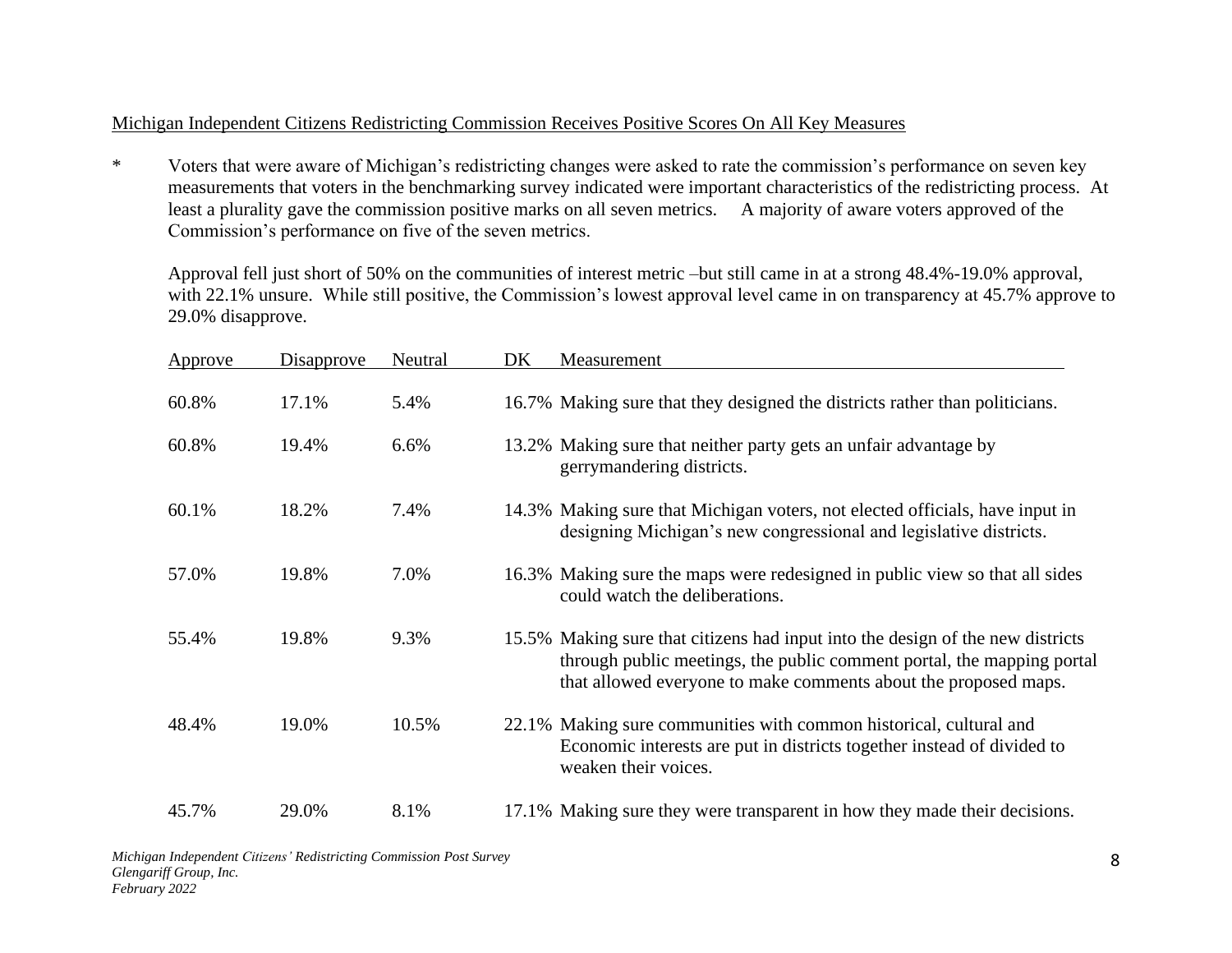<u>Michigan Independent Citizens Redistricting Commission Receives Positive Scores On All Key Measures</u>

* Voters that were aware of Michigan's redistricting changes were asked to rate the commission's performance on seven key measurements that voters in the benchmarking survey indicated were important characteristics of the redistricting process. At least a plurality gave the commission positive marks on all seven metrics. A majority of aware voters approved of the Commission's performance on five of the seven metrics.

  Approval fell just short of 50% on the communities of interest metric –but still came in at a strong 48.4%-19.0% approval, with 22.1% unsure. While still positive, the Commission's lowest approval level came in on transparency at 45.7% approve to 29.0% disapprove.

| Approve | Disapprove | Neutral | DK | Measurement |
|---|---|---|---|---|
| 60.8% | 17.1% | 5.4% | 16.7% | Making sure that they designed the districts rather than politicians. |
| 60.8% | 19.4% | 6.6% | 13.2% | Making sure that neither party gets an unfair advantage by gerrymandering districts. |
| 60.1% | 18.2% | 7.4% | 14.3% | Making sure that Michigan voters, not elected officials, have input in designing Michigan's new congressional and legislative districts. |
| 57.0% | 19.8% | 7.0% | 16.3% | Making sure the maps were redesigned in public view so that all sides could watch the deliberations. |
| 55.4% | 19.8% | 9.3% | 15.5% | Making sure that citizens had input into the design of the new districts through public meetings, the public comment portal, the mapping portal that allowed everyone to make comments about the proposed maps. |
| 48.4% | 19.0% | 10.5% | 22.1% | Making sure communities with common historical, cultural and Economic interests are put in districts together instead of divided to weaken their voices. |
| 45.7% | 29.0% | 8.1% | 17.1% | Making sure they were transparent in how they made their decisions. |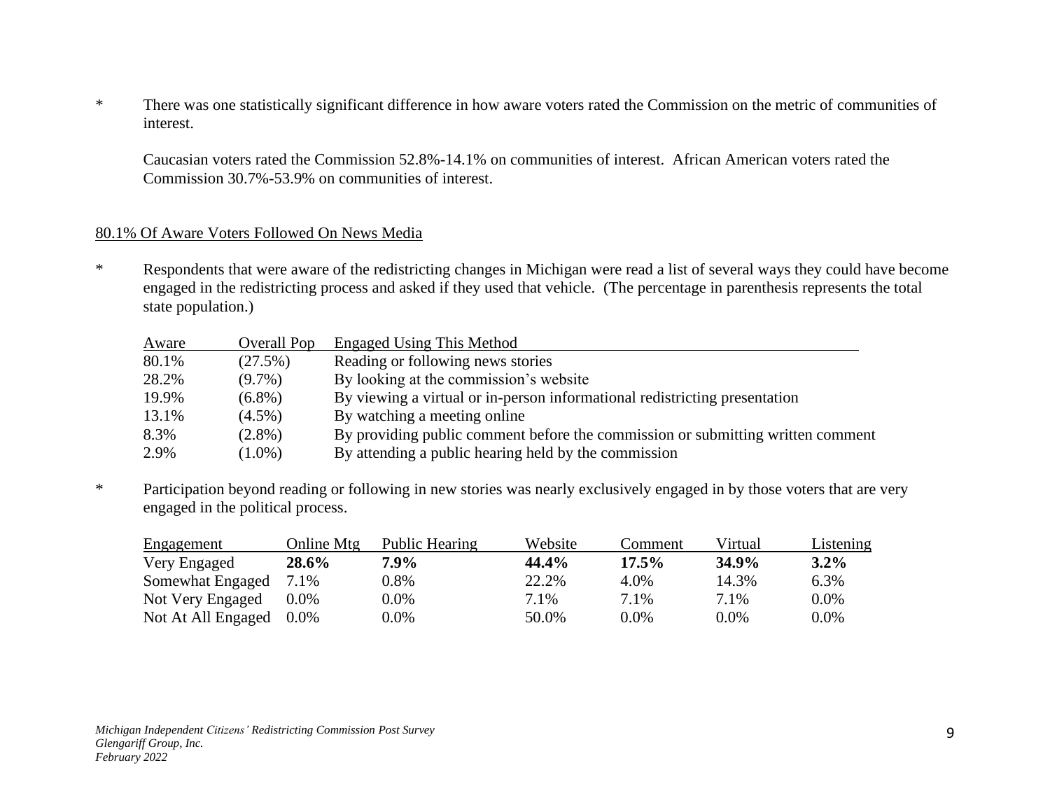* There was one statistically significant difference in how aware voters rated the Commission on the metric of communities of interest.

  Caucasian voters rated the Commission 52.8%-14.1% on communities of interest. African American voters rated the Commission 30.7%-53.9% on communities of interest.

<u>80.1% Of Aware Voters Followed On News Media</u>

* Respondents that were aware of the redistricting changes in Michigan were read a list of several ways they could have become engaged in the redistricting process and asked if they used that vehicle. (The percentage in parenthesis represents the total state population.)

| Aware | Overall Pop | Engaged Using This Method |
|---|---|---|
| 80.1% | (27.5%) | Reading or following news stories |
| 28.2% | (9.7%) | By looking at the commission's website |
| 19.9% | (6.8%) | By viewing a virtual or in-person informational redistricting presentation |
| 13.1% | (4.5%) | By watching a meeting online |
| 8.3% | (2.8%) | By providing public comment before the commission or submitting written comment |
| 2.9% | (1.0%) | By attending a public hearing held by the commission |

* Participation beyond reading or following in new stories was nearly exclusively engaged in by those voters that are very engaged in the political process.

| Engagement | Online Mtg | Public Hearing | Website | Comment | Virtual | Listening |
|---|---|---|---|---|---|---|
| Very Engaged | **28.6%** | **7.9%** | **44.4%** | **17.5%** | **34.9%** | **3.2%** |
| Somewhat Engaged | 7.1% | 0.8% | 22.2% | 4.0% | 14.3% | 6.3% |
| Not Very Engaged | 0.0% | 0.0% | 7.1% | 7.1% | 7.1% | 0.0% |
| Not At All Engaged | 0.0% | 0.0% | 50.0% | 0.0% | 0.0% | 0.0% |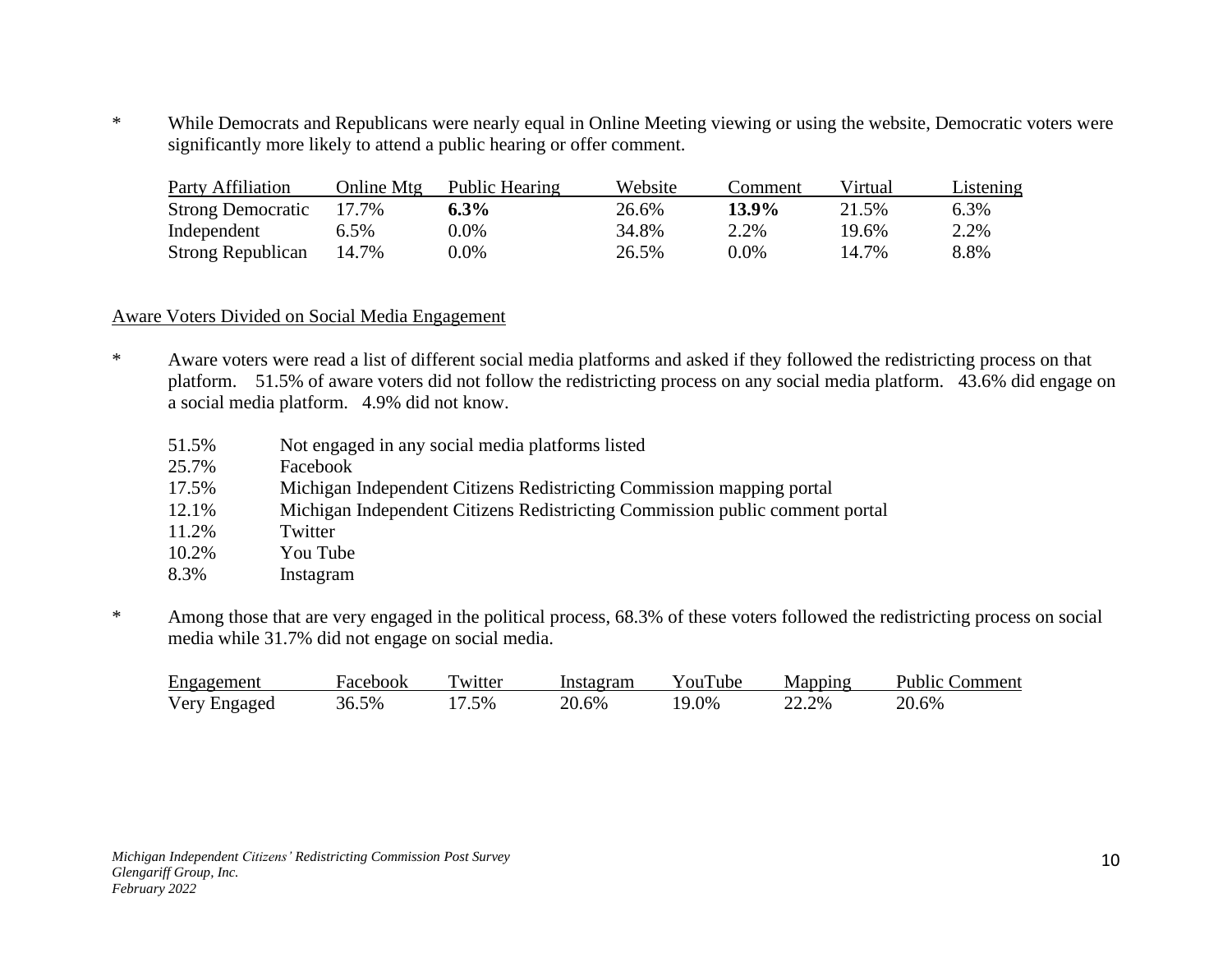* While Democrats and Republicans were nearly equal in Online Meeting viewing or using the website, Democratic voters were significantly more likely to attend a public hearing or offer comment.

| Party Affiliation | Online Mtg | Public Hearing | Website | Comment | Virtual | Listening |
|---|---|---|---|---|---|---|
| Strong Democratic | 17.7% | **6.3%** | 26.6% | **13.9%** | 21.5% | 6.3% |
| Independent | 6.5% | 0.0% | 34.8% | 2.2% | 19.6% | 2.2% |
| Strong Republican | 14.7% | 0.0% | 26.5% | 0.0% | 14.7% | 8.8% |

## Aware Voters Divided on Social Media Engagement

* Aware voters were read a list of different social media platforms and asked if they followed the redistricting process on that platform. 51.5% of aware voters did not follow the redistricting process on any social media platform. 43.6% did engage on a social media platform. 4.9% did not know.

| | |
|---|---|
| 51.5% | Not engaged in any social media platforms listed |
| 25.7% | Facebook |
| 17.5% | Michigan Independent Citizens Redistricting Commission mapping portal |
| 12.1% | Michigan Independent Citizens Redistricting Commission public comment portal |
| 11.2% | Twitter |
| 10.2% | You Tube |
| 8.3% | Instagram |

* Among those that are very engaged in the political process, 68.3% of these voters followed the redistricting process on social media while 31.7% did not engage on social media.

| Engagement | Facebook | Twitter | Instagram | YouTube | Mapping | Public Comment |
|---|---|---|---|---|---|---|
| Very Engaged | 36.5% | 17.5% | 20.6% | 19.0% | 22.2% | 20.6% |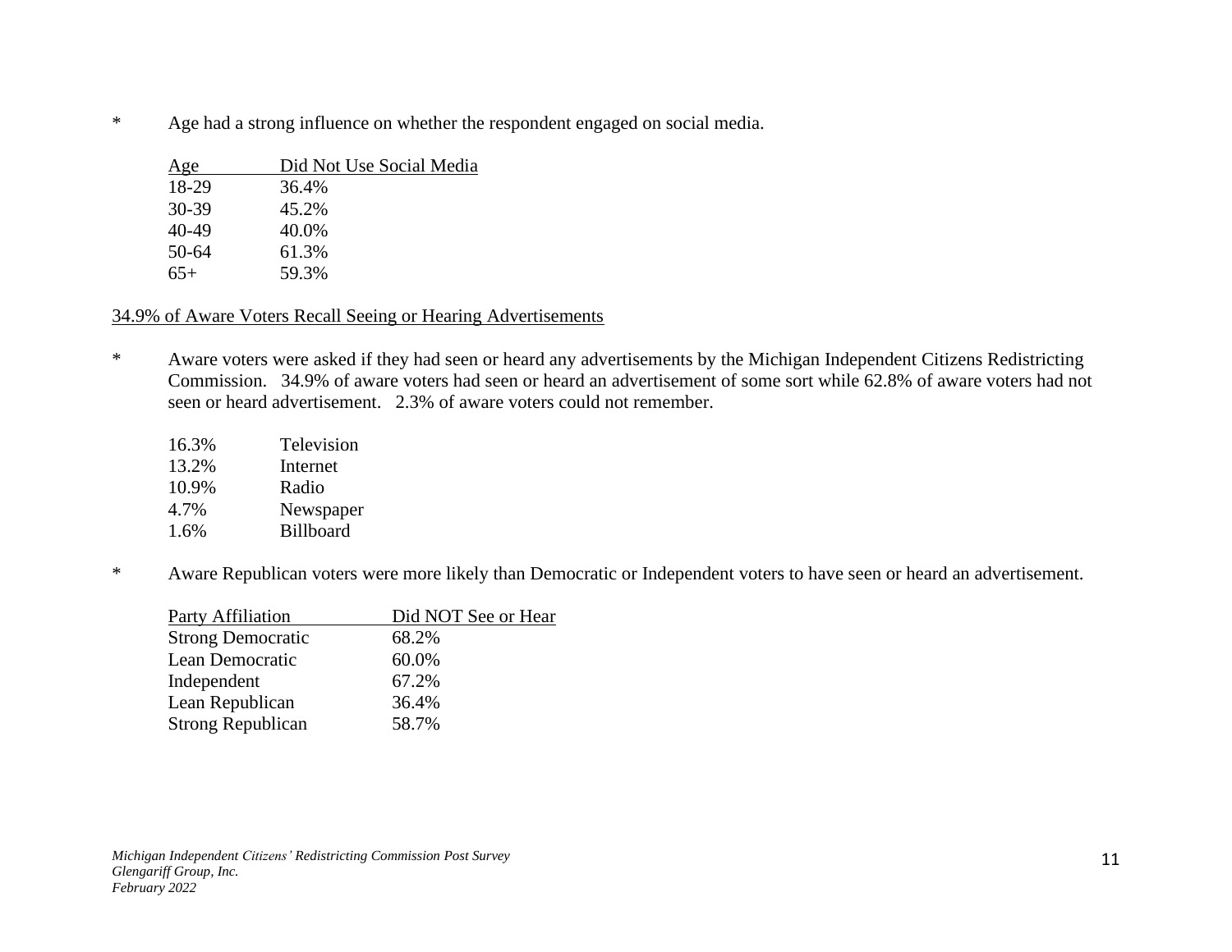* Age had a strong influence on whether the respondent engaged on social media.

| Age | Did Not Use Social Media |
|---|---|
| 18-29 | 36.4% |
| 30-39 | 45.2% |
| 40-49 | 40.0% |
| 50-64 | 61.3% |
| 65+ | 59.3% |

<u>34.9% of Aware Voters Recall Seeing or Hearing Advertisements</u>

* Aware voters were asked if they had seen or heard any advertisements by the Michigan Independent Citizens Redistricting Commission. 34.9% of aware voters had seen or heard an advertisement of some sort while 62.8% of aware voters had not seen or heard advertisement. 2.3% of aware voters could not remember.

| | |
|---|---|
| 16.3% | Television |
| 13.2% | Internet |
| 10.9% | Radio |
| 4.7% | Newspaper |
| 1.6% | Billboard |

* Aware Republican voters were more likely than Democratic or Independent voters to have seen or heard an advertisement.

| Party Affiliation | Did NOT See or Hear |
|---|---|
| Strong Democratic | 68.2% |
| Lean Democratic | 60.0% |
| Independent | 67.2% |
| Lean Republican | 36.4% |
| Strong Republican | 58.7% |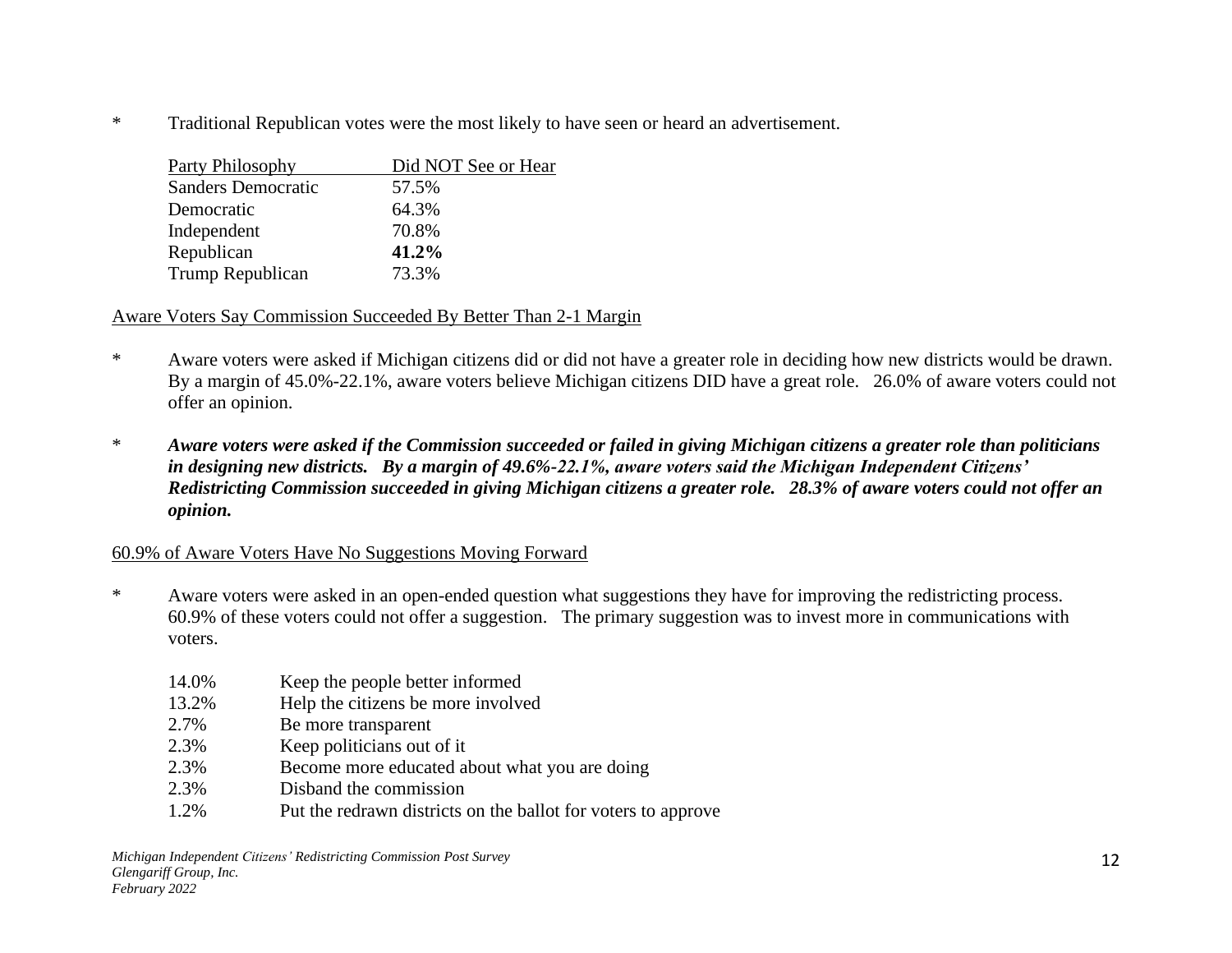* Traditional Republican votes were the most likely to have seen or heard an advertisement.

| Party Philosophy | Did NOT See or Hear |
|---|---|
| Sanders Democratic | 57.5% |
| Democratic | 64.3% |
| Independent | 70.8% |
| Republican | **41.2%** |
| Trump Republican | 73.3% |

Aware Voters Say Commission Succeeded By Better Than 2-1 Margin

* Aware voters were asked if Michigan citizens did or did not have a greater role in deciding how new districts would be drawn. By a margin of 45.0%-22.1%, aware voters believe Michigan citizens DID have a great role. 26.0% of aware voters could not offer an opinion.

* ***Aware voters were asked if the Commission succeeded or failed in giving Michigan citizens a greater role than politicians in designing new districts. By a margin of 49.6%-22.1%, aware voters said the Michigan Independent Citizens' Redistricting Commission succeeded in giving Michigan citizens a greater role. 28.3% of aware voters could not offer an opinion.***

60.9% of Aware Voters Have No Suggestions Moving Forward

* Aware voters were asked in an open-ended question what suggestions they have for improving the redistricting process. 60.9% of these voters could not offer a suggestion. The primary suggestion was to invest more in communications with voters.

| | |
|---|---|
| 14.0% | Keep the people better informed |
| 13.2% | Help the citizens be more involved |
| 2.7% | Be more transparent |
| 2.3% | Keep politicians out of it |
| 2.3% | Become more educated about what you are doing |
| 2.3% | Disband the commission |
| 1.2% | Put the redrawn districts on the ballot for voters to approve |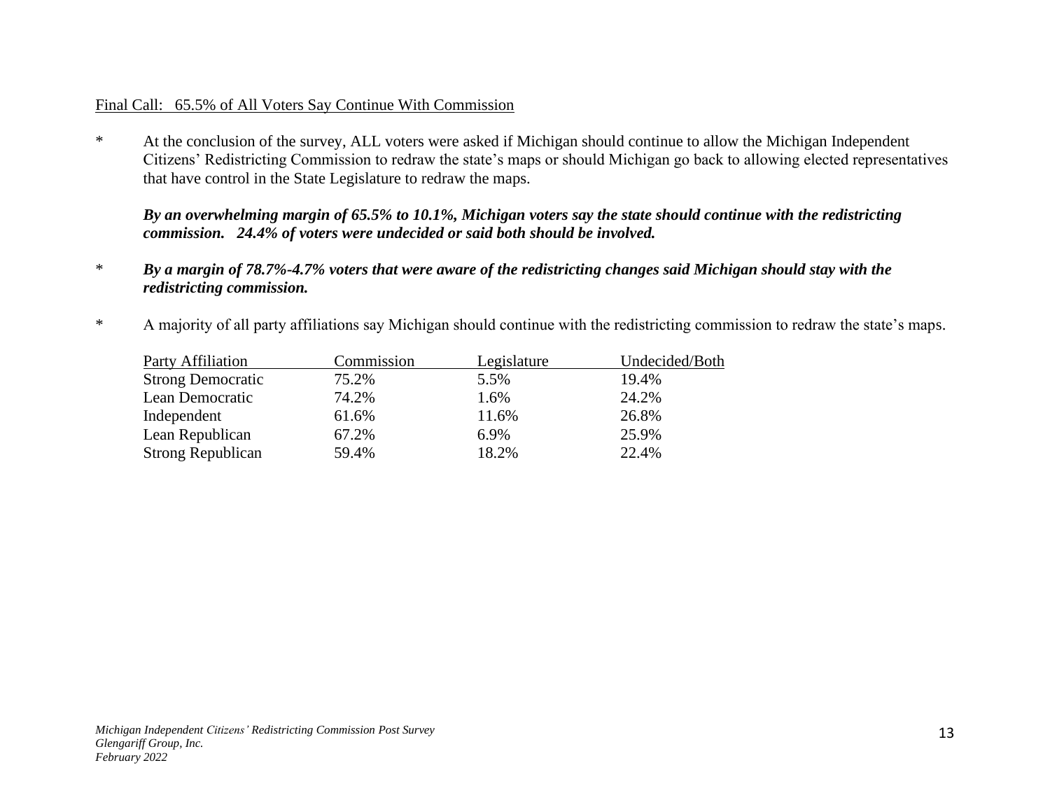Final Call: 65.5% of All Voters Say Continue With Commission

* At the conclusion of the survey, ALL voters were asked if Michigan should continue to allow the Michigan Independent Citizens' Redistricting Commission to redraw the state's maps or should Michigan go back to allowing elected representatives that have control in the State Legislature to redraw the maps.

  ***By an overwhelming margin of 65.5% to 10.1%, Michigan voters say the state should continue with the redistricting commission. 24.4% of voters were undecided or said both should be involved.***

* ***By a margin of 78.7%-4.7% voters that were aware of the redistricting changes said Michigan should stay with the redistricting commission.***

* A majority of all party affiliations say Michigan should continue with the redistricting commission to redraw the state's maps.

| Party Affiliation | Commission | Legislature | Undecided/Both |
|---|---|---|---|
| Strong Democratic | 75.2% | 5.5% | 19.4% |
| Lean Democratic | 74.2% | 1.6% | 24.2% |
| Independent | 61.6% | 11.6% | 26.8% |
| Lean Republican | 67.2% | 6.9% | 25.9% |
| Strong Republican | 59.4% | 18.2% | 22.4% |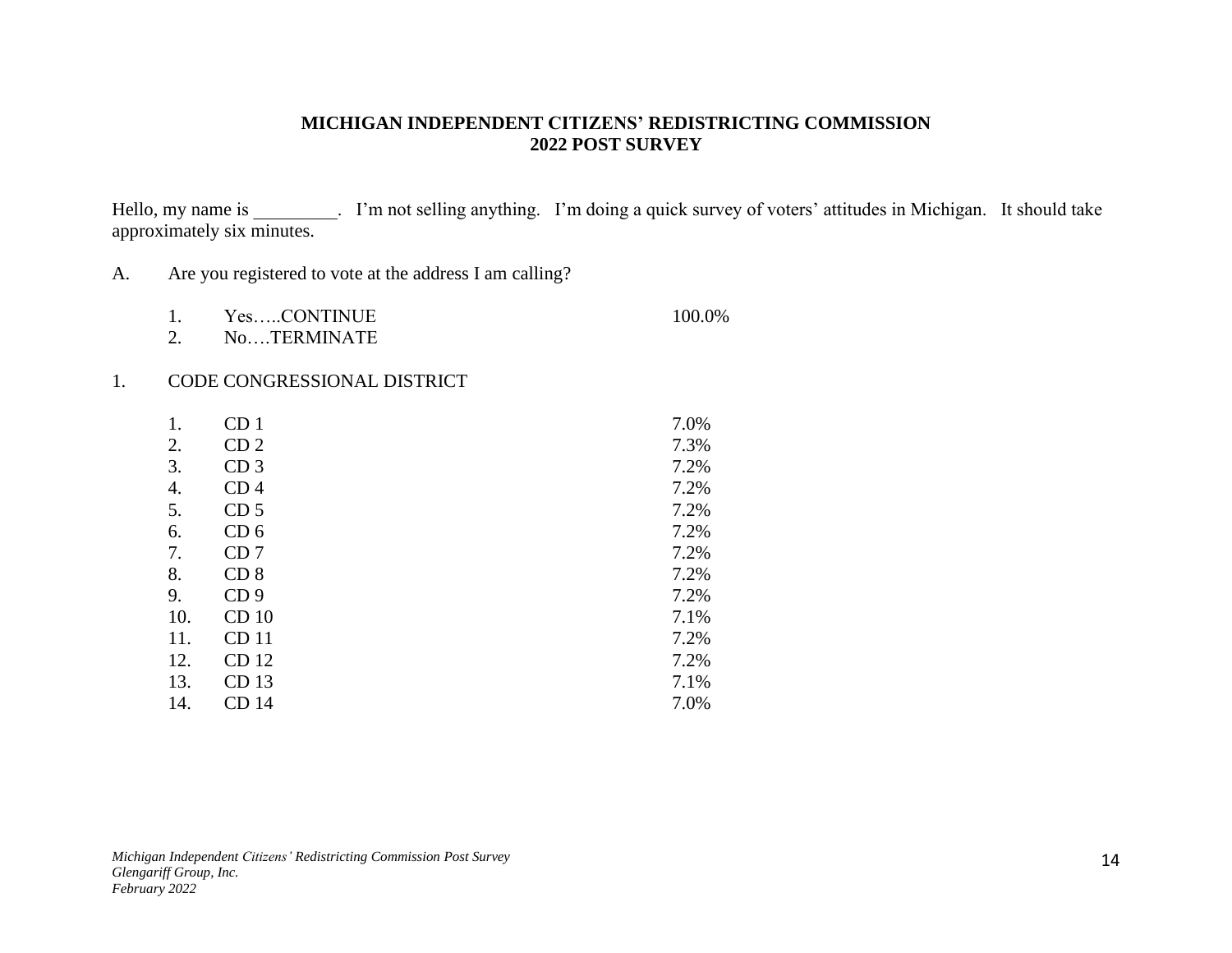**MICHIGAN INDEPENDENT CITIZENS' REDISTRICTING COMMISSION**
**2022 POST SURVEY**

Hello, my name is _________. I'm not selling anything. I'm doing a quick survey of voters' attitudes in Michigan. It should take approximately six minutes.

A. Are you registered to vote at the address I am calling?

| | | |
|---|---|---|
| 1. | Yes…..CONTINUE | 100.0% |
| 2. | No….TERMINATE | |

1. CODE CONGRESSIONAL DISTRICT

| | | |
|---|---|---|
| 1. | CD 1 | 7.0% |
| 2. | CD 2 | 7.3% |
| 3. | CD 3 | 7.2% |
| 4. | CD 4 | 7.2% |
| 5. | CD 5 | 7.2% |
| 6. | CD 6 | 7.2% |
| 7. | CD 7 | 7.2% |
| 8. | CD 8 | 7.2% |
| 9. | CD 9 | 7.2% |
| 10. | CD 10 | 7.1% |
| 11. | CD 11 | 7.2% |
| 12. | CD 12 | 7.2% |
| 13. | CD 13 | 7.1% |
| 14. | CD 14 | 7.0% |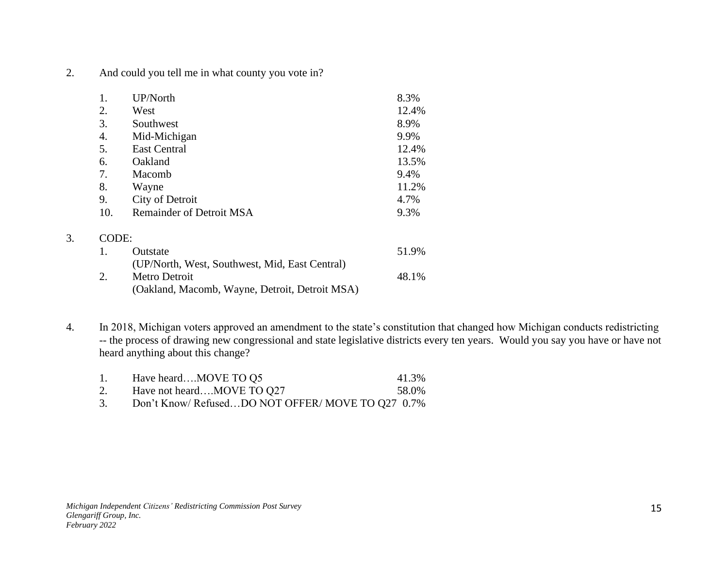2. And could you tell me in what county you vote in?

| | | |
|---|---|---|
| 1. | UP/North | 8.3% |
| 2. | West | 12.4% |
| 3. | Southwest | 8.9% |
| 4. | Mid-Michigan | 9.9% |
| 5. | East Central | 12.4% |
| 6. | Oakland | 13.5% |
| 7. | Macomb | 9.4% |
| 8. | Wayne | 11.2% |
| 9. | City of Detroit | 4.7% |
| 10. | Remainder of Detroit MSA | 9.3% |

3. CODE:

| | | |
|---|---|---|
| 1. | Outstate (UP/North, West, Southwest, Mid, East Central) | 51.9% |
| 2. | Metro Detroit (Oakland, Macomb, Wayne, Detroit, Detroit MSA) | 48.1% |

4. In 2018, Michigan voters approved an amendment to the state's constitution that changed how Michigan conducts redistricting -- the process of drawing new congressional and state legislative districts every ten years. Would you say you have or have not heard anything about this change?

| | | |
|---|---|---|
| 1. | Have heard….MOVE TO Q5 | 41.3% |
| 2. | Have not heard….MOVE TO Q27 | 58.0% |
| 3. | Don't Know/ Refused…DO NOT OFFER/ MOVE TO Q27 | 0.7% |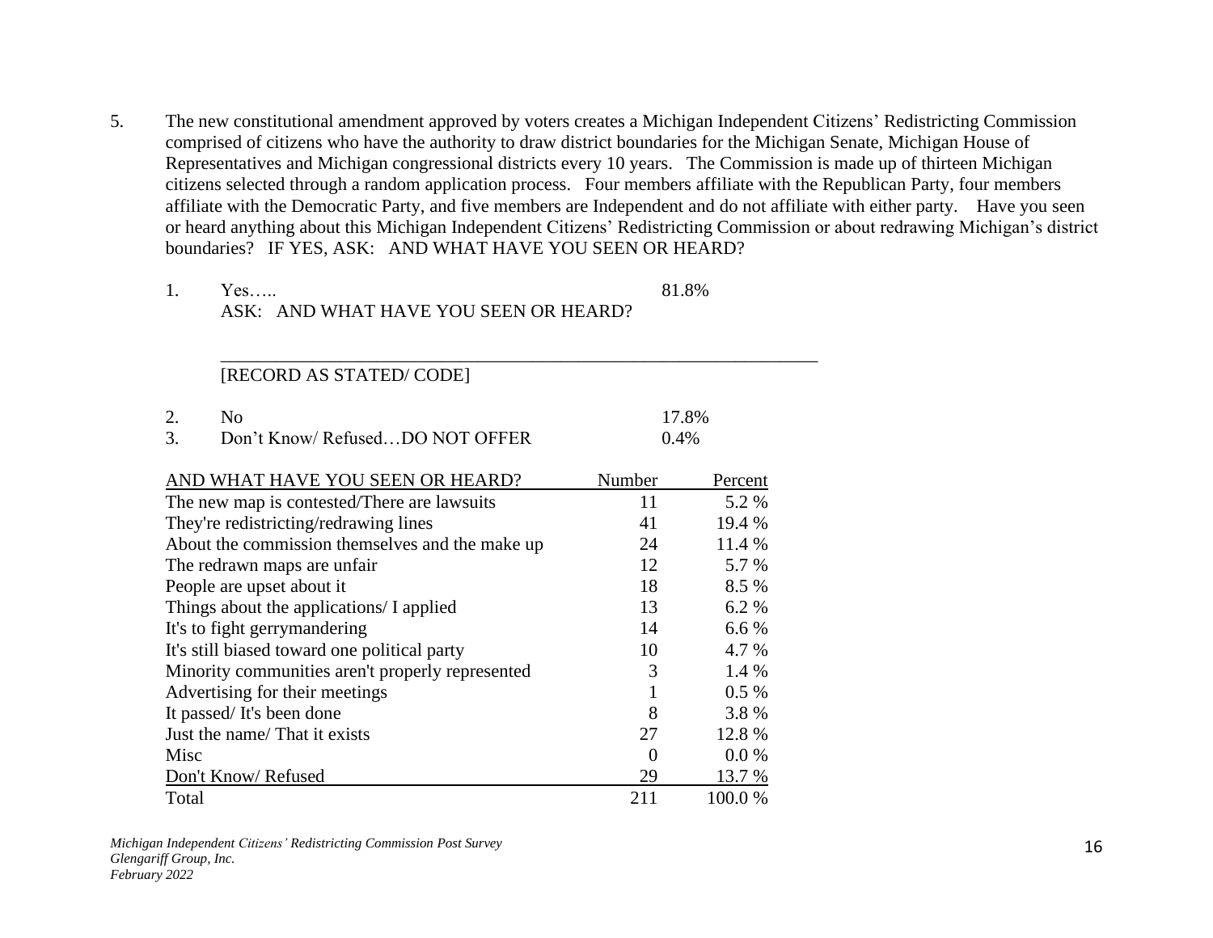5. The new constitutional amendment approved by voters creates a Michigan Independent Citizens' Redistricting Commission comprised of citizens who have the authority to draw district boundaries for the Michigan Senate, Michigan House of Representatives and Michigan congressional districts every 10 years. The Commission is made up of thirteen Michigan citizens selected through a random application process. Four members affiliate with the Republican Party, four members affiliate with the Democratic Party, and five members are Independent and do not affiliate with either party. Have you seen or heard anything about this Michigan Independent Citizens' Redistricting Commission or about redrawing Michigan's district boundaries? IF YES, ASK: AND WHAT HAVE YOU SEEN OR HEARD?

   1. Yes….. 81.8%
      ASK: AND WHAT HAVE YOU SEEN OR HEARD?

      ___________________________________________________________________
      [RECORD AS STATED/ CODE]

   2. No 17.8%
   3. Don't Know/ Refused…DO NOT OFFER 0.4%

| AND WHAT HAVE YOU SEEN OR HEARD? | Number | Percent |
|---|---|---|
| The new map is contested/There are lawsuits | 11 | 5.2 % |
| They're redistricting/redrawing lines | 41 | 19.4 % |
| About the commission themselves and the make up | 24 | 11.4 % |
| The redrawn maps are unfair | 12 | 5.7 % |
| People are upset about it | 18 | 8.5 % |
| Things about the applications/ I applied | 13 | 6.2 % |
| It's to fight gerrymandering | 14 | 6.6 % |
| It's still biased toward one political party | 10 | 4.7 % |
| Minority communities aren't properly represented | 3 | 1.4 % |
| Advertising for their meetings | 1 | 0.5 % |
| It passed/ It's been done | 8 | 3.8 % |
| Just the name/ That it exists | 27 | 12.8 % |
| Misc | 0 | 0.0 % |
| Don't Know/ Refused | 29 | 13.7 % |
| Total | 211 | 100.0 % |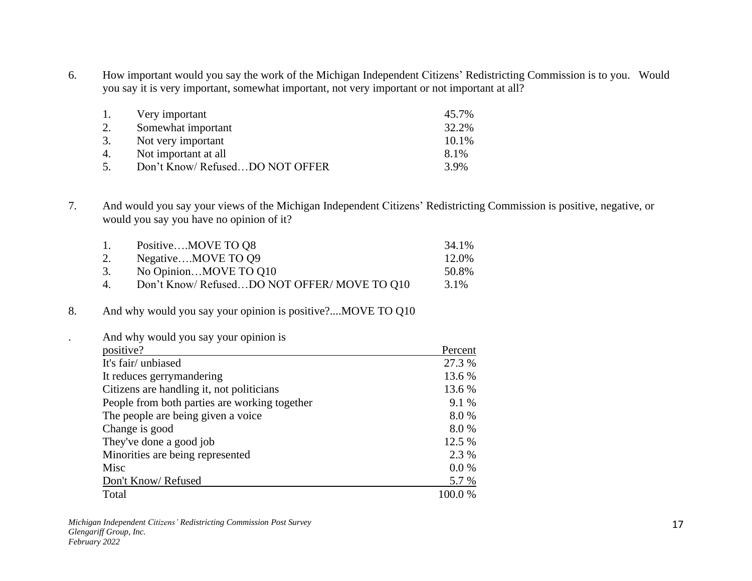6. How important would you say the work of the Michigan Independent Citizens' Redistricting Commission is to you. Would you say it is very important, somewhat important, not very important or not important at all?

| | | |
|---|---|---|
| 1. | Very important | 45.7% |
| 2. | Somewhat important | 32.2% |
| 3. | Not very important | 10.1% |
| 4. | Not important at all | 8.1% |
| 5. | Don't Know/ Refused…DO NOT OFFER | 3.9% |

7. And would you say your views of the Michigan Independent Citizens' Redistricting Commission is positive, negative, or would you say you have no opinion of it?

| | | |
|---|---|---|
| 1. | Positive….MOVE TO Q8 | 34.1% |
| 2. | Negative….MOVE TO Q9 | 12.0% |
| 3. | No Opinion…MOVE TO Q10 | 50.8% |
| 4. | Don't Know/ Refused…DO NOT OFFER/ MOVE TO Q10 | 3.1% |

8. And why would you say your opinion is positive?....MOVE TO Q10

| And why would you say your opinion is positive? | Percent |
|---|---|
| It's fair/ unbiased | 27.3 % |
| It reduces gerrymandering | 13.6 % |
| Citizens are handling it, not politicians | 13.6 % |
| People from both parties are working together | 9.1 % |
| The people are being given a voice | 8.0 % |
| Change is good | 8.0 % |
| They've done a good job | 12.5 % |
| Minorities are being represented | 2.3 % |
| Misc | 0.0 % |
| Don't Know/ Refused | 5.7 % |
| Total | 100.0 % |

*Michigan Independent Citizens' Redistricting Commission Post Survey*
*Glengariff Group, Inc.*
*February 2022*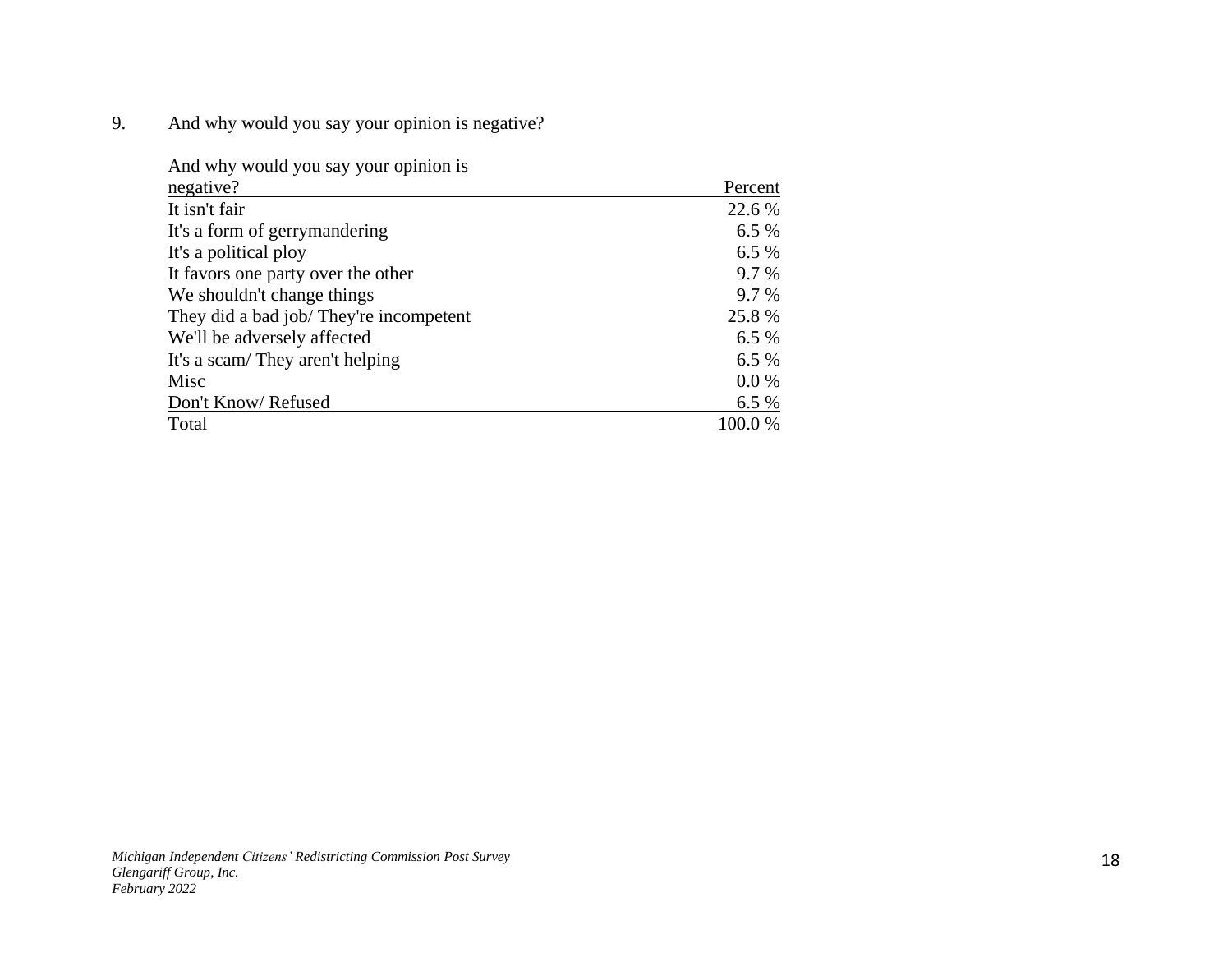9. And why would you say your opinion is negative?

| And why would you say your opinion is negative? | Percent |
|---|---|
| It isn't fair | 22.6 % |
| It's a form of gerrymandering | 6.5 % |
| It's a political ploy | 6.5 % |
| It favors one party over the other | 9.7 % |
| We shouldn't change things | 9.7 % |
| They did a bad job/ They're incompetent | 25.8 % |
| We'll be adversely affected | 6.5 % |
| It's a scam/ They aren't helping | 6.5 % |
| Misc | 0.0 % |
| Don't Know/ Refused | 6.5 % |
| Total | 100.0 % |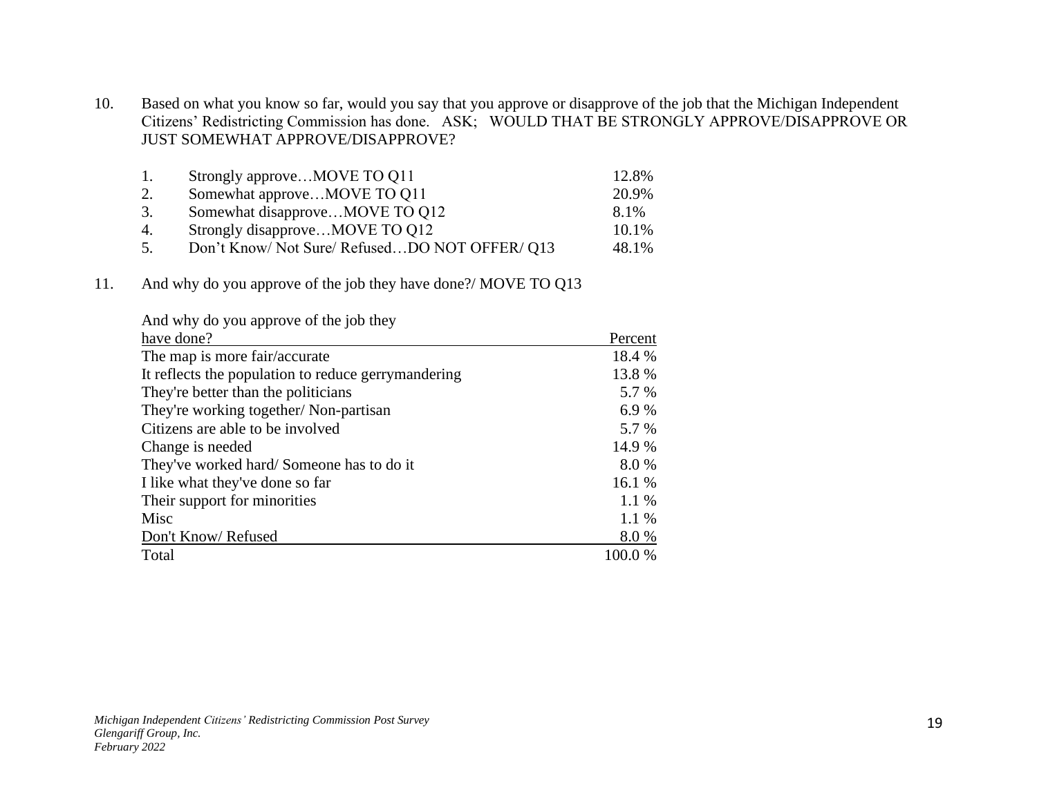10. Based on what you know so far, would you say that you approve or disapprove of the job that the Michigan Independent Citizens' Redistricting Commission has done. ASK; WOULD THAT BE STRONGLY APPROVE/DISAPPROVE OR JUST SOMEWHAT APPROVE/DISAPPROVE?

| | | |
|---|---|---|
| 1. | Strongly approve…MOVE TO Q11 | 12.8% |
| 2. | Somewhat approve…MOVE TO Q11 | 20.9% |
| 3. | Somewhat disapprove…MOVE TO Q12 | 8.1% |
| 4. | Strongly disapprove…MOVE TO Q12 | 10.1% |
| 5. | Don't Know/ Not Sure/ Refused…DO NOT OFFER/ Q13 | 48.1% |

11. And why do you approve of the job they have done?/ MOVE TO Q13

| And why do you approve of the job they have done? | Percent |
|---|---|
| The map is more fair/accurate | 18.4 % |
| It reflects the population to reduce gerrymandering | 13.8 % |
| They're better than the politicians | 5.7 % |
| They're working together/ Non-partisan | 6.9 % |
| Citizens are able to be involved | 5.7 % |
| Change is needed | 14.9 % |
| They've worked hard/ Someone has to do it | 8.0 % |
| I like what they've done so far | 16.1 % |
| Their support for minorities | 1.1 % |
| Misc | 1.1 % |
| Don't Know/ Refused | 8.0 % |
| Total | 100.0 % |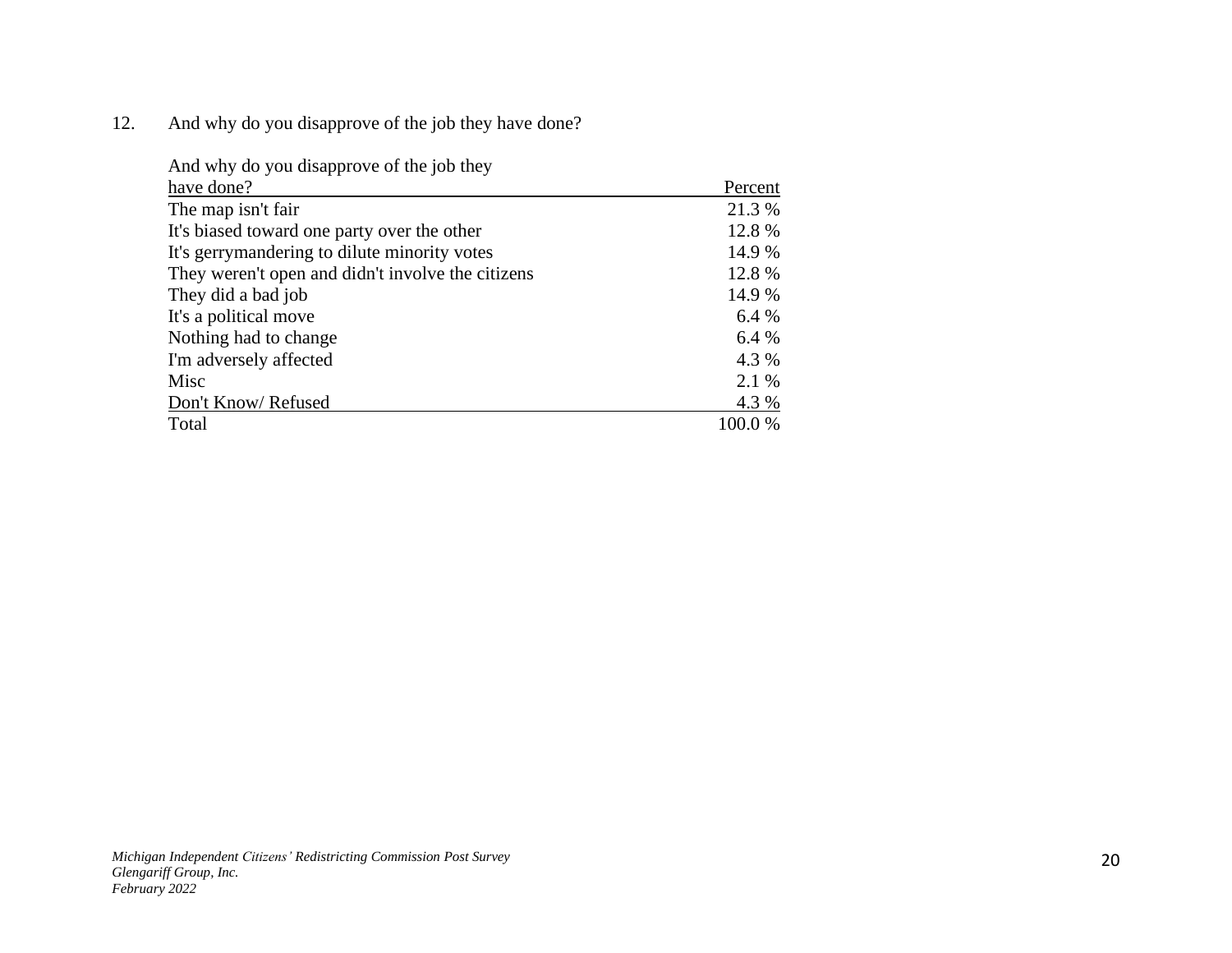12. And why do you disapprove of the job they have done?

| And why do you disapprove of the job they have done? | Percent |
|---|---|
| The map isn't fair | 21.3 % |
| It's biased toward one party over the other | 12.8 % |
| It's gerrymandering to dilute minority votes | 14.9 % |
| They weren't open and didn't involve the citizens | 12.8 % |
| They did a bad job | 14.9 % |
| It's a political move | 6.4 % |
| Nothing had to change | 6.4 % |
| I'm adversely affected | 4.3 % |
| Misc | 2.1 % |
| Don't Know/ Refused | 4.3 % |
| Total | 100.0 % |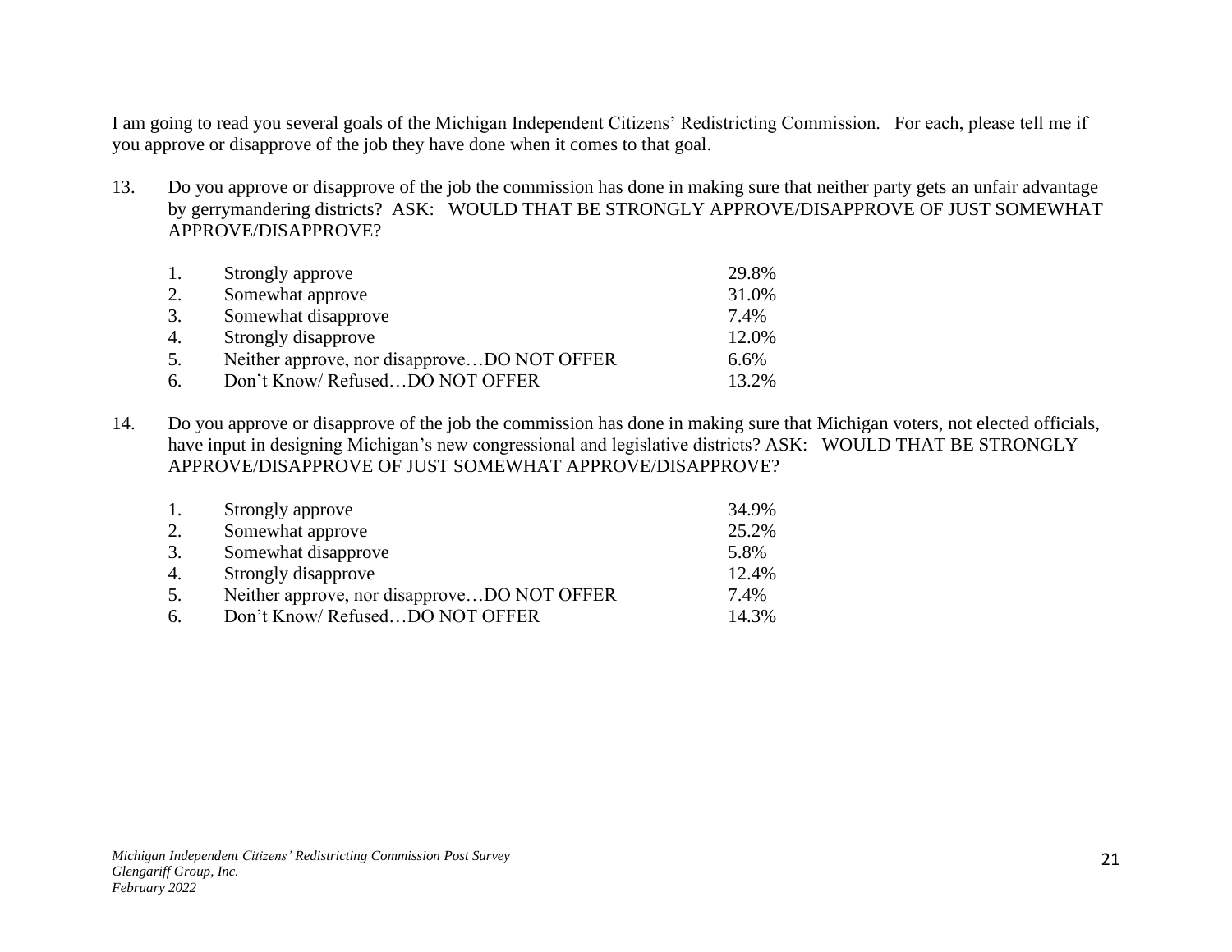I am going to read you several goals of the Michigan Independent Citizens' Redistricting Commission. For each, please tell me if you approve or disapprove of the job they have done when it comes to that goal.

13. Do you approve or disapprove of the job the commission has done in making sure that neither party gets an unfair advantage by gerrymandering districts? ASK: WOULD THAT BE STRONGLY APPROVE/DISAPPROVE OF JUST SOMEWHAT APPROVE/DISAPPROVE?

| | | |
|---|---|---|
| 1. | Strongly approve | 29.8% |
| 2. | Somewhat approve | 31.0% |
| 3. | Somewhat disapprove | 7.4% |
| 4. | Strongly disapprove | 12.0% |
| 5. | Neither approve, nor disapprove…DO NOT OFFER | 6.6% |
| 6. | Don't Know/ Refused…DO NOT OFFER | 13.2% |

14. Do you approve or disapprove of the job the commission has done in making sure that Michigan voters, not elected officials, have input in designing Michigan's new congressional and legislative districts? ASK: WOULD THAT BE STRONGLY APPROVE/DISAPPROVE OF JUST SOMEWHAT APPROVE/DISAPPROVE?

| | | |
|---|---|---|
| 1. | Strongly approve | 34.9% |
| 2. | Somewhat approve | 25.2% |
| 3. | Somewhat disapprove | 5.8% |
| 4. | Strongly disapprove | 12.4% |
| 5. | Neither approve, nor disapprove…DO NOT OFFER | 7.4% |
| 6. | Don't Know/ Refused…DO NOT OFFER | 14.3% |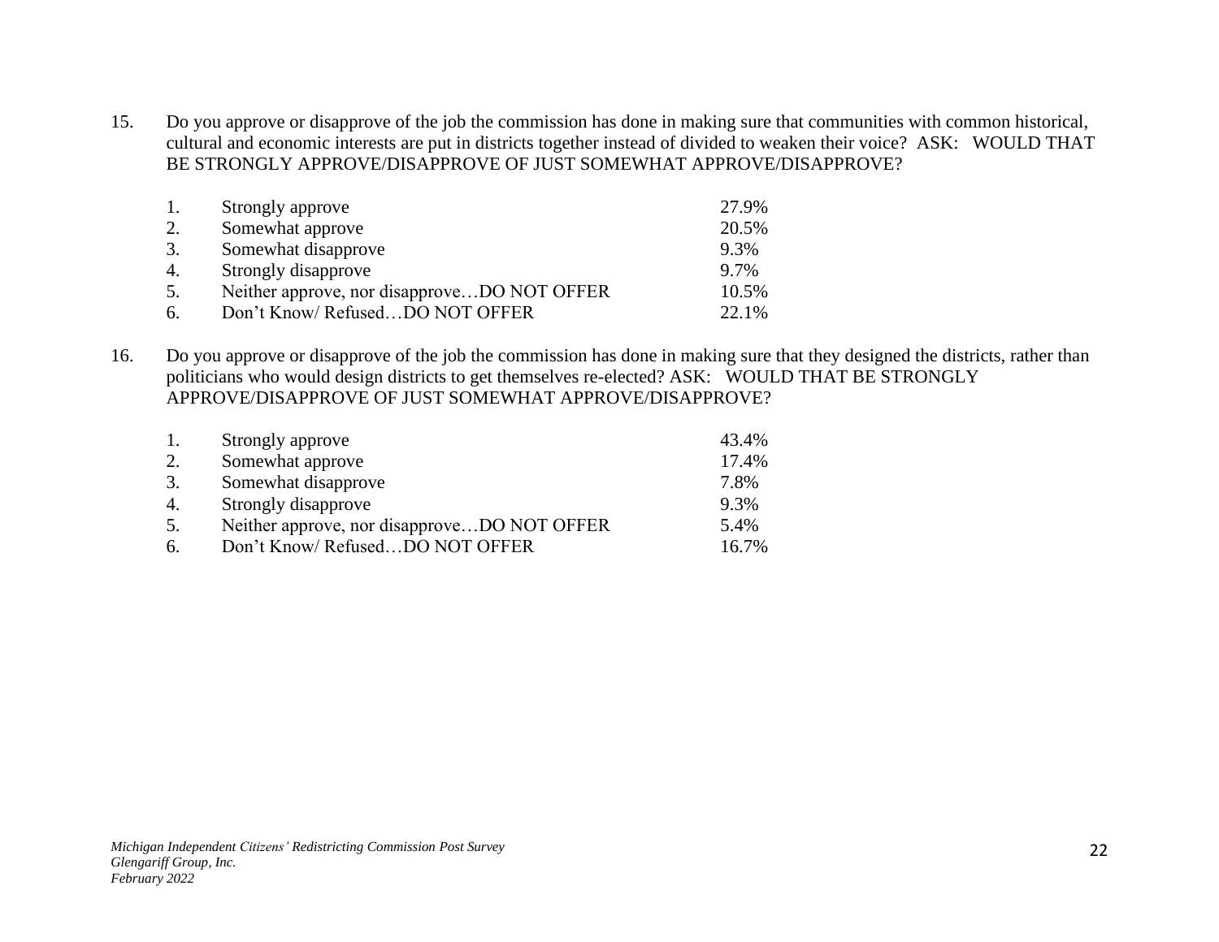15. Do you approve or disapprove of the job the commission has done in making sure that communities with common historical, cultural and economic interests are put in districts together instead of divided to weaken their voice? ASK: WOULD THAT BE STRONGLY APPROVE/DISAPPROVE OF JUST SOMEWHAT APPROVE/DISAPPROVE?

| | | |
|---|---|---|
| 1. | Strongly approve | 27.9% |
| 2. | Somewhat approve | 20.5% |
| 3. | Somewhat disapprove | 9.3% |
| 4. | Strongly disapprove | 9.7% |
| 5. | Neither approve, nor disapprove…DO NOT OFFER | 10.5% |
| 6. | Don't Know/ Refused…DO NOT OFFER | 22.1% |

16. Do you approve or disapprove of the job the commission has done in making sure that they designed the districts, rather than politicians who would design districts to get themselves re-elected? ASK: WOULD THAT BE STRONGLY APPROVE/DISAPPROVE OF JUST SOMEWHAT APPROVE/DISAPPROVE?

| | | |
|---|---|---|
| 1. | Strongly approve | 43.4% |
| 2. | Somewhat approve | 17.4% |
| 3. | Somewhat disapprove | 7.8% |
| 4. | Strongly disapprove | 9.3% |
| 5. | Neither approve, nor disapprove…DO NOT OFFER | 5.4% |
| 6. | Don't Know/ Refused…DO NOT OFFER | 16.7% |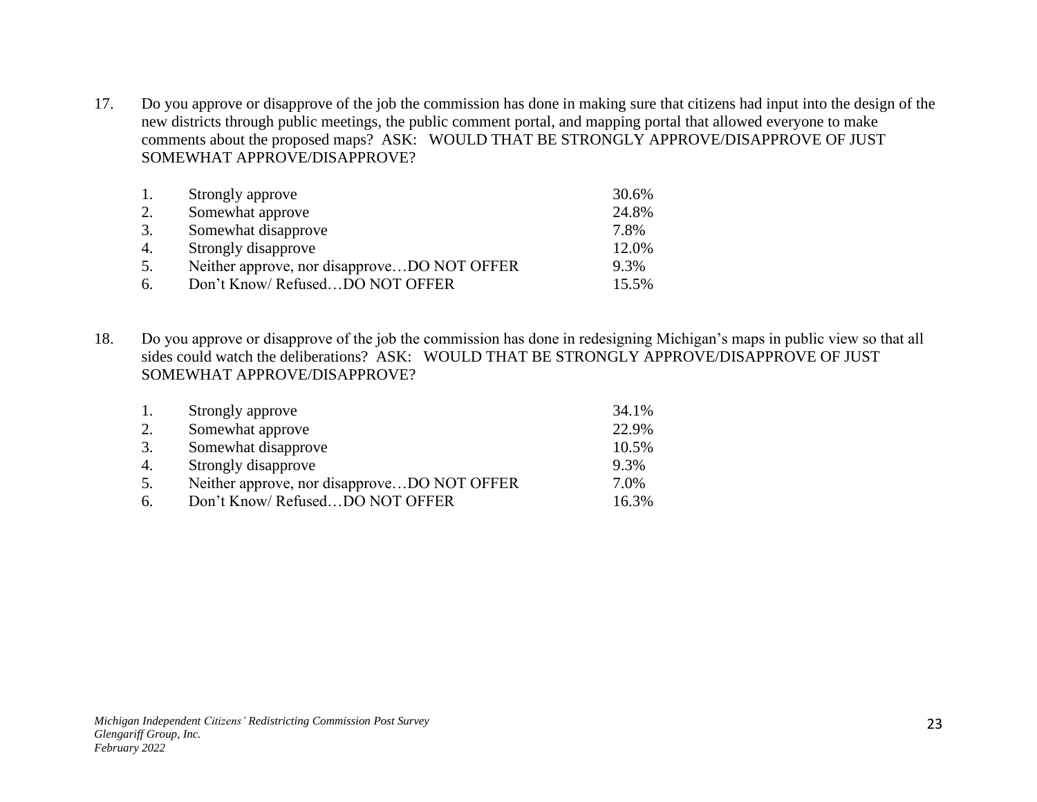17. Do you approve or disapprove of the job the commission has done in making sure that citizens had input into the design of the new districts through public meetings, the public comment portal, and mapping portal that allowed everyone to make comments about the proposed maps? ASK: WOULD THAT BE STRONGLY APPROVE/DISAPPROVE OF JUST SOMEWHAT APPROVE/DISAPPROVE?

| | | |
|---|---|---|
| 1. | Strongly approve | 30.6% |
| 2. | Somewhat approve | 24.8% |
| 3. | Somewhat disapprove | 7.8% |
| 4. | Strongly disapprove | 12.0% |
| 5. | Neither approve, nor disapprove…DO NOT OFFER | 9.3% |
| 6. | Don't Know/ Refused…DO NOT OFFER | 15.5% |

18. Do you approve or disapprove of the job the commission has done in redesigning Michigan's maps in public view so that all sides could watch the deliberations? ASK: WOULD THAT BE STRONGLY APPROVE/DISAPPROVE OF JUST SOMEWHAT APPROVE/DISAPPROVE?

| | | |
|---|---|---|
| 1. | Strongly approve | 34.1% |
| 2. | Somewhat approve | 22.9% |
| 3. | Somewhat disapprove | 10.5% |
| 4. | Strongly disapprove | 9.3% |
| 5. | Neither approve, nor disapprove…DO NOT OFFER | 7.0% |
| 6. | Don't Know/ Refused…DO NOT OFFER | 16.3% |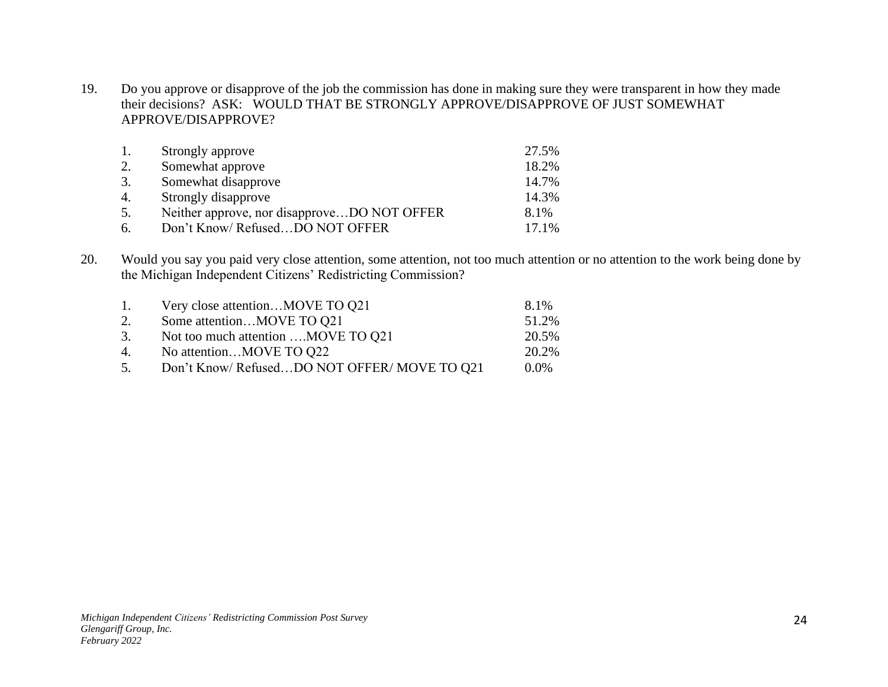19. Do you approve or disapprove of the job the commission has done in making sure they were transparent in how they made their decisions? ASK: WOULD THAT BE STRONGLY APPROVE/DISAPPROVE OF JUST SOMEWHAT APPROVE/DISAPPROVE?

| | | |
|---|---|---|
| 1. | Strongly approve | 27.5% |
| 2. | Somewhat approve | 18.2% |
| 3. | Somewhat disapprove | 14.7% |
| 4. | Strongly disapprove | 14.3% |
| 5. | Neither approve, nor disapprove…DO NOT OFFER | 8.1% |
| 6. | Don't Know/ Refused…DO NOT OFFER | 17.1% |

20. Would you say you paid very close attention, some attention, not too much attention or no attention to the work being done by the Michigan Independent Citizens' Redistricting Commission?

| | | |
|---|---|---|
| 1. | Very close attention…MOVE TO Q21 | 8.1% |
| 2. | Some attention…MOVE TO Q21 | 51.2% |
| 3. | Not too much attention ….MOVE TO Q21 | 20.5% |
| 4. | No attention…MOVE TO Q22 | 20.2% |
| 5. | Don't Know/ Refused…DO NOT OFFER/ MOVE TO Q21 | 0.0% |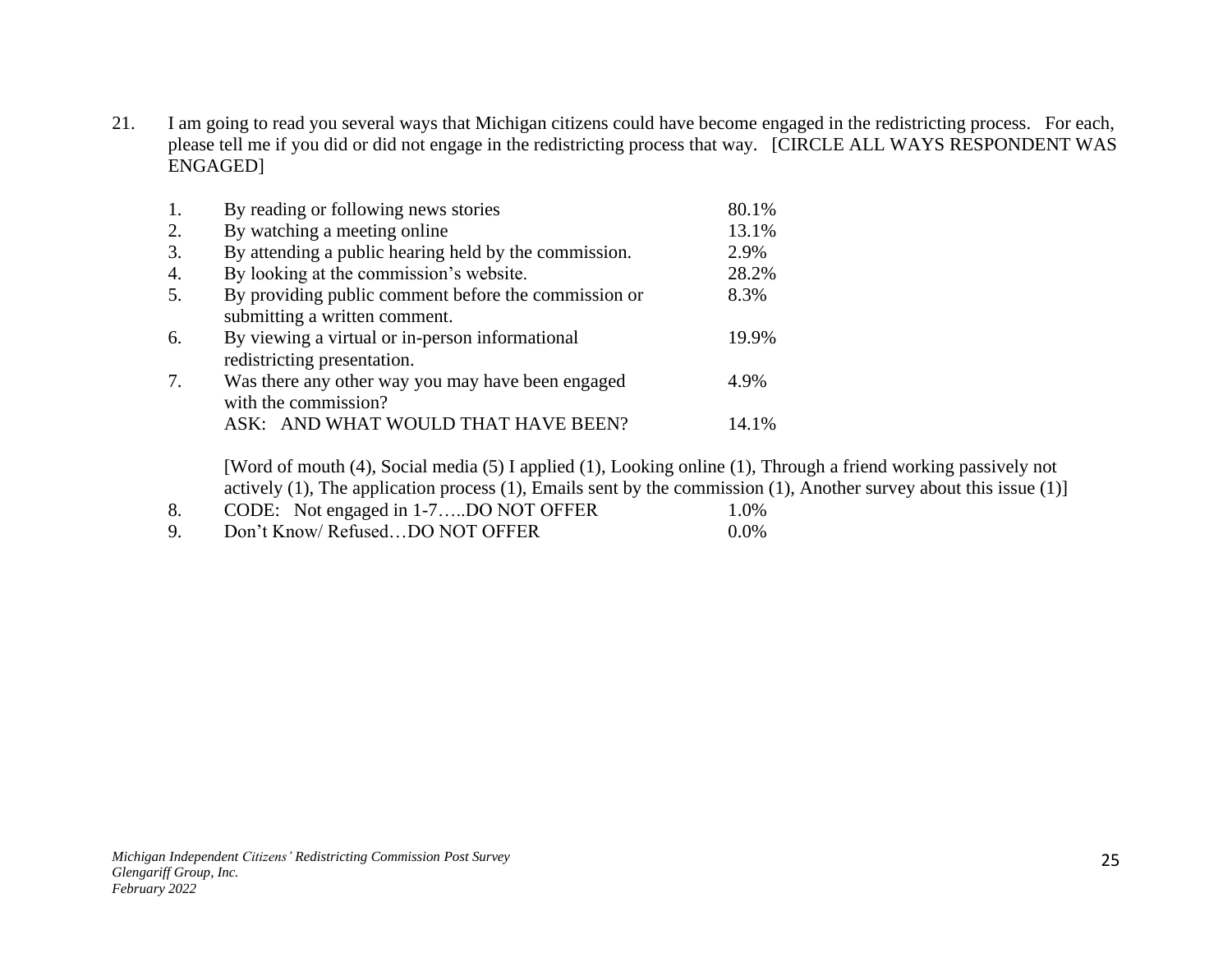21. I am going to read you several ways that Michigan citizens could have become engaged in the redistricting process. For each, please tell me if you did or did not engage in the redistricting process that way. [CIRCLE ALL WAYS RESPONDENT WAS ENGAGED]

| | | |
|---|---|---|
| 1. | By reading or following news stories | 80.1% |
| 2. | By watching a meeting online | 13.1% |
| 3. | By attending a public hearing held by the commission. | 2.9% |
| 4. | By looking at the commission's website. | 28.2% |
| 5. | By providing public comment before the commission or submitting a written comment. | 8.3% |
| 6. | By viewing a virtual or in-person informational redistricting presentation. | 19.9% |
| 7. | Was there any other way you may have been engaged with the commission? | 4.9% |
| | ASK: AND WHAT WOULD THAT HAVE BEEN? | 14.1% |

[Word of mouth (4), Social media (5) I applied (1), Looking online (1), Through a friend working passively not actively (1), The application process (1), Emails sent by the commission (1), Another survey about this issue (1)]

| | | |
|---|---|---|
| 8. | CODE: Not engaged in 1-7…..DO NOT OFFER | 1.0% |
| 9. | Don't Know/ Refused…DO NOT OFFER | 0.0% |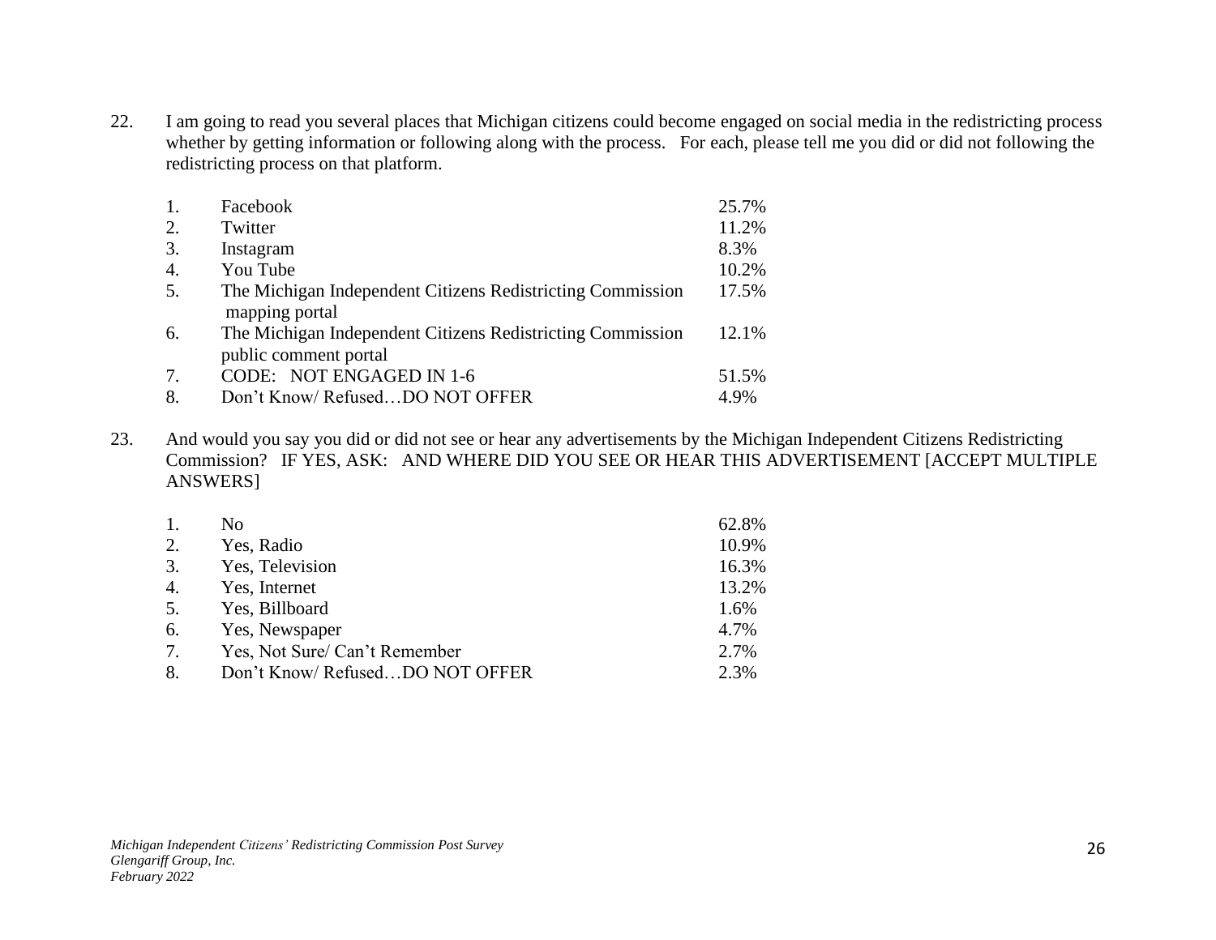22. I am going to read you several places that Michigan citizens could become engaged on social media in the redistricting process whether by getting information or following along with the process. For each, please tell me you did or did not following the redistricting process on that platform.

| | | |
|---|---|---|
| 1. | Facebook | 25.7% |
| 2. | Twitter | 11.2% |
| 3. | Instagram | 8.3% |
| 4. | You Tube | 10.2% |
| 5. | The Michigan Independent Citizens Redistricting Commission mapping portal | 17.5% |
| 6. | The Michigan Independent Citizens Redistricting Commission public comment portal | 12.1% |
| 7. | CODE: NOT ENGAGED IN 1-6 | 51.5% |
| 8. | Don’t Know/ Refused…DO NOT OFFER | 4.9% |

23. And would you say you did or did not see or hear any advertisements by the Michigan Independent Citizens Redistricting Commission? IF YES, ASK: AND WHERE DID YOU SEE OR HEAR THIS ADVERTISEMENT [ACCEPT MULTIPLE ANSWERS]

| | | |
|---|---|---|
| 1. | No | 62.8% |
| 2. | Yes, Radio | 10.9% |
| 3. | Yes, Television | 16.3% |
| 4. | Yes, Internet | 13.2% |
| 5. | Yes, Billboard | 1.6% |
| 6. | Yes, Newspaper | 4.7% |
| 7. | Yes, Not Sure/ Can’t Remember | 2.7% |
| 8. | Don’t Know/ Refused…DO NOT OFFER | 2.3% |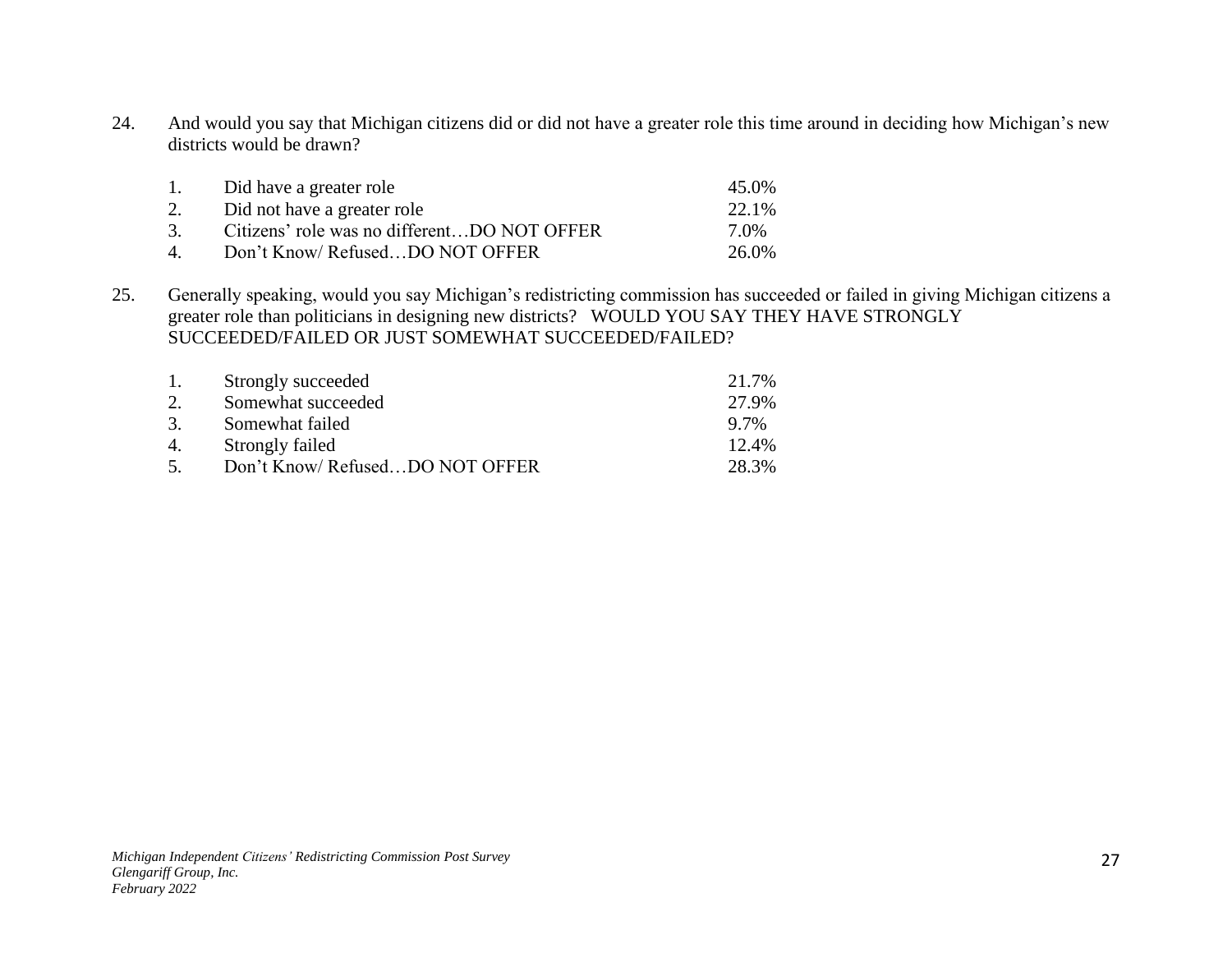24. And would you say that Michigan citizens did or did not have a greater role this time around in deciding how Michigan's new districts would be drawn?

| | | |
|---|---|---|
| 1. | Did have a greater role | 45.0% |
| 2. | Did not have a greater role | 22.1% |
| 3. | Citizens' role was no different…DO NOT OFFER | 7.0% |
| 4. | Don't Know/ Refused…DO NOT OFFER | 26.0% |

25. Generally speaking, would you say Michigan's redistricting commission has succeeded or failed in giving Michigan citizens a greater role than politicians in designing new districts? WOULD YOU SAY THEY HAVE STRONGLY SUCCEEDED/FAILED OR JUST SOMEWHAT SUCCEEDED/FAILED?

| | | |
|---|---|---|
| 1. | Strongly succeeded | 21.7% |
| 2. | Somewhat succeeded | 27.9% |
| 3. | Somewhat failed | 9.7% |
| 4. | Strongly failed | 12.4% |
| 5. | Don't Know/ Refused…DO NOT OFFER | 28.3% |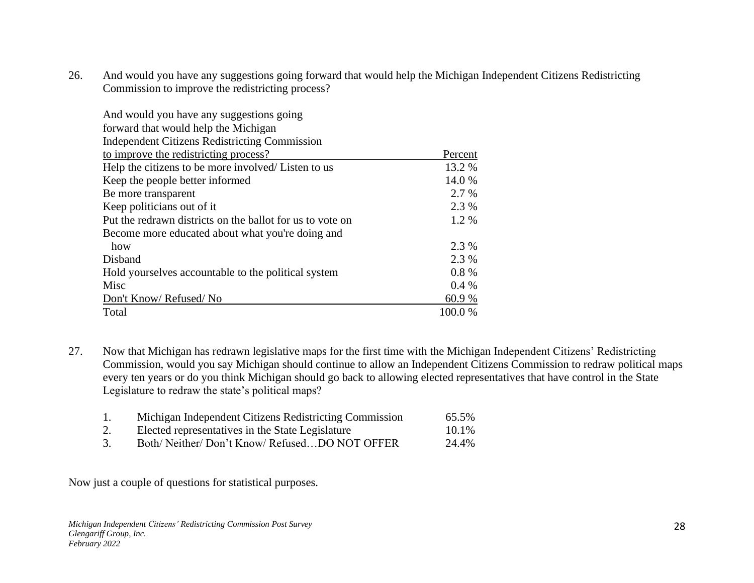26. And would you have any suggestions going forward that would help the Michigan Independent Citizens Redistricting Commission to improve the redistricting process?

| And would you have any suggestions going forward that would help the Michigan Independent Citizens Redistricting Commission to improve the redistricting process? | Percent |
|---|---|
| Help the citizens to be more involved/ Listen to us | 13.2 % |
| Keep the people better informed | 14.0 % |
| Be more transparent | 2.7 % |
| Keep politicians out of it | 2.3 % |
| Put the redrawn districts on the ballot for us to vote on | 1.2 % |
| Become more educated about what you're doing and how | 2.3 % |
| Disband | 2.3 % |
| Hold yourselves accountable to the political system | 0.8 % |
| Misc | 0.4 % |
| Don't Know/ Refused/ No | 60.9 % |
| Total | 100.0 % |

27. Now that Michigan has redrawn legislative maps for the first time with the Michigan Independent Citizens' Redistricting Commission, would you say Michigan should continue to allow an Independent Citizens Commission to redraw political maps every ten years or do you think Michigan should go back to allowing elected representatives that have control in the State Legislature to redraw the state's political maps?

| | | |
|---|---|---|
| 1. | Michigan Independent Citizens Redistricting Commission | 65.5% |
| 2. | Elected representatives in the State Legislature | 10.1% |
| 3. | Both/ Neither/ Don't Know/ Refused…DO NOT OFFER | 24.4% |

Now just a couple of questions for statistical purposes.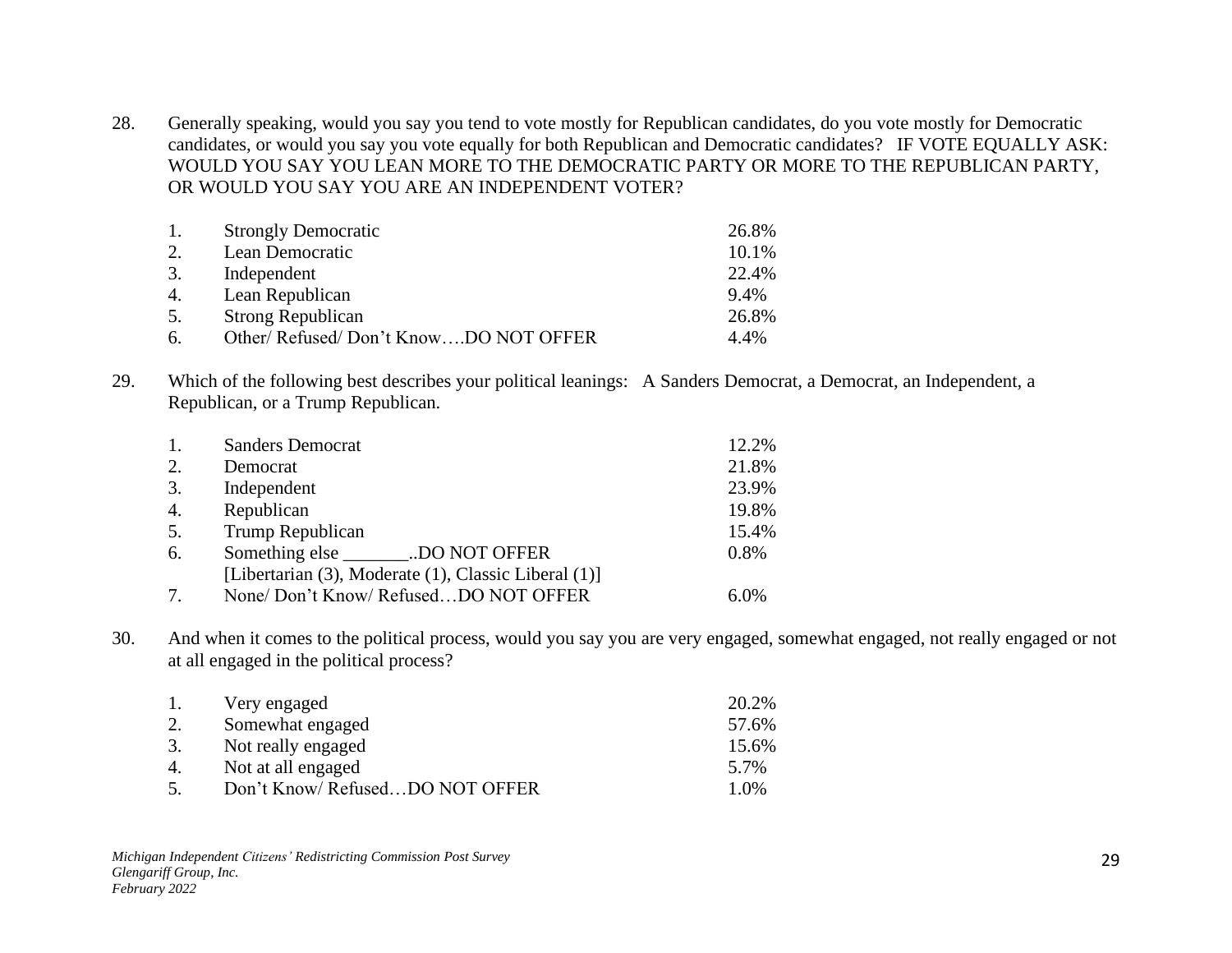28. Generally speaking, would you say you tend to vote mostly for Republican candidates, do you vote mostly for Democratic candidates, or would you say you vote equally for both Republican and Democratic candidates? IF VOTE EQUALLY ASK: WOULD YOU SAY YOU LEAN MORE TO THE DEMOCRATIC PARTY OR MORE TO THE REPUBLICAN PARTY, OR WOULD YOU SAY YOU ARE AN INDEPENDENT VOTER?

| | | |
|---|---|---|
| 1. | Strongly Democratic | 26.8% |
| 2. | Lean Democratic | 10.1% |
| 3. | Independent | 22.4% |
| 4. | Lean Republican | 9.4% |
| 5. | Strong Republican | 26.8% |
| 6. | Other/ Refused/ Don't Know….DO NOT OFFER | 4.4% |

29. Which of the following best describes your political leanings: A Sanders Democrat, a Democrat, an Independent, a Republican, or a Trump Republican.

| | | |
|---|---|---|
| 1. | Sanders Democrat | 12.2% |
| 2. | Democrat | 21.8% |
| 3. | Independent | 23.9% |
| 4. | Republican | 19.8% |
| 5. | Trump Republican | 15.4% |
| 6. | Something else _______..DO NOT OFFER [Libertarian (3), Moderate (1), Classic Liberal (1)] | 0.8% |
| 7. | None/ Don't Know/ Refused…DO NOT OFFER | 6.0% |

30. And when it comes to the political process, would you say you are very engaged, somewhat engaged, not really engaged or not at all engaged in the political process?

| | | |
|---|---|---|
| 1. | Very engaged | 20.2% |
| 2. | Somewhat engaged | 57.6% |
| 3. | Not really engaged | 15.6% |
| 4. | Not at all engaged | 5.7% |
| 5. | Don't Know/ Refused…DO NOT OFFER | 1.0% |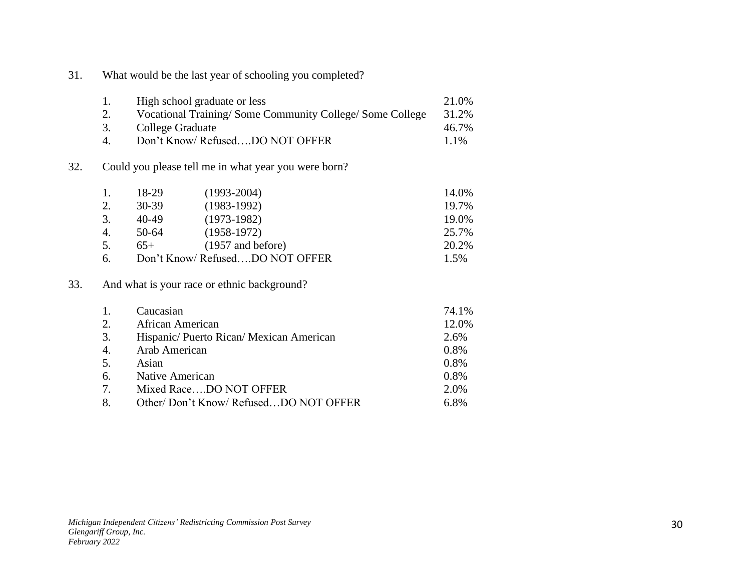31. What would be the last year of schooling you completed?

| | | |
|---|---|---|
| 1. | High school graduate or less | 21.0% |
| 2. | Vocational Training/ Some Community College/ Some College | 31.2% |
| 3. | College Graduate | 46.7% |
| 4. | Don't Know/ Refused….DO NOT OFFER | 1.1% |

32. Could you please tell me in what year you were born?

| | | | |
|---|---|---|---|
| 1. | 18-29 | (1993-2004) | 14.0% |
| 2. | 30-39 | (1983-1992) | 19.7% |
| 3. | 40-49 | (1973-1982) | 19.0% |
| 4. | 50-64 | (1958-1972) | 25.7% |
| 5. | 65+ | (1957 and before) | 20.2% |
| 6. | Don't Know/ Refused….DO NOT OFFER | | 1.5% |

33. And what is your race or ethnic background?

| | | |
|---|---|---|
| 1. | Caucasian | 74.1% |
| 2. | African American | 12.0% |
| 3. | Hispanic/ Puerto Rican/ Mexican American | 2.6% |
| 4. | Arab American | 0.8% |
| 5. | Asian | 0.8% |
| 6. | Native American | 0.8% |
| 7. | Mixed Race….DO NOT OFFER | 2.0% |
| 8. | Other/ Don't Know/ Refused…DO NOT OFFER | 6.8% |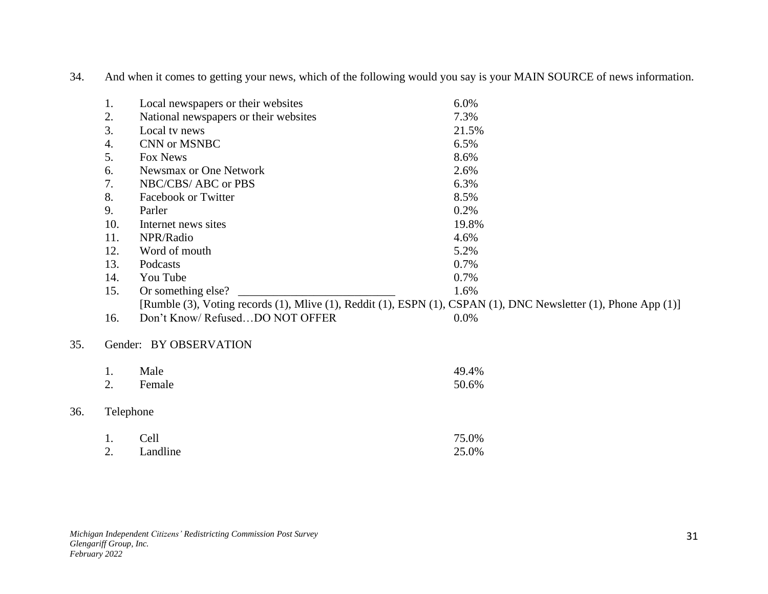34. And when it comes to getting your news, which of the following would you say is your MAIN SOURCE of news information.

| | | |
|---|---|---|
| 1. | Local newspapers or their websites | 6.0% |
| 2. | National newspapers or their websites | 7.3% |
| 3. | Local tv news | 21.5% |
| 4. | CNN or MSNBC | 6.5% |
| 5. | Fox News | 8.6% |
| 6. | Newsmax or One Network | 2.6% |
| 7. | NBC/CBS/ ABC or PBS | 6.3% |
| 8. | Facebook or Twitter | 8.5% |
| 9. | Parler | 0.2% |
| 10. | Internet news sites | 19.8% |
| 11. | NPR/Radio | 4.6% |
| 12. | Word of mouth | 5.2% |
| 13. | Podcasts | 0.7% |
| 14. | You Tube | 0.7% |
| 15. | Or something else? ___________________________ | 1.6% |
| | [Rumble (3), Voting records (1), Mlive (1), Reddit (1), ESPN (1), CSPAN (1), DNC Newsletter (1), Phone App (1)] | |
| 16. | Don't Know/ Refused…DO NOT OFFER | 0.0% |

35. Gender: BY OBSERVATION

| | | |
|---|---|---|
| 1. | Male | 49.4% |
| 2. | Female | 50.6% |

36. Telephone

| | | |
|---|---|---|
| 1. | Cell | 75.0% |
| 2. | Landline | 25.0% |

*Michigan Independent Citizens' Redistricting Commission Post Survey*
*Glengariff Group, Inc.*
*February 2022*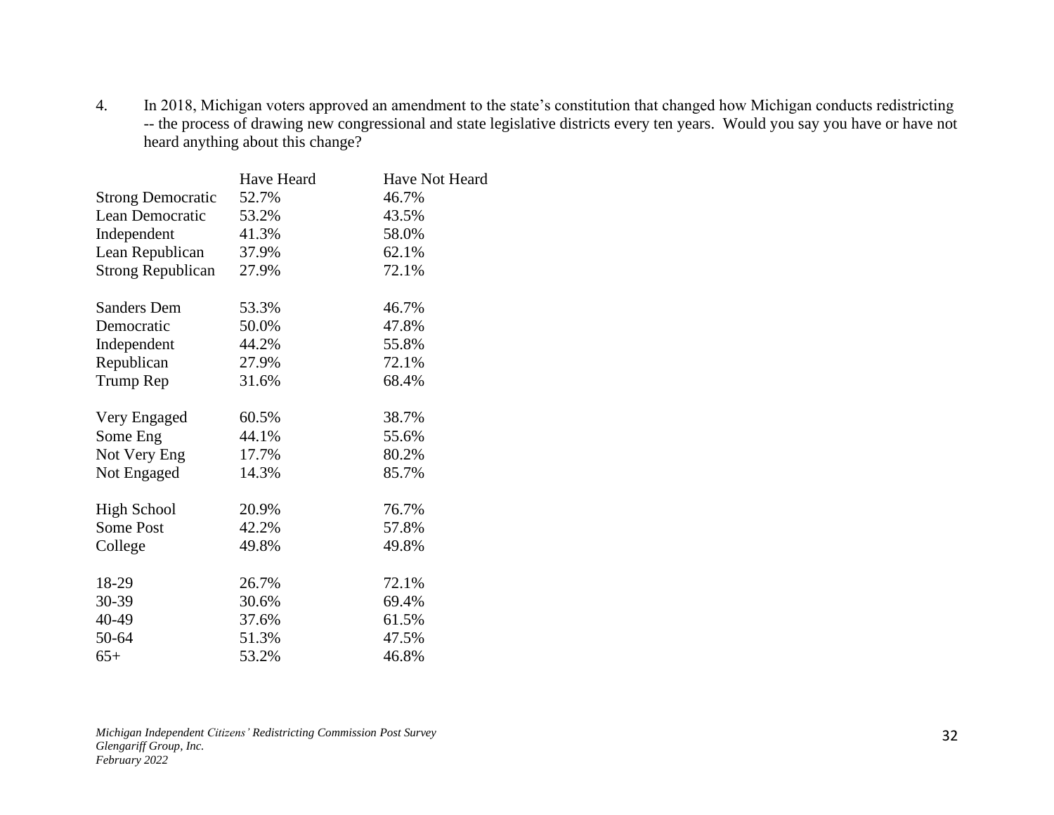4. In 2018, Michigan voters approved an amendment to the state's constitution that changed how Michigan conducts redistricting -- the process of drawing new congressional and state legislative districts every ten years. Would you say you have or have not heard anything about this change?

| | Have Heard | Have Not Heard |
|---|---|---|
| Strong Democratic | 52.7% | 46.7% |
| Lean Democratic | 53.2% | 43.5% |
| Independent | 41.3% | 58.0% |
| Lean Republican | 37.9% | 62.1% |
| Strong Republican | 27.9% | 72.1% |
| | | |
| Sanders Dem | 53.3% | 46.7% |
| Democratic | 50.0% | 47.8% |
| Independent | 44.2% | 55.8% |
| Republican | 27.9% | 72.1% |
| Trump Rep | 31.6% | 68.4% |
| | | |
| Very Engaged | 60.5% | 38.7% |
| Some Eng | 44.1% | 55.6% |
| Not Very Eng | 17.7% | 80.2% |
| Not Engaged | 14.3% | 85.7% |
| | | |
| High School | 20.9% | 76.7% |
| Some Post | 42.2% | 57.8% |
| College | 49.8% | 49.8% |
| | | |
| 18-29 | 26.7% | 72.1% |
| 30-39 | 30.6% | 69.4% |
| 40-49 | 37.6% | 61.5% |
| 50-64 | 51.3% | 47.5% |
| 65+ | 53.2% | 46.8% |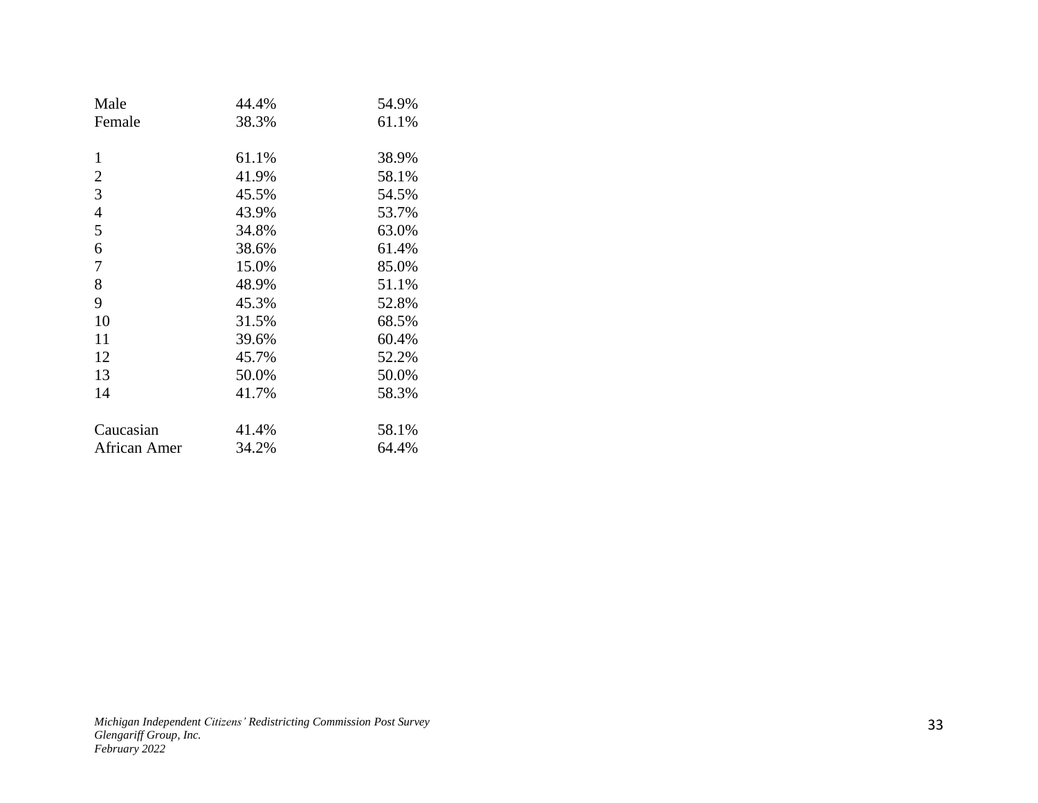| | | |
|---|---|---|
| Male | 44.4% | 54.9% |
| Female | 38.3% | 61.1% |
| | | |
| 1 | 61.1% | 38.9% |
| 2 | 41.9% | 58.1% |
| 3 | 45.5% | 54.5% |
| 4 | 43.9% | 53.7% |
| 5 | 34.8% | 63.0% |
| 6 | 38.6% | 61.4% |
| 7 | 15.0% | 85.0% |
| 8 | 48.9% | 51.1% |
| 9 | 45.3% | 52.8% |
| 10 | 31.5% | 68.5% |
| 11 | 39.6% | 60.4% |
| 12 | 45.7% | 52.2% |
| 13 | 50.0% | 50.0% |
| 14 | 41.7% | 58.3% |
| | | |
| Caucasian | 41.4% | 58.1% |
| African Amer | 34.2% | 64.4% |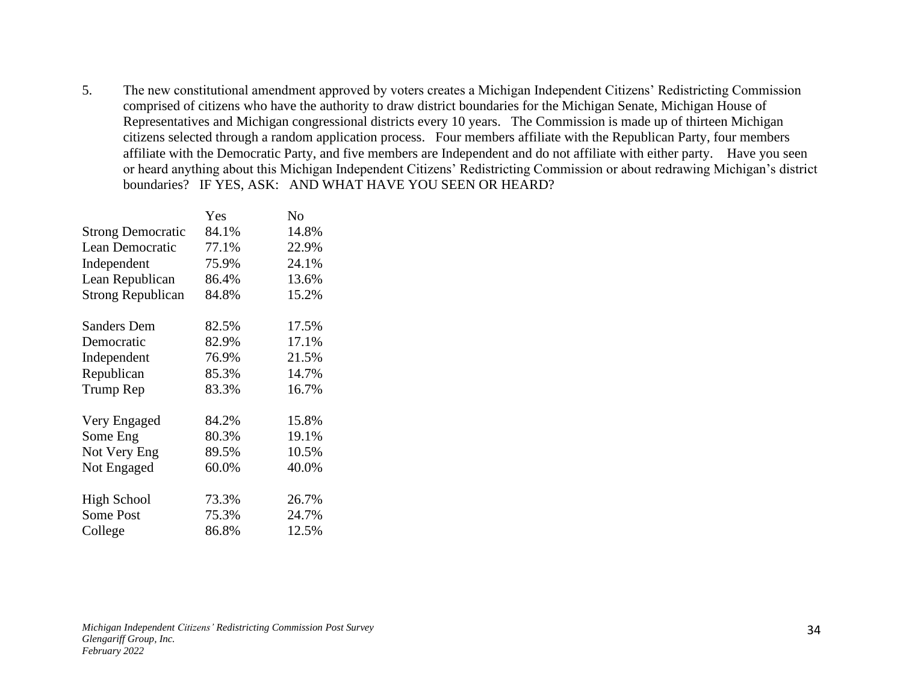5. The new constitutional amendment approved by voters creates a Michigan Independent Citizens' Redistricting Commission comprised of citizens who have the authority to draw district boundaries for the Michigan Senate, Michigan House of Representatives and Michigan congressional districts every 10 years. The Commission is made up of thirteen Michigan citizens selected through a random application process. Four members affiliate with the Republican Party, four members affiliate with the Democratic Party, and five members are Independent and do not affiliate with either party. Have you seen or heard anything about this Michigan Independent Citizens' Redistricting Commission or about redrawing Michigan's district boundaries? IF YES, ASK: AND WHAT HAVE YOU SEEN OR HEARD?

| | Yes | No |
|---|---|---|
| Strong Democratic | 84.1% | 14.8% |
| Lean Democratic | 77.1% | 22.9% |
| Independent | 75.9% | 24.1% |
| Lean Republican | 86.4% | 13.6% |
| Strong Republican | 84.8% | 15.2% |
| | | |
| Sanders Dem | 82.5% | 17.5% |
| Democratic | 82.9% | 17.1% |
| Independent | 76.9% | 21.5% |
| Republican | 85.3% | 14.7% |
| Trump Rep | 83.3% | 16.7% |
| | | |
| Very Engaged | 84.2% | 15.8% |
| Some Eng | 80.3% | 19.1% |
| Not Very Eng | 89.5% | 10.5% |
| Not Engaged | 60.0% | 40.0% |
| | | |
| High School | 73.3% | 26.7% |
| Some Post | 75.3% | 24.7% |
| College | 86.8% | 12.5% |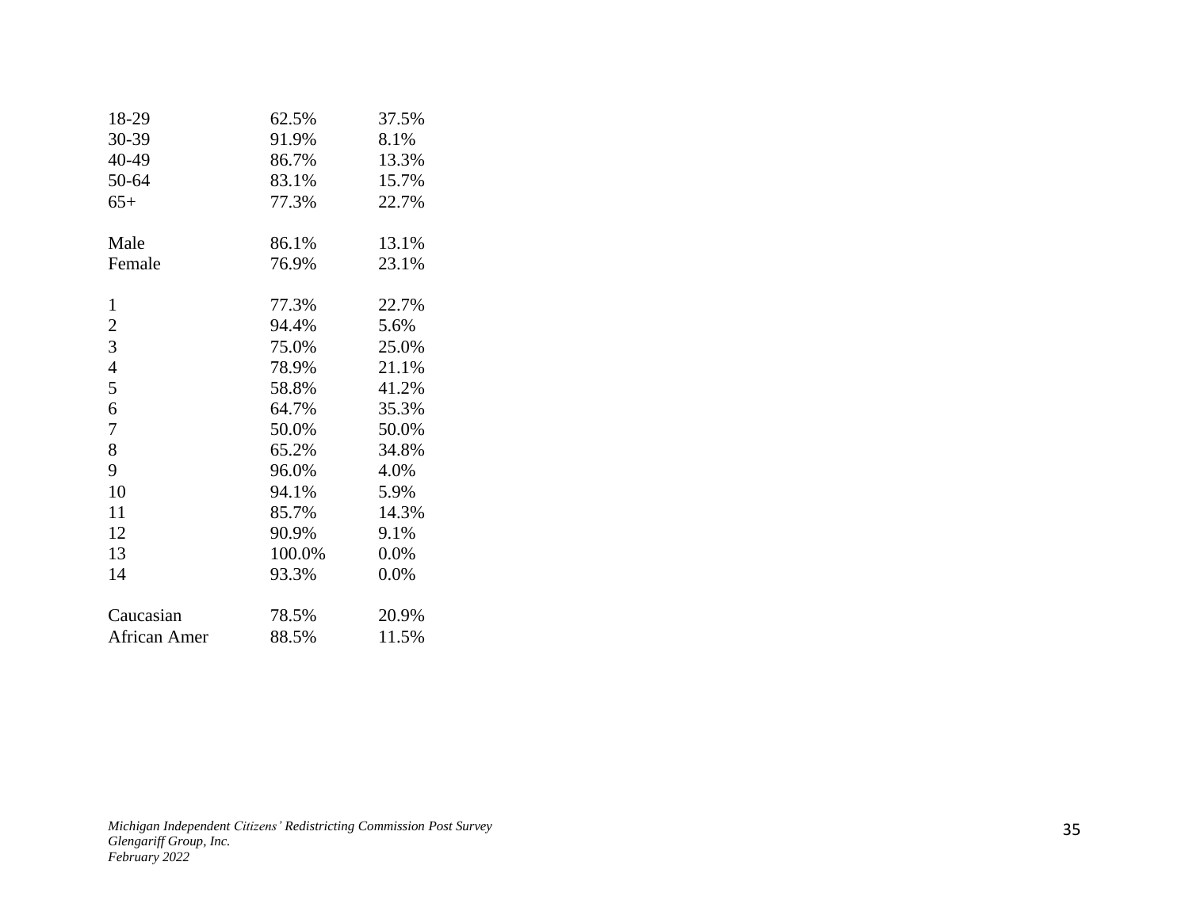| | | |
|---|---|---|
| 18-29 | 62.5% | 37.5% |
| 30-39 | 91.9% | 8.1% |
| 40-49 | 86.7% | 13.3% |
| 50-64 | 83.1% | 15.7% |
| 65+ | 77.3% | 22.7% |
| | | |
| Male | 86.1% | 13.1% |
| Female | 76.9% | 23.1% |
| | | |
| 1 | 77.3% | 22.7% |
| 2 | 94.4% | 5.6% |
| 3 | 75.0% | 25.0% |
| 4 | 78.9% | 21.1% |
| 5 | 58.8% | 41.2% |
| 6 | 64.7% | 35.3% |
| 7 | 50.0% | 50.0% |
| 8 | 65.2% | 34.8% |
| 9 | 96.0% | 4.0% |
| 10 | 94.1% | 5.9% |
| 11 | 85.7% | 14.3% |
| 12 | 90.9% | 9.1% |
| 13 | 100.0% | 0.0% |
| 14 | 93.3% | 0.0% |
| | | |
| Caucasian | 78.5% | 20.9% |
| African Amer | 88.5% | 11.5% |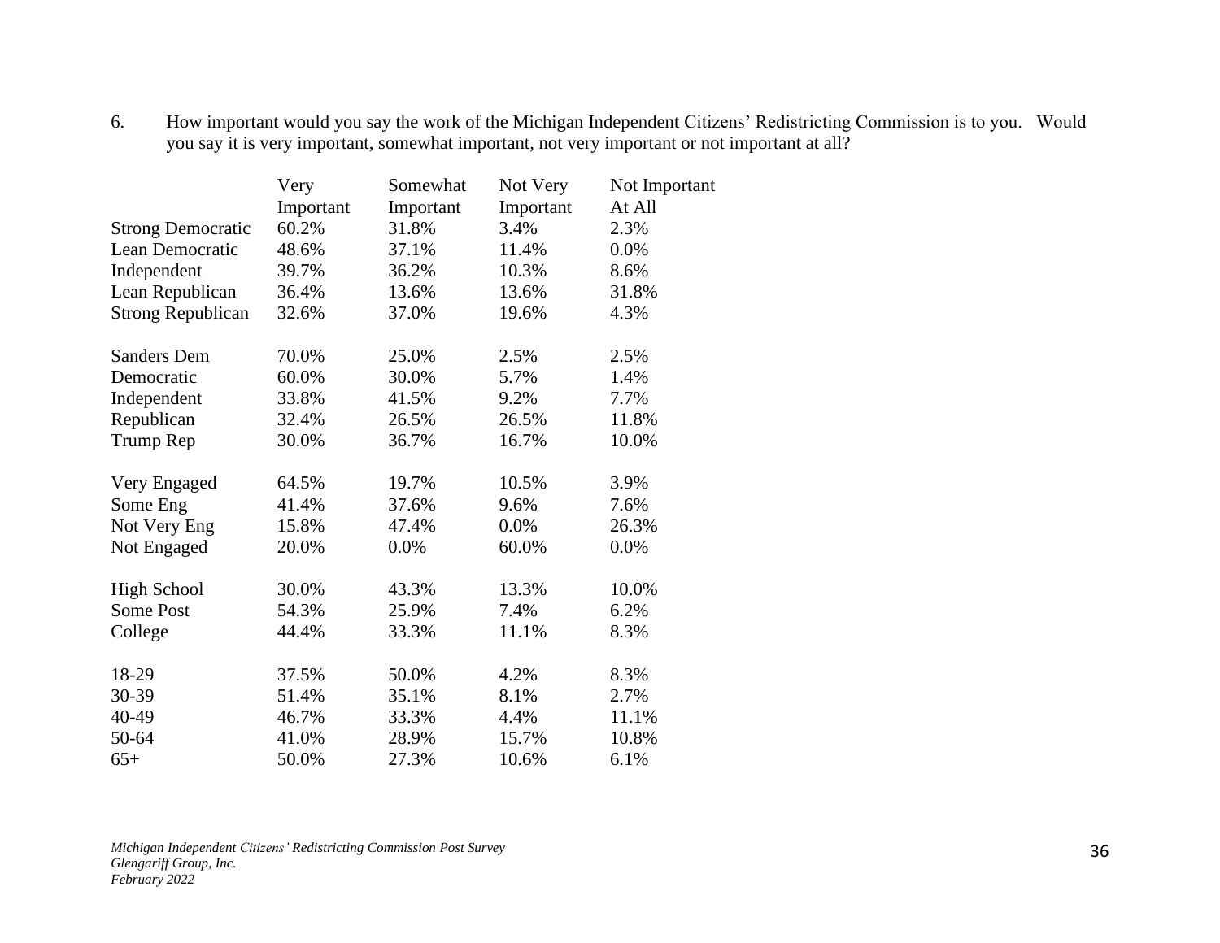6. How important would you say the work of the Michigan Independent Citizens' Redistricting Commission is to you. Would you say it is very important, somewhat important, not very important or not important at all?

| | Very Important | Somewhat Important | Not Very Important | Not Important At All |
|---|---|---|---|---|
| Strong Democratic | 60.2% | 31.8% | 3.4% | 2.3% |
| Lean Democratic | 48.6% | 37.1% | 11.4% | 0.0% |
| Independent | 39.7% | 36.2% | 10.3% | 8.6% |
| Lean Republican | 36.4% | 13.6% | 13.6% | 31.8% |
| Strong Republican | 32.6% | 37.0% | 19.6% | 4.3% |
| | | | | |
| Sanders Dem | 70.0% | 25.0% | 2.5% | 2.5% |
| Democratic | 60.0% | 30.0% | 5.7% | 1.4% |
| Independent | 33.8% | 41.5% | 9.2% | 7.7% |
| Republican | 32.4% | 26.5% | 26.5% | 11.8% |
| Trump Rep | 30.0% | 36.7% | 16.7% | 10.0% |
| | | | | |
| Very Engaged | 64.5% | 19.7% | 10.5% | 3.9% |
| Some Eng | 41.4% | 37.6% | 9.6% | 7.6% |
| Not Very Eng | 15.8% | 47.4% | 0.0% | 26.3% |
| Not Engaged | 20.0% | 0.0% | 60.0% | 0.0% |
| | | | | |
| High School | 30.0% | 43.3% | 13.3% | 10.0% |
| Some Post | 54.3% | 25.9% | 7.4% | 6.2% |
| College | 44.4% | 33.3% | 11.1% | 8.3% |
| | | | | |
| 18-29 | 37.5% | 50.0% | 4.2% | 8.3% |
| 30-39 | 51.4% | 35.1% | 8.1% | 2.7% |
| 40-49 | 46.7% | 33.3% | 4.4% | 11.1% |
| 50-64 | 41.0% | 28.9% | 15.7% | 10.8% |
| 65+ | 50.0% | 27.3% | 10.6% | 6.1% |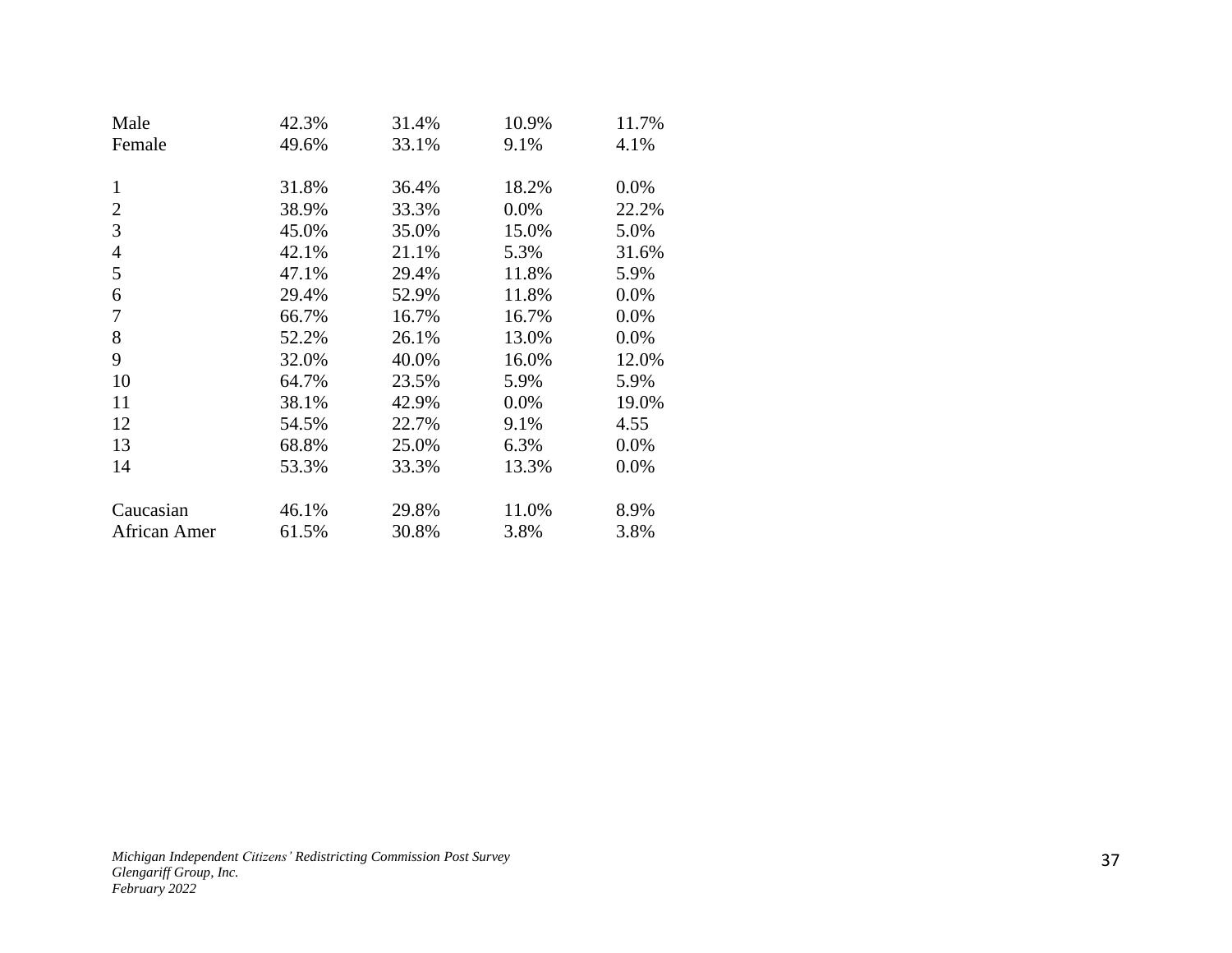| | | | | |
|---|---|---|---|---|
| Male | 42.3% | 31.4% | 10.9% | 11.7% |
| Female | 49.6% | 33.1% | 9.1% | 4.1% |
| | | | | |
| 1 | 31.8% | 36.4% | 18.2% | 0.0% |
| 2 | 38.9% | 33.3% | 0.0% | 22.2% |
| 3 | 45.0% | 35.0% | 15.0% | 5.0% |
| 4 | 42.1% | 21.1% | 5.3% | 31.6% |
| 5 | 47.1% | 29.4% | 11.8% | 5.9% |
| 6 | 29.4% | 52.9% | 11.8% | 0.0% |
| 7 | 66.7% | 16.7% | 16.7% | 0.0% |
| 8 | 52.2% | 26.1% | 13.0% | 0.0% |
| 9 | 32.0% | 40.0% | 16.0% | 12.0% |
| 10 | 64.7% | 23.5% | 5.9% | 5.9% |
| 11 | 38.1% | 42.9% | 0.0% | 19.0% |
| 12 | 54.5% | 22.7% | 9.1% | 4.55 |
| 13 | 68.8% | 25.0% | 6.3% | 0.0% |
| 14 | 53.3% | 33.3% | 13.3% | 0.0% |
| | | | | |
| Caucasian | 46.1% | 29.8% | 11.0% | 8.9% |
| African Amer | 61.5% | 30.8% | 3.8% | 3.8% |

*Michigan Independent Citizens' Redistricting Commission Post Survey*
*Glengariff Group, Inc.*
*February 2022*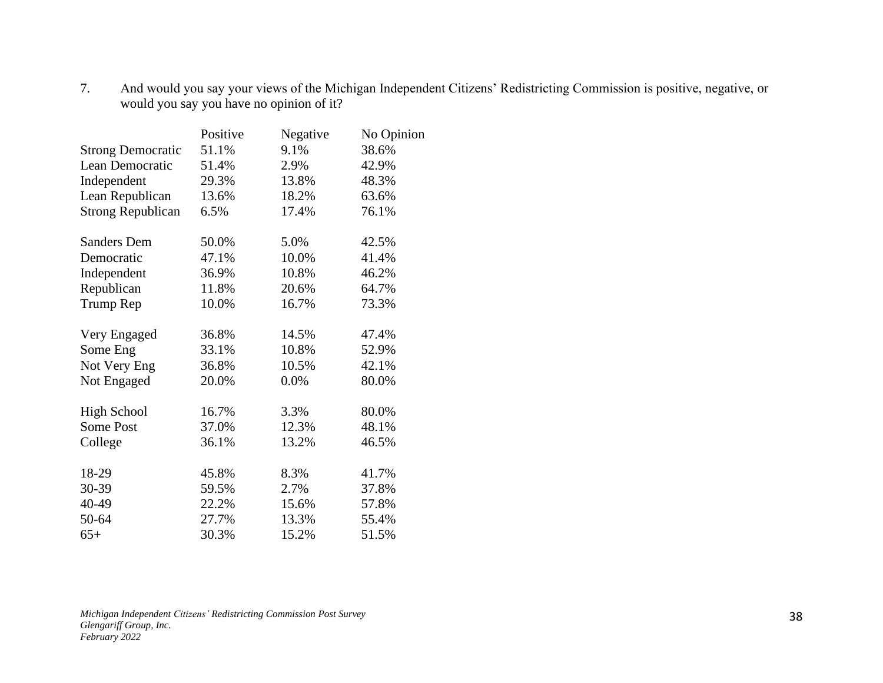7. And would you say your views of the Michigan Independent Citizens' Redistricting Commission is positive, negative, or would you say you have no opinion of it?

| | Positive | Negative | No Opinion |
|---|---|---|---|
| Strong Democratic | 51.1% | 9.1% | 38.6% |
| Lean Democratic | 51.4% | 2.9% | 42.9% |
| Independent | 29.3% | 13.8% | 48.3% |
| Lean Republican | 13.6% | 18.2% | 63.6% |
| Strong Republican | 6.5% | 17.4% | 76.1% |
| | | | |
| Sanders Dem | 50.0% | 5.0% | 42.5% |
| Democratic | 47.1% | 10.0% | 41.4% |
| Independent | 36.9% | 10.8% | 46.2% |
| Republican | 11.8% | 20.6% | 64.7% |
| Trump Rep | 10.0% | 16.7% | 73.3% |
| | | | |
| Very Engaged | 36.8% | 14.5% | 47.4% |
| Some Eng | 33.1% | 10.8% | 52.9% |
| Not Very Eng | 36.8% | 10.5% | 42.1% |
| Not Engaged | 20.0% | 0.0% | 80.0% |
| | | | |
| High School | 16.7% | 3.3% | 80.0% |
| Some Post | 37.0% | 12.3% | 48.1% |
| College | 36.1% | 13.2% | 46.5% |
| | | | |
| 18-29 | 45.8% | 8.3% | 41.7% |
| 30-39 | 59.5% | 2.7% | 37.8% |
| 40-49 | 22.2% | 15.6% | 57.8% |
| 50-64 | 27.7% | 13.3% | 55.4% |
| 65+ | 30.3% | 15.2% | 51.5% |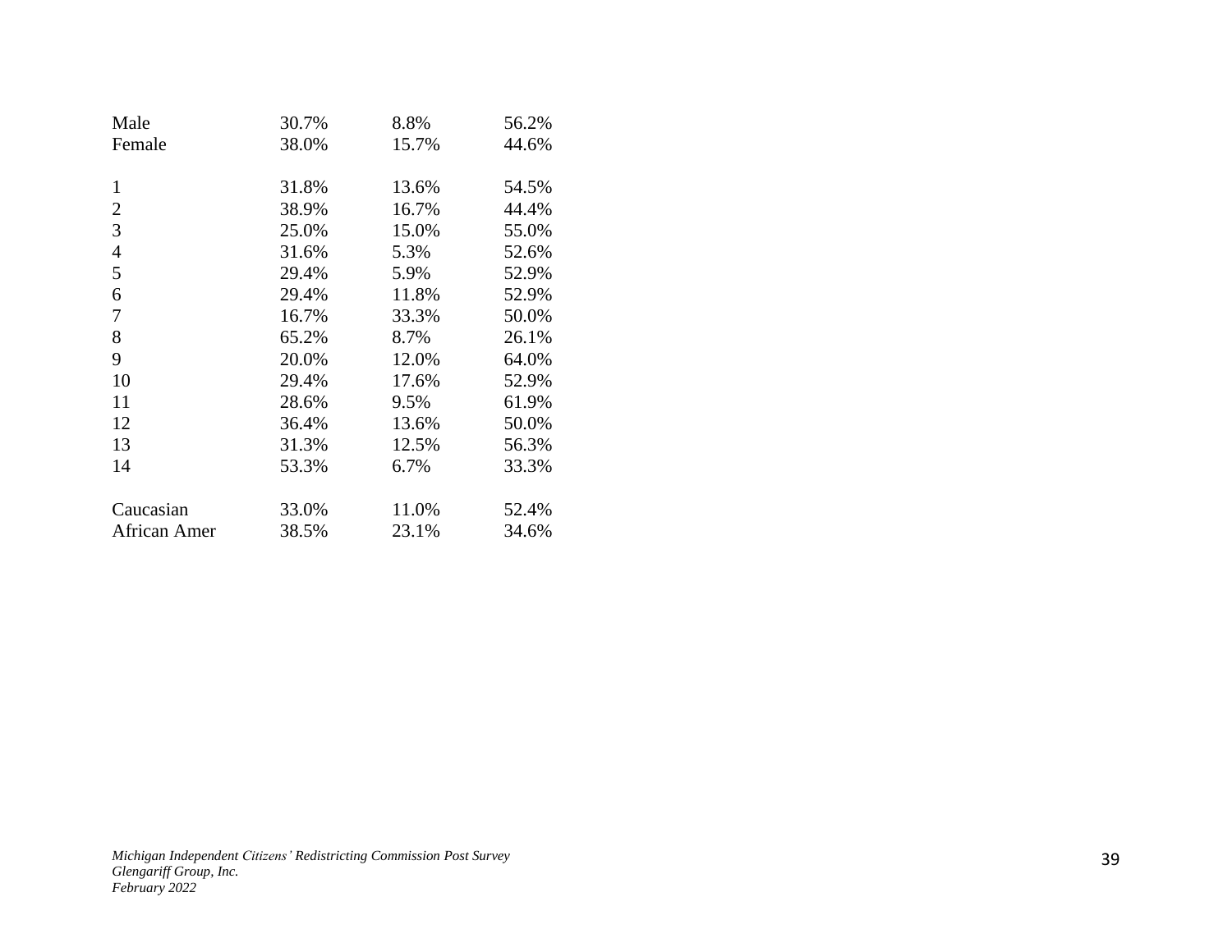| | | | |
|---|---|---|---|
| Male | 30.7% | 8.8% | 56.2% |
| Female | 38.0% | 15.7% | 44.6% |
| | | | |
| 1 | 31.8% | 13.6% | 54.5% |
| 2 | 38.9% | 16.7% | 44.4% |
| 3 | 25.0% | 15.0% | 55.0% |
| 4 | 31.6% | 5.3% | 52.6% |
| 5 | 29.4% | 5.9% | 52.9% |
| 6 | 29.4% | 11.8% | 52.9% |
| 7 | 16.7% | 33.3% | 50.0% |
| 8 | 65.2% | 8.7% | 26.1% |
| 9 | 20.0% | 12.0% | 64.0% |
| 10 | 29.4% | 17.6% | 52.9% |
| 11 | 28.6% | 9.5% | 61.9% |
| 12 | 36.4% | 13.6% | 50.0% |
| 13 | 31.3% | 12.5% | 56.3% |
| 14 | 53.3% | 6.7% | 33.3% |
| | | | |
| Caucasian | 33.0% | 11.0% | 52.4% |
| African Amer | 38.5% | 23.1% | 34.6% |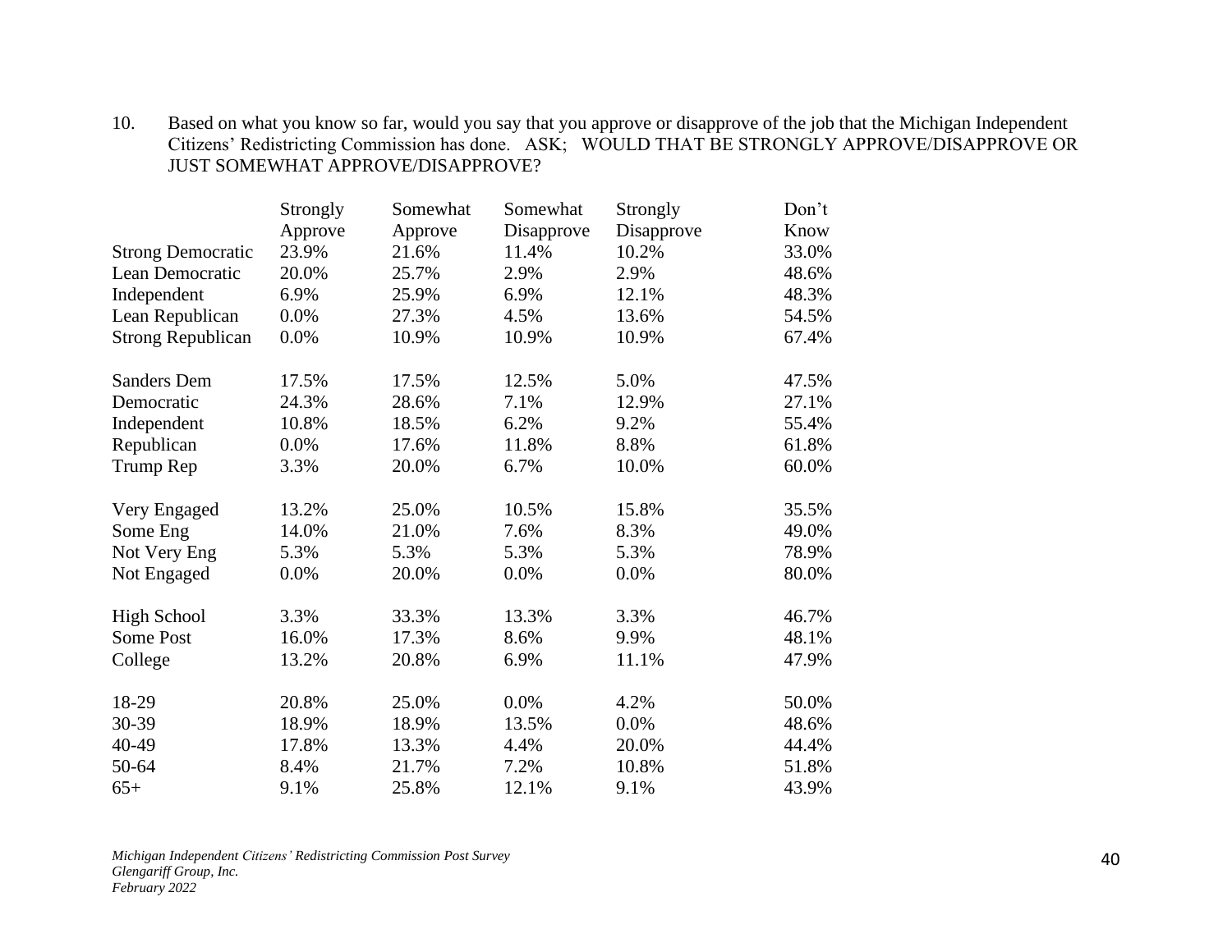10. Based on what you know so far, would you say that you approve or disapprove of the job that the Michigan Independent Citizens' Redistricting Commission has done. ASK; WOULD THAT BE STRONGLY APPROVE/DISAPPROVE OR JUST SOMEWHAT APPROVE/DISAPPROVE?

| | Strongly Approve | Somewhat Approve | Somewhat Disapprove | Strongly Disapprove | Don't Know |
|---|---|---|---|---|---|
| Strong Democratic | 23.9% | 21.6% | 11.4% | 10.2% | 33.0% |
| Lean Democratic | 20.0% | 25.7% | 2.9% | 2.9% | 48.6% |
| Independent | 6.9% | 25.9% | 6.9% | 12.1% | 48.3% |
| Lean Republican | 0.0% | 27.3% | 4.5% | 13.6% | 54.5% |
| Strong Republican | 0.0% | 10.9% | 10.9% | 10.9% | 67.4% |
| | | | | | |
| Sanders Dem | 17.5% | 17.5% | 12.5% | 5.0% | 47.5% |
| Democratic | 24.3% | 28.6% | 7.1% | 12.9% | 27.1% |
| Independent | 10.8% | 18.5% | 6.2% | 9.2% | 55.4% |
| Republican | 0.0% | 17.6% | 11.8% | 8.8% | 61.8% |
| Trump Rep | 3.3% | 20.0% | 6.7% | 10.0% | 60.0% |
| | | | | | |
| Very Engaged | 13.2% | 25.0% | 10.5% | 15.8% | 35.5% |
| Some Eng | 14.0% | 21.0% | 7.6% | 8.3% | 49.0% |
| Not Very Eng | 5.3% | 5.3% | 5.3% | 5.3% | 78.9% |
| Not Engaged | 0.0% | 20.0% | 0.0% | 0.0% | 80.0% |
| | | | | | |
| High School | 3.3% | 33.3% | 13.3% | 3.3% | 46.7% |
| Some Post | 16.0% | 17.3% | 8.6% | 9.9% | 48.1% |
| College | 13.2% | 20.8% | 6.9% | 11.1% | 47.9% |
| | | | | | |
| 18-29 | 20.8% | 25.0% | 0.0% | 4.2% | 50.0% |
| 30-39 | 18.9% | 18.9% | 13.5% | 0.0% | 48.6% |
| 40-49 | 17.8% | 13.3% | 4.4% | 20.0% | 44.4% |
| 50-64 | 8.4% | 21.7% | 7.2% | 10.8% | 51.8% |
| 65+ | 9.1% | 25.8% | 12.1% | 9.1% | 43.9% |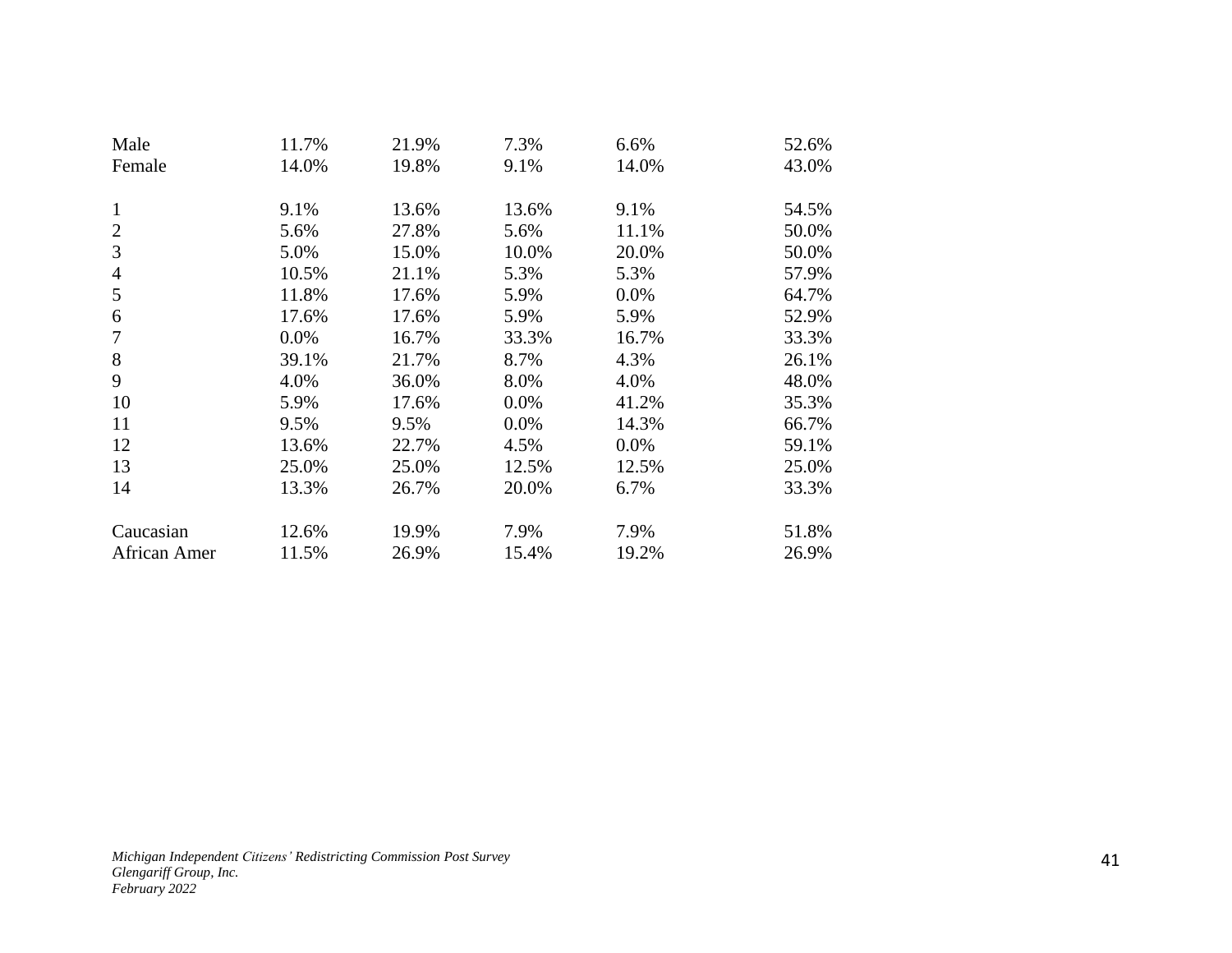| | | | | | |
|---|---|---|---|---|---|
| Male | 11.7% | 21.9% | 7.3% | 6.6% | 52.6% |
| Female | 14.0% | 19.8% | 9.1% | 14.0% | 43.0% |
| | | | | | |
| 1 | 9.1% | 13.6% | 13.6% | 9.1% | 54.5% |
| 2 | 5.6% | 27.8% | 5.6% | 11.1% | 50.0% |
| 3 | 5.0% | 15.0% | 10.0% | 20.0% | 50.0% |
| 4 | 10.5% | 21.1% | 5.3% | 5.3% | 57.9% |
| 5 | 11.8% | 17.6% | 5.9% | 0.0% | 64.7% |
| 6 | 17.6% | 17.6% | 5.9% | 5.9% | 52.9% |
| 7 | 0.0% | 16.7% | 33.3% | 16.7% | 33.3% |
| 8 | 39.1% | 21.7% | 8.7% | 4.3% | 26.1% |
| 9 | 4.0% | 36.0% | 8.0% | 4.0% | 48.0% |
| 10 | 5.9% | 17.6% | 0.0% | 41.2% | 35.3% |
| 11 | 9.5% | 9.5% | 0.0% | 14.3% | 66.7% |
| 12 | 13.6% | 22.7% | 4.5% | 0.0% | 59.1% |
| 13 | 25.0% | 25.0% | 12.5% | 12.5% | 25.0% |
| 14 | 13.3% | 26.7% | 20.0% | 6.7% | 33.3% |
| | | | | | |
| Caucasian | 12.6% | 19.9% | 7.9% | 7.9% | 51.8% |
| African Amer | 11.5% | 26.9% | 15.4% | 19.2% | 26.9% |

*Michigan Independent Citizens' Redistricting Commission Post Survey*
*Glengariff Group, Inc.*
*February 2022*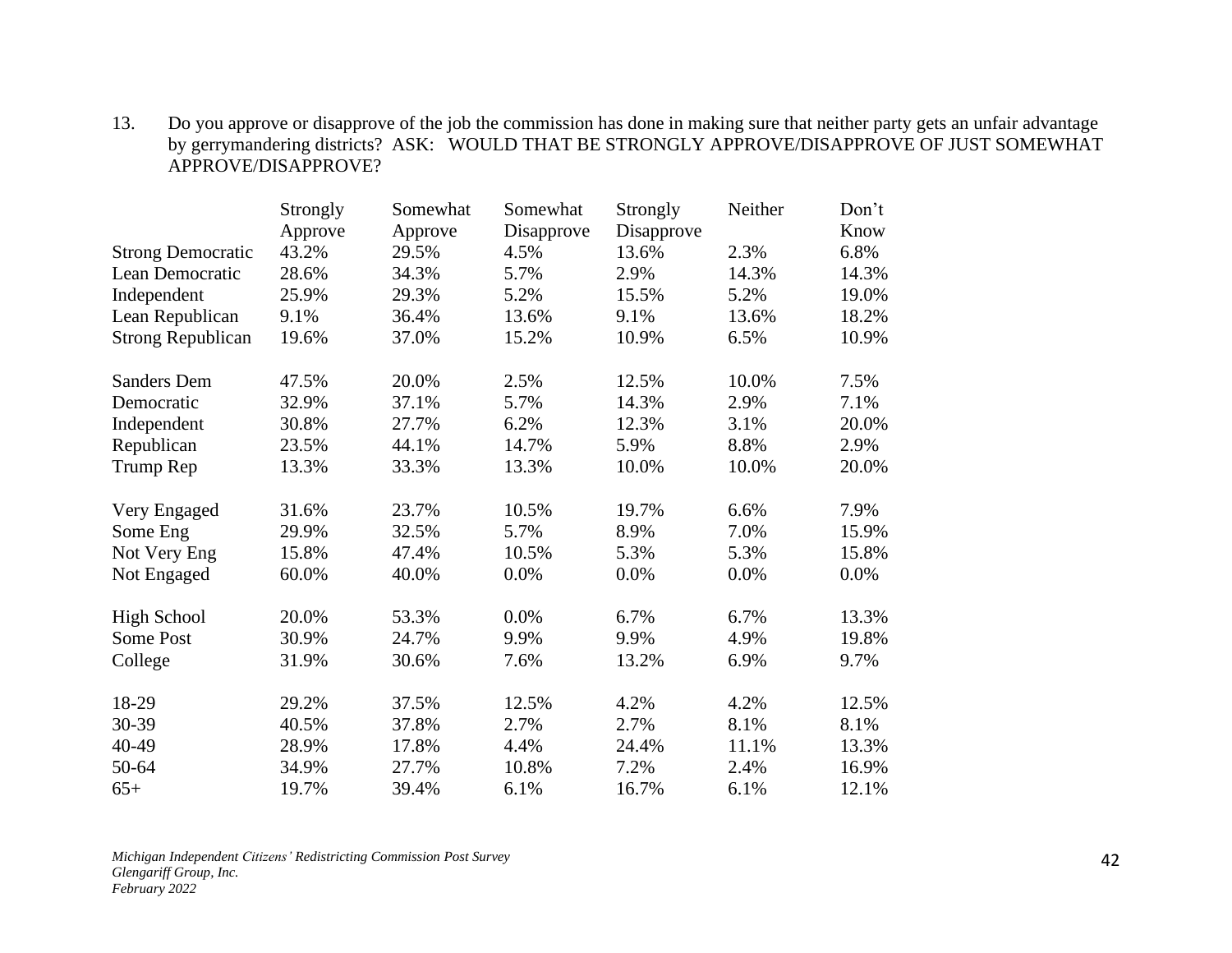13. Do you approve or disapprove of the job the commission has done in making sure that neither party gets an unfair advantage by gerrymandering districts? ASK: WOULD THAT BE STRONGLY APPROVE/DISAPPROVE OF JUST SOMEWHAT APPROVE/DISAPPROVE?

| | Strongly Approve | Somewhat Approve | Somewhat Disapprove | Strongly Disapprove | Neither | Don't Know |
|---|---|---|---|---|---|---|
| Strong Democratic | 43.2% | 29.5% | 4.5% | 13.6% | 2.3% | 6.8% |
| Lean Democratic | 28.6% | 34.3% | 5.7% | 2.9% | 14.3% | 14.3% |
| Independent | 25.9% | 29.3% | 5.2% | 15.5% | 5.2% | 19.0% |
| Lean Republican | 9.1% | 36.4% | 13.6% | 9.1% | 13.6% | 18.2% |
| Strong Republican | 19.6% | 37.0% | 15.2% | 10.9% | 6.5% | 10.9% |
| | | | | | | |
| Sanders Dem | 47.5% | 20.0% | 2.5% | 12.5% | 10.0% | 7.5% |
| Democratic | 32.9% | 37.1% | 5.7% | 14.3% | 2.9% | 7.1% |
| Independent | 30.8% | 27.7% | 6.2% | 12.3% | 3.1% | 20.0% |
| Republican | 23.5% | 44.1% | 14.7% | 5.9% | 8.8% | 2.9% |
| Trump Rep | 13.3% | 33.3% | 13.3% | 10.0% | 10.0% | 20.0% |
| | | | | | | |
| Very Engaged | 31.6% | 23.7% | 10.5% | 19.7% | 6.6% | 7.9% |
| Some Eng | 29.9% | 32.5% | 5.7% | 8.9% | 7.0% | 15.9% |
| Not Very Eng | 15.8% | 47.4% | 10.5% | 5.3% | 5.3% | 15.8% |
| Not Engaged | 60.0% | 40.0% | 0.0% | 0.0% | 0.0% | 0.0% |
| | | | | | | |
| High School | 20.0% | 53.3% | 0.0% | 6.7% | 6.7% | 13.3% |
| Some Post | 30.9% | 24.7% | 9.9% | 9.9% | 4.9% | 19.8% |
| College | 31.9% | 30.6% | 7.6% | 13.2% | 6.9% | 9.7% |
| | | | | | | |
| 18-29 | 29.2% | 37.5% | 12.5% | 4.2% | 4.2% | 12.5% |
| 30-39 | 40.5% | 37.8% | 2.7% | 2.7% | 8.1% | 8.1% |
| 40-49 | 28.9% | 17.8% | 4.4% | 24.4% | 11.1% | 13.3% |
| 50-64 | 34.9% | 27.7% | 10.8% | 7.2% | 2.4% | 16.9% |
| 65+ | 19.7% | 39.4% | 6.1% | 16.7% | 6.1% | 12.1% |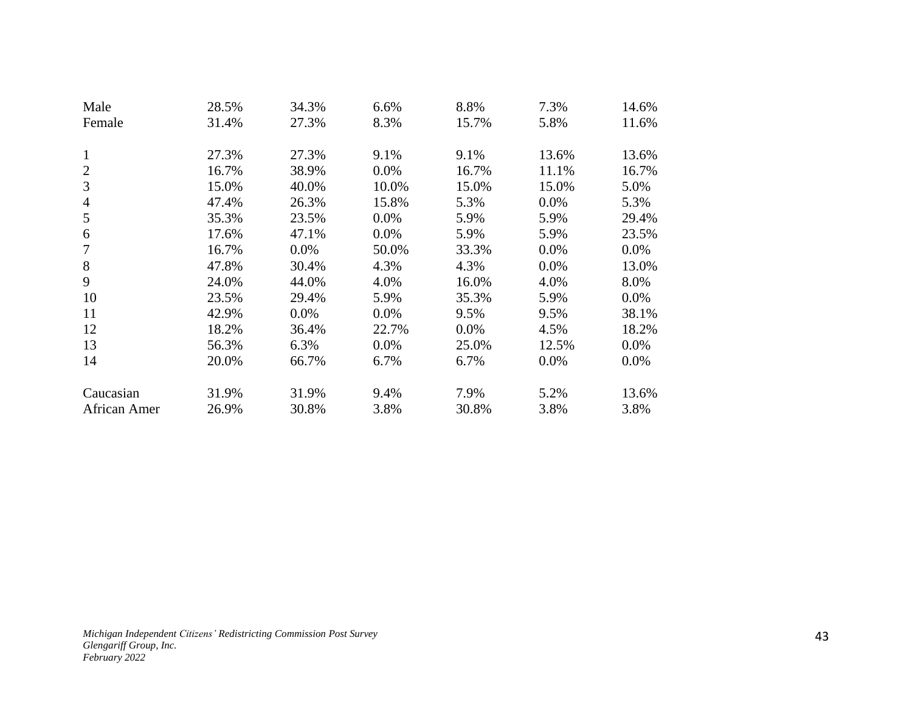| | | | | | | |
|---|---|---|---|---|---|---|
| Male | 28.5% | 34.3% | 6.6% | 8.8% | 7.3% | 14.6% |
| Female | 31.4% | 27.3% | 8.3% | 15.7% | 5.8% | 11.6% |
| | | | | | | |
| 1 | 27.3% | 27.3% | 9.1% | 9.1% | 13.6% | 13.6% |
| 2 | 16.7% | 38.9% | 0.0% | 16.7% | 11.1% | 16.7% |
| 3 | 15.0% | 40.0% | 10.0% | 15.0% | 15.0% | 5.0% |
| 4 | 47.4% | 26.3% | 15.8% | 5.3% | 0.0% | 5.3% |
| 5 | 35.3% | 23.5% | 0.0% | 5.9% | 5.9% | 29.4% |
| 6 | 17.6% | 47.1% | 0.0% | 5.9% | 5.9% | 23.5% |
| 7 | 16.7% | 0.0% | 50.0% | 33.3% | 0.0% | 0.0% |
| 8 | 47.8% | 30.4% | 4.3% | 4.3% | 0.0% | 13.0% |
| 9 | 24.0% | 44.0% | 4.0% | 16.0% | 4.0% | 8.0% |
| 10 | 23.5% | 29.4% | 5.9% | 35.3% | 5.9% | 0.0% |
| 11 | 42.9% | 0.0% | 0.0% | 9.5% | 9.5% | 38.1% |
| 12 | 18.2% | 36.4% | 22.7% | 0.0% | 4.5% | 18.2% |
| 13 | 56.3% | 6.3% | 0.0% | 25.0% | 12.5% | 0.0% |
| 14 | 20.0% | 66.7% | 6.7% | 6.7% | 0.0% | 0.0% |
| | | | | | | |
| Caucasian | 31.9% | 31.9% | 9.4% | 7.9% | 5.2% | 13.6% |
| African Amer | 26.9% | 30.8% | 3.8% | 30.8% | 3.8% | 3.8% |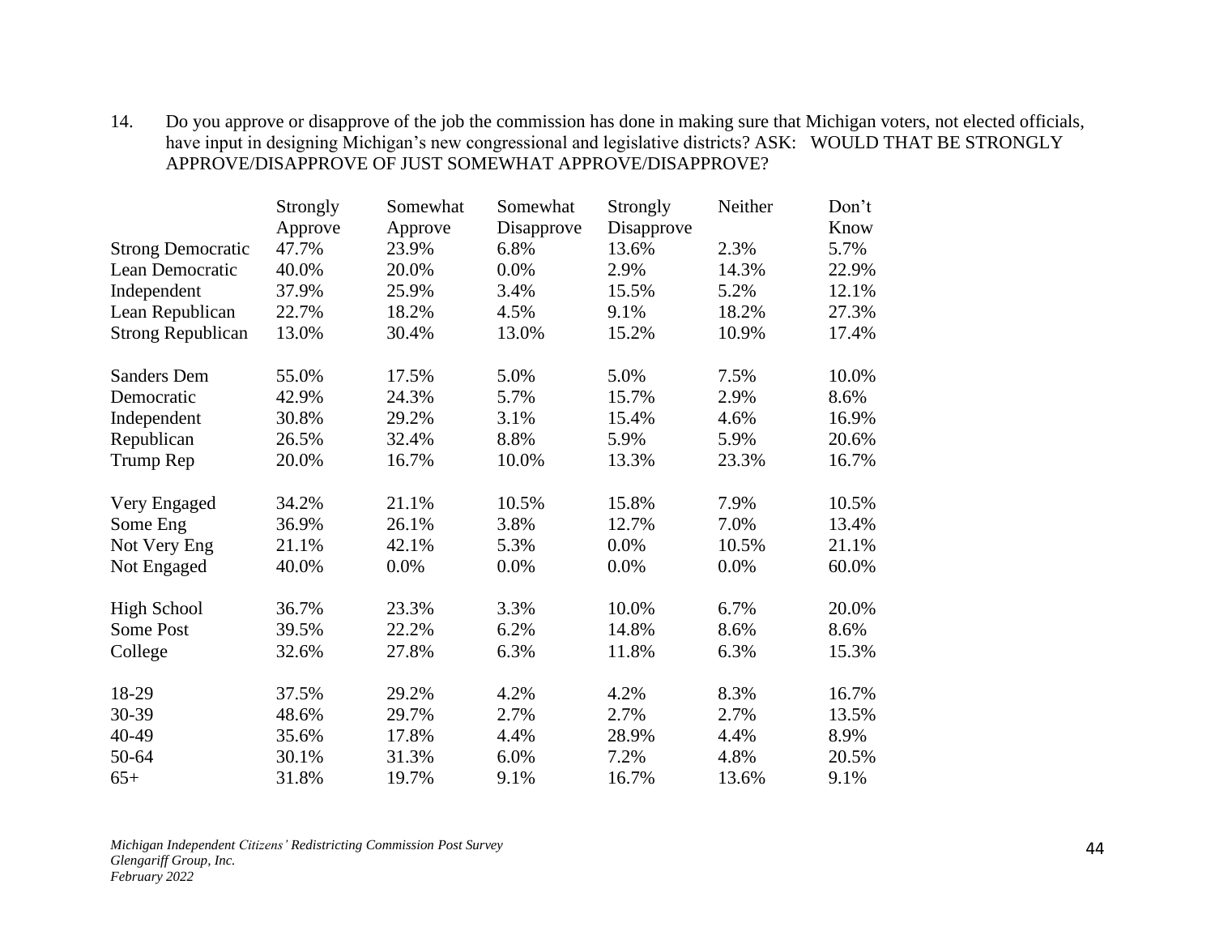14. Do you approve or disapprove of the job the commission has done in making sure that Michigan voters, not elected officials, have input in designing Michigan's new congressional and legislative districts? ASK: WOULD THAT BE STRONGLY APPROVE/DISAPPROVE OF JUST SOMEWHAT APPROVE/DISAPPROVE?

| | Strongly Approve | Somewhat Approve | Somewhat Disapprove | Strongly Disapprove | Neither | Don't Know |
|---|---|---|---|---|---|---|
| Strong Democratic | 47.7% | 23.9% | 6.8% | 13.6% | 2.3% | 5.7% |
| Lean Democratic | 40.0% | 20.0% | 0.0% | 2.9% | 14.3% | 22.9% |
| Independent | 37.9% | 25.9% | 3.4% | 15.5% | 5.2% | 12.1% |
| Lean Republican | 22.7% | 18.2% | 4.5% | 9.1% | 18.2% | 27.3% |
| Strong Republican | 13.0% | 30.4% | 13.0% | 15.2% | 10.9% | 17.4% |
| | | | | | | |
| Sanders Dem | 55.0% | 17.5% | 5.0% | 5.0% | 7.5% | 10.0% |
| Democratic | 42.9% | 24.3% | 5.7% | 15.7% | 2.9% | 8.6% |
| Independent | 30.8% | 29.2% | 3.1% | 15.4% | 4.6% | 16.9% |
| Republican | 26.5% | 32.4% | 8.8% | 5.9% | 5.9% | 20.6% |
| Trump Rep | 20.0% | 16.7% | 10.0% | 13.3% | 23.3% | 16.7% |
| | | | | | | |
| Very Engaged | 34.2% | 21.1% | 10.5% | 15.8% | 7.9% | 10.5% |
| Some Eng | 36.9% | 26.1% | 3.8% | 12.7% | 7.0% | 13.4% |
| Not Very Eng | 21.1% | 42.1% | 5.3% | 0.0% | 10.5% | 21.1% |
| Not Engaged | 40.0% | 0.0% | 0.0% | 0.0% | 0.0% | 60.0% |
| | | | | | | |
| High School | 36.7% | 23.3% | 3.3% | 10.0% | 6.7% | 20.0% |
| Some Post | 39.5% | 22.2% | 6.2% | 14.8% | 8.6% | 8.6% |
| College | 32.6% | 27.8% | 6.3% | 11.8% | 6.3% | 15.3% |
| | | | | | | |
| 18-29 | 37.5% | 29.2% | 4.2% | 4.2% | 8.3% | 16.7% |
| 30-39 | 48.6% | 29.7% | 2.7% | 2.7% | 2.7% | 13.5% |
| 40-49 | 35.6% | 17.8% | 4.4% | 28.9% | 4.4% | 8.9% |
| 50-64 | 30.1% | 31.3% | 6.0% | 7.2% | 4.8% | 20.5% |
| 65+ | 31.8% | 19.7% | 9.1% | 16.7% | 13.6% | 9.1% |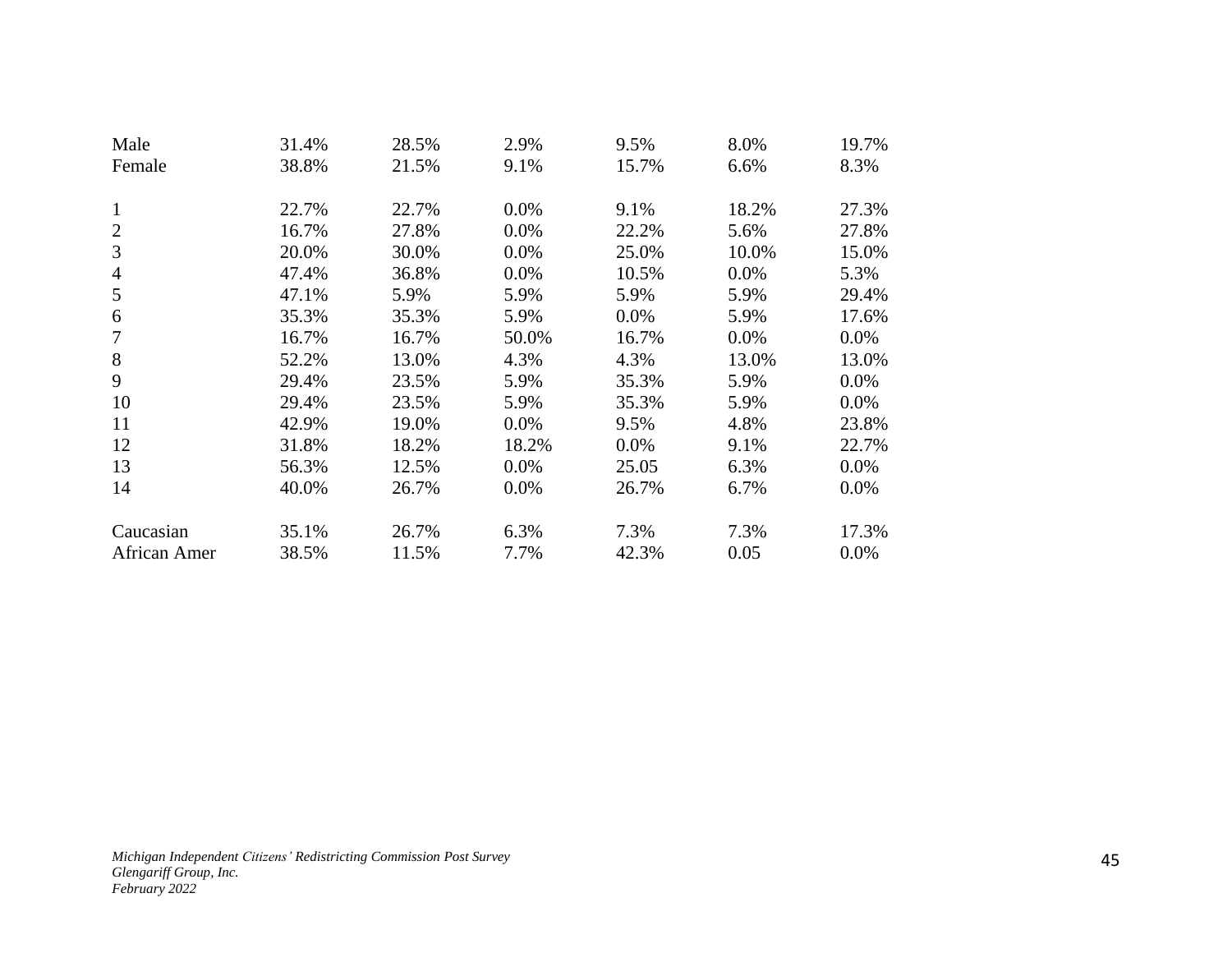| | | | | | | |
|---|---|---|---|---|---|---|
| Male | 31.4% | 28.5% | 2.9% | 9.5% | 8.0% | 19.7% |
| Female | 38.8% | 21.5% | 9.1% | 15.7% | 6.6% | 8.3% |
| | | | | | | |
| 1 | 22.7% | 22.7% | 0.0% | 9.1% | 18.2% | 27.3% |
| 2 | 16.7% | 27.8% | 0.0% | 22.2% | 5.6% | 27.8% |
| 3 | 20.0% | 30.0% | 0.0% | 25.0% | 10.0% | 15.0% |
| 4 | 47.4% | 36.8% | 0.0% | 10.5% | 0.0% | 5.3% |
| 5 | 47.1% | 5.9% | 5.9% | 5.9% | 5.9% | 29.4% |
| 6 | 35.3% | 35.3% | 5.9% | 0.0% | 5.9% | 17.6% |
| 7 | 16.7% | 16.7% | 50.0% | 16.7% | 0.0% | 0.0% |
| 8 | 52.2% | 13.0% | 4.3% | 4.3% | 13.0% | 13.0% |
| 9 | 29.4% | 23.5% | 5.9% | 35.3% | 5.9% | 0.0% |
| 10 | 29.4% | 23.5% | 5.9% | 35.3% | 5.9% | 0.0% |
| 11 | 42.9% | 19.0% | 0.0% | 9.5% | 4.8% | 23.8% |
| 12 | 31.8% | 18.2% | 18.2% | 0.0% | 9.1% | 22.7% |
| 13 | 56.3% | 12.5% | 0.0% | 25.05 | 6.3% | 0.0% |
| 14 | 40.0% | 26.7% | 0.0% | 26.7% | 6.7% | 0.0% |
| | | | | | | |
| Caucasian | 35.1% | 26.7% | 6.3% | 7.3% | 7.3% | 17.3% |
| African Amer | 38.5% | 11.5% | 7.7% | 42.3% | 0.05 | 0.0% |

*Michigan Independent Citizens' Redistricting Commission Post Survey*
*Glengariff Group, Inc.*
*February 2022*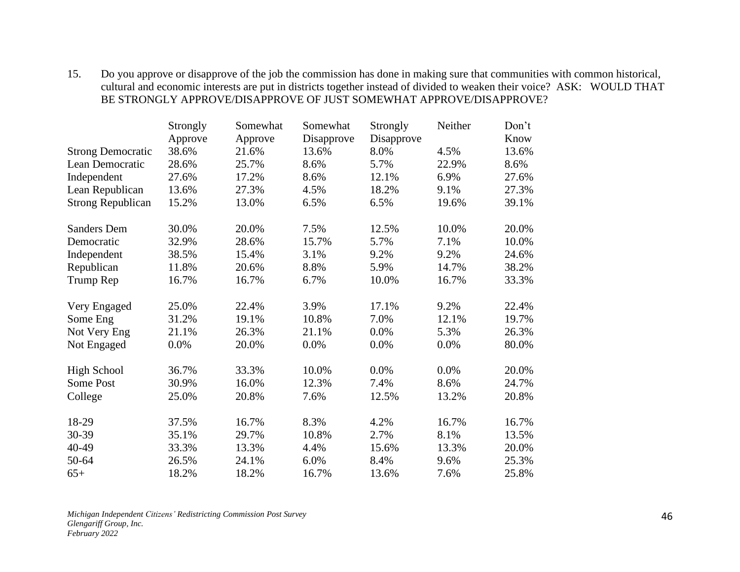15. Do you approve or disapprove of the job the commission has done in making sure that communities with common historical, cultural and economic interests are put in districts together instead of divided to weaken their voice? ASK: WOULD THAT BE STRONGLY APPROVE/DISAPPROVE OF JUST SOMEWHAT APPROVE/DISAPPROVE?

| | Strongly Approve | Somewhat Approve | Somewhat Disapprove | Strongly Disapprove | Neither | Don't Know |
|---|---|---|---|---|---|---|
| Strong Democratic | 38.6% | 21.6% | 13.6% | 8.0% | 4.5% | 13.6% |
| Lean Democratic | 28.6% | 25.7% | 8.6% | 5.7% | 22.9% | 8.6% |
| Independent | 27.6% | 17.2% | 8.6% | 12.1% | 6.9% | 27.6% |
| Lean Republican | 13.6% | 27.3% | 4.5% | 18.2% | 9.1% | 27.3% |
| Strong Republican | 15.2% | 13.0% | 6.5% | 6.5% | 19.6% | 39.1% |
| | | | | | | |
| Sanders Dem | 30.0% | 20.0% | 7.5% | 12.5% | 10.0% | 20.0% |
| Democratic | 32.9% | 28.6% | 15.7% | 5.7% | 7.1% | 10.0% |
| Independent | 38.5% | 15.4% | 3.1% | 9.2% | 9.2% | 24.6% |
| Republican | 11.8% | 20.6% | 8.8% | 5.9% | 14.7% | 38.2% |
| Trump Rep | 16.7% | 16.7% | 6.7% | 10.0% | 16.7% | 33.3% |
| | | | | | | |
| Very Engaged | 25.0% | 22.4% | 3.9% | 17.1% | 9.2% | 22.4% |
| Some Eng | 31.2% | 19.1% | 10.8% | 7.0% | 12.1% | 19.7% |
| Not Very Eng | 21.1% | 26.3% | 21.1% | 0.0% | 5.3% | 26.3% |
| Not Engaged | 0.0% | 20.0% | 0.0% | 0.0% | 0.0% | 80.0% |
| | | | | | | |
| High School | 36.7% | 33.3% | 10.0% | 0.0% | 0.0% | 20.0% |
| Some Post | 30.9% | 16.0% | 12.3% | 7.4% | 8.6% | 24.7% |
| College | 25.0% | 20.8% | 7.6% | 12.5% | 13.2% | 20.8% |
| | | | | | | |
| 18-29 | 37.5% | 16.7% | 8.3% | 4.2% | 16.7% | 16.7% |
| 30-39 | 35.1% | 29.7% | 10.8% | 2.7% | 8.1% | 13.5% |
| 40-49 | 33.3% | 13.3% | 4.4% | 15.6% | 13.3% | 20.0% |
| 50-64 | 26.5% | 24.1% | 6.0% | 8.4% | 9.6% | 25.3% |
| 65+ | 18.2% | 18.2% | 16.7% | 13.6% | 7.6% | 25.8% |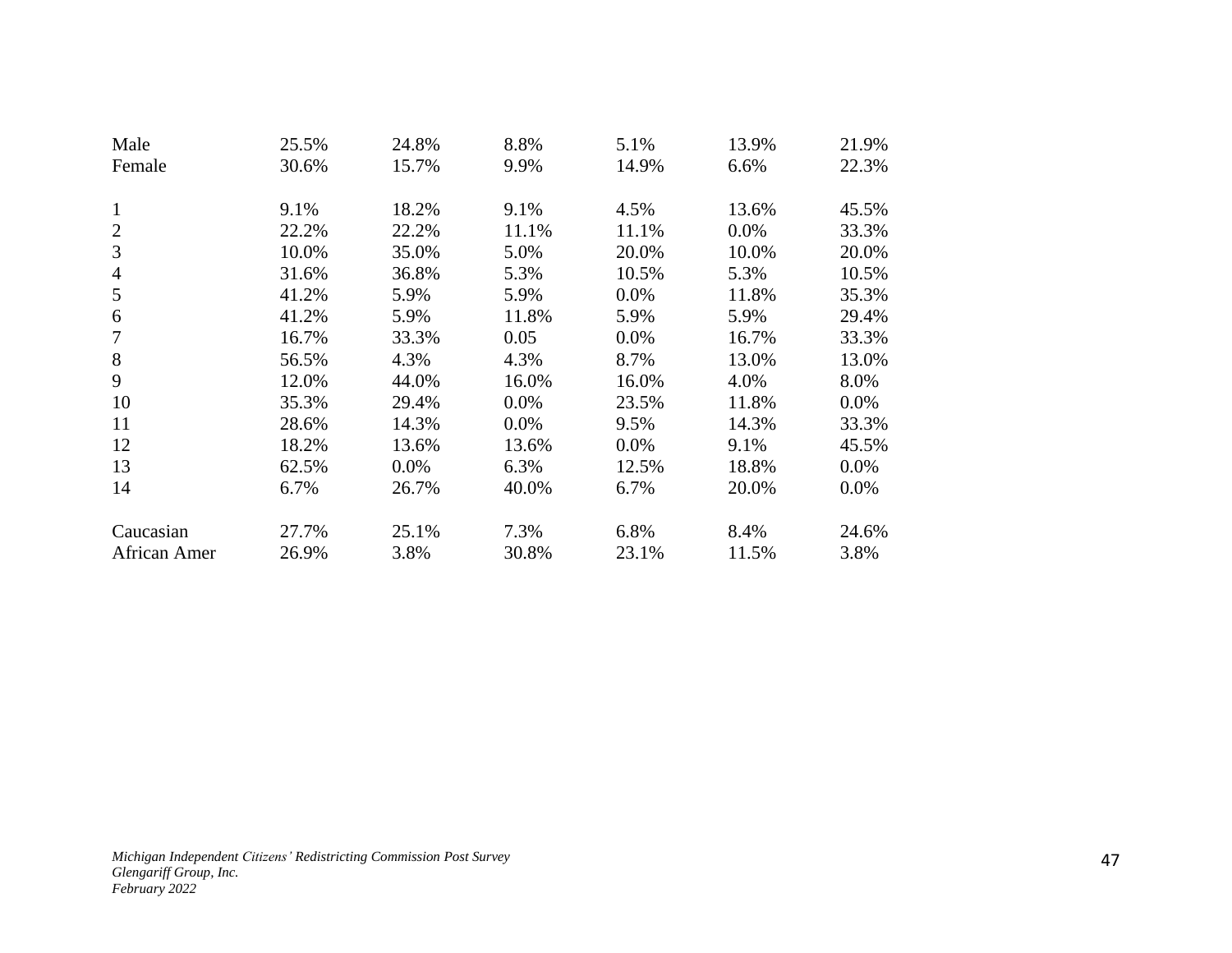| | | | | | | |
|---|---|---|---|---|---|---|
| Male | 25.5% | 24.8% | 8.8% | 5.1% | 13.9% | 21.9% |
| Female | 30.6% | 15.7% | 9.9% | 14.9% | 6.6% | 22.3% |
| | | | | | | |
| 1 | 9.1% | 18.2% | 9.1% | 4.5% | 13.6% | 45.5% |
| 2 | 22.2% | 22.2% | 11.1% | 11.1% | 0.0% | 33.3% |
| 3 | 10.0% | 35.0% | 5.0% | 20.0% | 10.0% | 20.0% |
| 4 | 31.6% | 36.8% | 5.3% | 10.5% | 5.3% | 10.5% |
| 5 | 41.2% | 5.9% | 5.9% | 0.0% | 11.8% | 35.3% |
| 6 | 41.2% | 5.9% | 11.8% | 5.9% | 5.9% | 29.4% |
| 7 | 16.7% | 33.3% | 0.05 | 0.0% | 16.7% | 33.3% |
| 8 | 56.5% | 4.3% | 4.3% | 8.7% | 13.0% | 13.0% |
| 9 | 12.0% | 44.0% | 16.0% | 16.0% | 4.0% | 8.0% |
| 10 | 35.3% | 29.4% | 0.0% | 23.5% | 11.8% | 0.0% |
| 11 | 28.6% | 14.3% | 0.0% | 9.5% | 14.3% | 33.3% |
| 12 | 18.2% | 13.6% | 13.6% | 0.0% | 9.1% | 45.5% |
| 13 | 62.5% | 0.0% | 6.3% | 12.5% | 18.8% | 0.0% |
| 14 | 6.7% | 26.7% | 40.0% | 6.7% | 20.0% | 0.0% |
| | | | | | | |
| Caucasian | 27.7% | 25.1% | 7.3% | 6.8% | 8.4% | 24.6% |
| African Amer | 26.9% | 3.8% | 30.8% | 23.1% | 11.5% | 3.8% |

*Michigan Independent Citizens' Redistricting Commission Post Survey*
*Glengariff Group, Inc.*
*February 2022*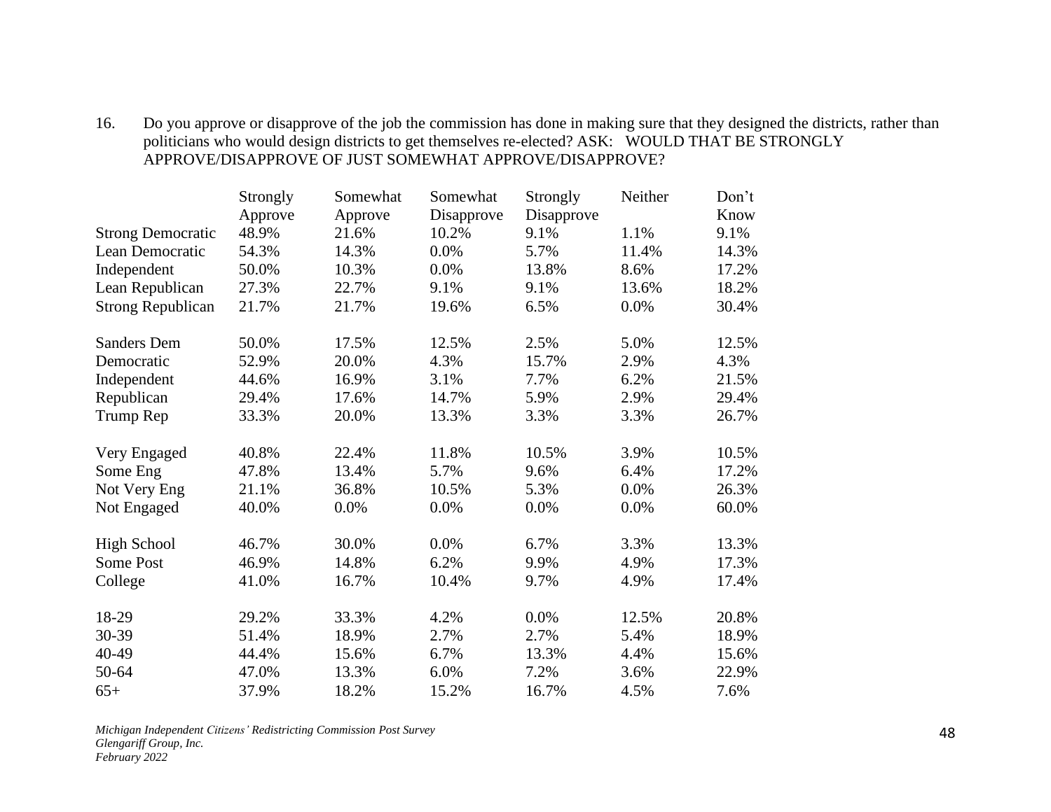16. Do you approve or disapprove of the job the commission has done in making sure that they designed the districts, rather than politicians who would design districts to get themselves re-elected? ASK: WOULD THAT BE STRONGLY APPROVE/DISAPPROVE OF JUST SOMEWHAT APPROVE/DISAPPROVE?

| | Strongly Approve | Somewhat Approve | Somewhat Disapprove | Strongly Disapprove | Neither | Don't Know |
|---|---|---|---|---|---|---|
| Strong Democratic | 48.9% | 21.6% | 10.2% | 9.1% | 1.1% | 9.1% |
| Lean Democratic | 54.3% | 14.3% | 0.0% | 5.7% | 11.4% | 14.3% |
| Independent | 50.0% | 10.3% | 0.0% | 13.8% | 8.6% | 17.2% |
| Lean Republican | 27.3% | 22.7% | 9.1% | 9.1% | 13.6% | 18.2% |
| Strong Republican | 21.7% | 21.7% | 19.6% | 6.5% | 0.0% | 30.4% |
| | | | | | | |
| Sanders Dem | 50.0% | 17.5% | 12.5% | 2.5% | 5.0% | 12.5% |
| Democratic | 52.9% | 20.0% | 4.3% | 15.7% | 2.9% | 4.3% |
| Independent | 44.6% | 16.9% | 3.1% | 7.7% | 6.2% | 21.5% |
| Republican | 29.4% | 17.6% | 14.7% | 5.9% | 2.9% | 29.4% |
| Trump Rep | 33.3% | 20.0% | 13.3% | 3.3% | 3.3% | 26.7% |
| | | | | | | |
| Very Engaged | 40.8% | 22.4% | 11.8% | 10.5% | 3.9% | 10.5% |
| Some Eng | 47.8% | 13.4% | 5.7% | 9.6% | 6.4% | 17.2% |
| Not Very Eng | 21.1% | 36.8% | 10.5% | 5.3% | 0.0% | 26.3% |
| Not Engaged | 40.0% | 0.0% | 0.0% | 0.0% | 0.0% | 60.0% |
| | | | | | | |
| High School | 46.7% | 30.0% | 0.0% | 6.7% | 3.3% | 13.3% |
| Some Post | 46.9% | 14.8% | 6.2% | 9.9% | 4.9% | 17.3% |
| College | 41.0% | 16.7% | 10.4% | 9.7% | 4.9% | 17.4% |
| | | | | | | |
| 18-29 | 29.2% | 33.3% | 4.2% | 0.0% | 12.5% | 20.8% |
| 30-39 | 51.4% | 18.9% | 2.7% | 2.7% | 5.4% | 18.9% |
| 40-49 | 44.4% | 15.6% | 6.7% | 13.3% | 4.4% | 15.6% |
| 50-64 | 47.0% | 13.3% | 6.0% | 7.2% | 3.6% | 22.9% |
| 65+ | 37.9% | 18.2% | 15.2% | 16.7% | 4.5% | 7.6% |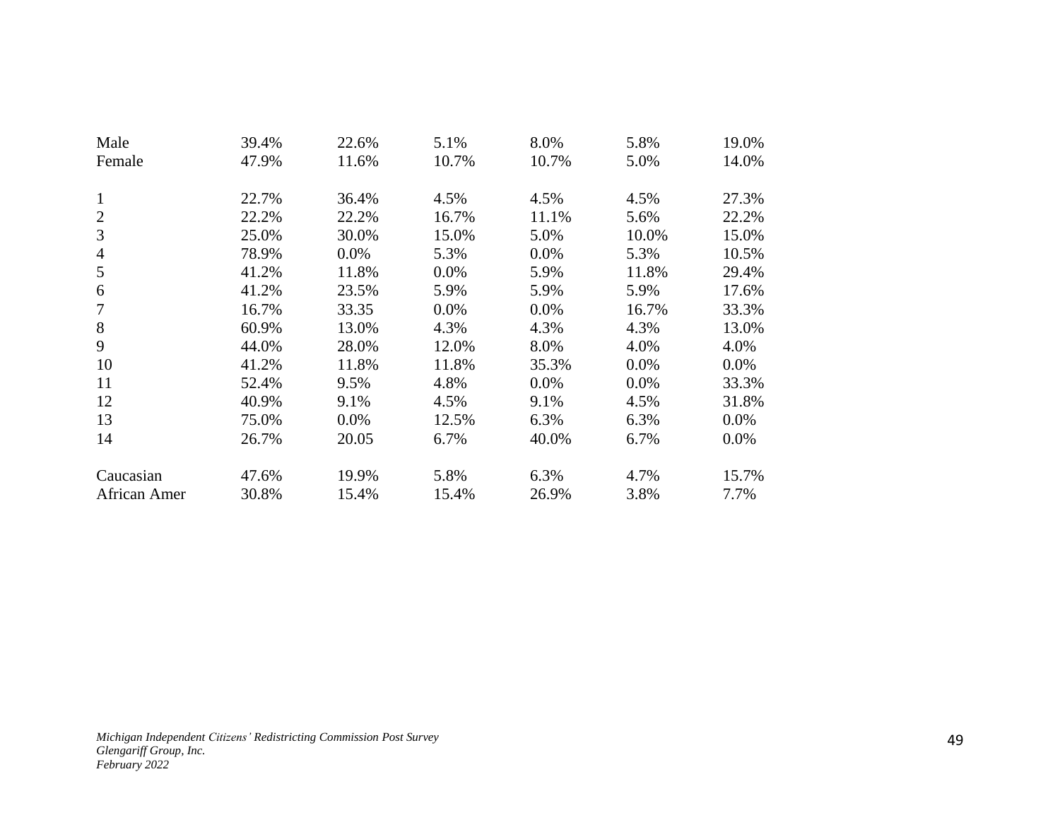| | | | | | | |
|---|---|---|---|---|---|---|
| Male | 39.4% | 22.6% | 5.1% | 8.0% | 5.8% | 19.0% |
| Female | 47.9% | 11.6% | 10.7% | 10.7% | 5.0% | 14.0% |
| | | | | | | |
| 1 | 22.7% | 36.4% | 4.5% | 4.5% | 4.5% | 27.3% |
| 2 | 22.2% | 22.2% | 16.7% | 11.1% | 5.6% | 22.2% |
| 3 | 25.0% | 30.0% | 15.0% | 5.0% | 10.0% | 15.0% |
| 4 | 78.9% | 0.0% | 5.3% | 0.0% | 5.3% | 10.5% |
| 5 | 41.2% | 11.8% | 0.0% | 5.9% | 11.8% | 29.4% |
| 6 | 41.2% | 23.5% | 5.9% | 5.9% | 5.9% | 17.6% |
| 7 | 16.7% | 33.35 | 0.0% | 0.0% | 16.7% | 33.3% |
| 8 | 60.9% | 13.0% | 4.3% | 4.3% | 4.3% | 13.0% |
| 9 | 44.0% | 28.0% | 12.0% | 8.0% | 4.0% | 4.0% |
| 10 | 41.2% | 11.8% | 11.8% | 35.3% | 0.0% | 0.0% |
| 11 | 52.4% | 9.5% | 4.8% | 0.0% | 0.0% | 33.3% |
| 12 | 40.9% | 9.1% | 4.5% | 9.1% | 4.5% | 31.8% |
| 13 | 75.0% | 0.0% | 12.5% | 6.3% | 6.3% | 0.0% |
| 14 | 26.7% | 20.05 | 6.7% | 40.0% | 6.7% | 0.0% |
| | | | | | | |
| Caucasian | 47.6% | 19.9% | 5.8% | 6.3% | 4.7% | 15.7% |
| African Amer | 30.8% | 15.4% | 15.4% | 26.9% | 3.8% | 7.7% |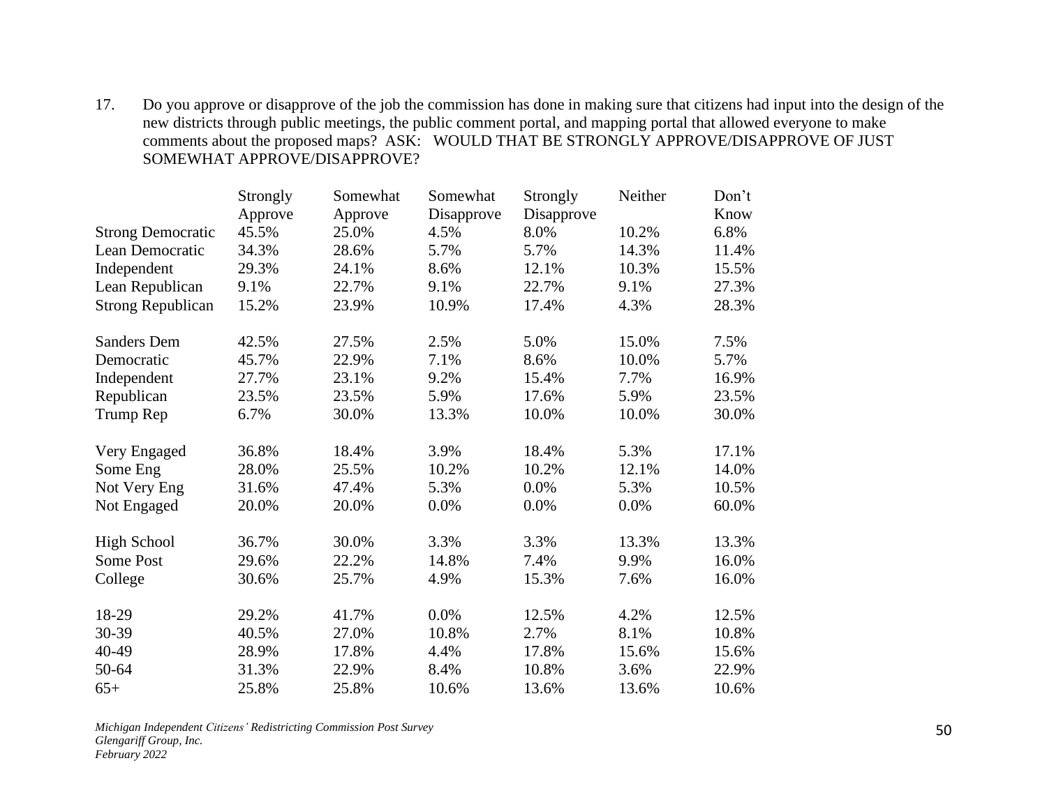17. Do you approve or disapprove of the job the commission has done in making sure that citizens had input into the design of the new districts through public meetings, the public comment portal, and mapping portal that allowed everyone to make comments about the proposed maps? ASK: WOULD THAT BE STRONGLY APPROVE/DISAPPROVE OF JUST SOMEWHAT APPROVE/DISAPPROVE?

| | Strongly Approve | Somewhat Approve | Somewhat Disapprove | Strongly Disapprove | Neither | Don't Know |
|---|---|---|---|---|---|---|
| Strong Democratic | 45.5% | 25.0% | 4.5% | 8.0% | 10.2% | 6.8% |
| Lean Democratic | 34.3% | 28.6% | 5.7% | 5.7% | 14.3% | 11.4% |
| Independent | 29.3% | 24.1% | 8.6% | 12.1% | 10.3% | 15.5% |
| Lean Republican | 9.1% | 22.7% | 9.1% | 22.7% | 9.1% | 27.3% |
| Strong Republican | 15.2% | 23.9% | 10.9% | 17.4% | 4.3% | 28.3% |
| | | | | | | |
| Sanders Dem | 42.5% | 27.5% | 2.5% | 5.0% | 15.0% | 7.5% |
| Democratic | 45.7% | 22.9% | 7.1% | 8.6% | 10.0% | 5.7% |
| Independent | 27.7% | 23.1% | 9.2% | 15.4% | 7.7% | 16.9% |
| Republican | 23.5% | 23.5% | 5.9% | 17.6% | 5.9% | 23.5% |
| Trump Rep | 6.7% | 30.0% | 13.3% | 10.0% | 10.0% | 30.0% |
| | | | | | | |
| Very Engaged | 36.8% | 18.4% | 3.9% | 18.4% | 5.3% | 17.1% |
| Some Eng | 28.0% | 25.5% | 10.2% | 10.2% | 12.1% | 14.0% |
| Not Very Eng | 31.6% | 47.4% | 5.3% | 0.0% | 5.3% | 10.5% |
| Not Engaged | 20.0% | 20.0% | 0.0% | 0.0% | 0.0% | 60.0% |
| | | | | | | |
| High School | 36.7% | 30.0% | 3.3% | 3.3% | 13.3% | 13.3% |
| Some Post | 29.6% | 22.2% | 14.8% | 7.4% | 9.9% | 16.0% |
| College | 30.6% | 25.7% | 4.9% | 15.3% | 7.6% | 16.0% |
| | | | | | | |
| 18-29 | 29.2% | 41.7% | 0.0% | 12.5% | 4.2% | 12.5% |
| 30-39 | 40.5% | 27.0% | 10.8% | 2.7% | 8.1% | 10.8% |
| 40-49 | 28.9% | 17.8% | 4.4% | 17.8% | 15.6% | 15.6% |
| 50-64 | 31.3% | 22.9% | 8.4% | 10.8% | 3.6% | 22.9% |
| 65+ | 25.8% | 25.8% | 10.6% | 13.6% | 13.6% | 10.6% |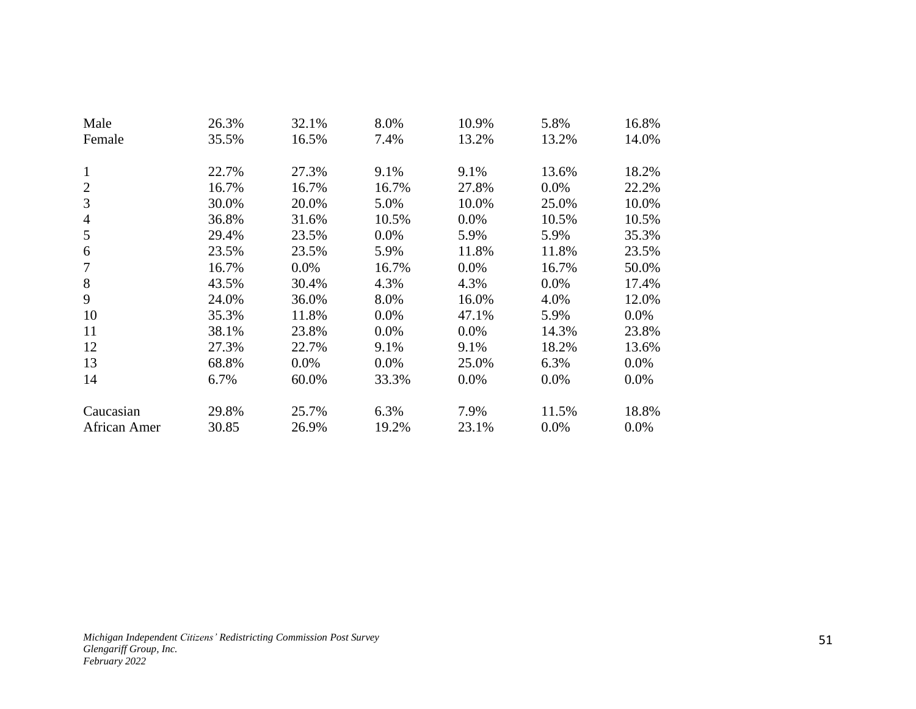| | | | | | | |
|---|---|---|---|---|---|---|
| Male | 26.3% | 32.1% | 8.0% | 10.9% | 5.8% | 16.8% |
| Female | 35.5% | 16.5% | 7.4% | 13.2% | 13.2% | 14.0% |
| | | | | | | |
| 1 | 22.7% | 27.3% | 9.1% | 9.1% | 13.6% | 18.2% |
| 2 | 16.7% | 16.7% | 16.7% | 27.8% | 0.0% | 22.2% |
| 3 | 30.0% | 20.0% | 5.0% | 10.0% | 25.0% | 10.0% |
| 4 | 36.8% | 31.6% | 10.5% | 0.0% | 10.5% | 10.5% |
| 5 | 29.4% | 23.5% | 0.0% | 5.9% | 5.9% | 35.3% |
| 6 | 23.5% | 23.5% | 5.9% | 11.8% | 11.8% | 23.5% |
| 7 | 16.7% | 0.0% | 16.7% | 0.0% | 16.7% | 50.0% |
| 8 | 43.5% | 30.4% | 4.3% | 4.3% | 0.0% | 17.4% |
| 9 | 24.0% | 36.0% | 8.0% | 16.0% | 4.0% | 12.0% |
| 10 | 35.3% | 11.8% | 0.0% | 47.1% | 5.9% | 0.0% |
| 11 | 38.1% | 23.8% | 0.0% | 0.0% | 14.3% | 23.8% |
| 12 | 27.3% | 22.7% | 9.1% | 9.1% | 18.2% | 13.6% |
| 13 | 68.8% | 0.0% | 0.0% | 25.0% | 6.3% | 0.0% |
| 14 | 6.7% | 60.0% | 33.3% | 0.0% | 0.0% | 0.0% |
| | | | | | | |
| Caucasian | 29.8% | 25.7% | 6.3% | 7.9% | 11.5% | 18.8% |
| African Amer | 30.85 | 26.9% | 19.2% | 23.1% | 0.0% | 0.0% |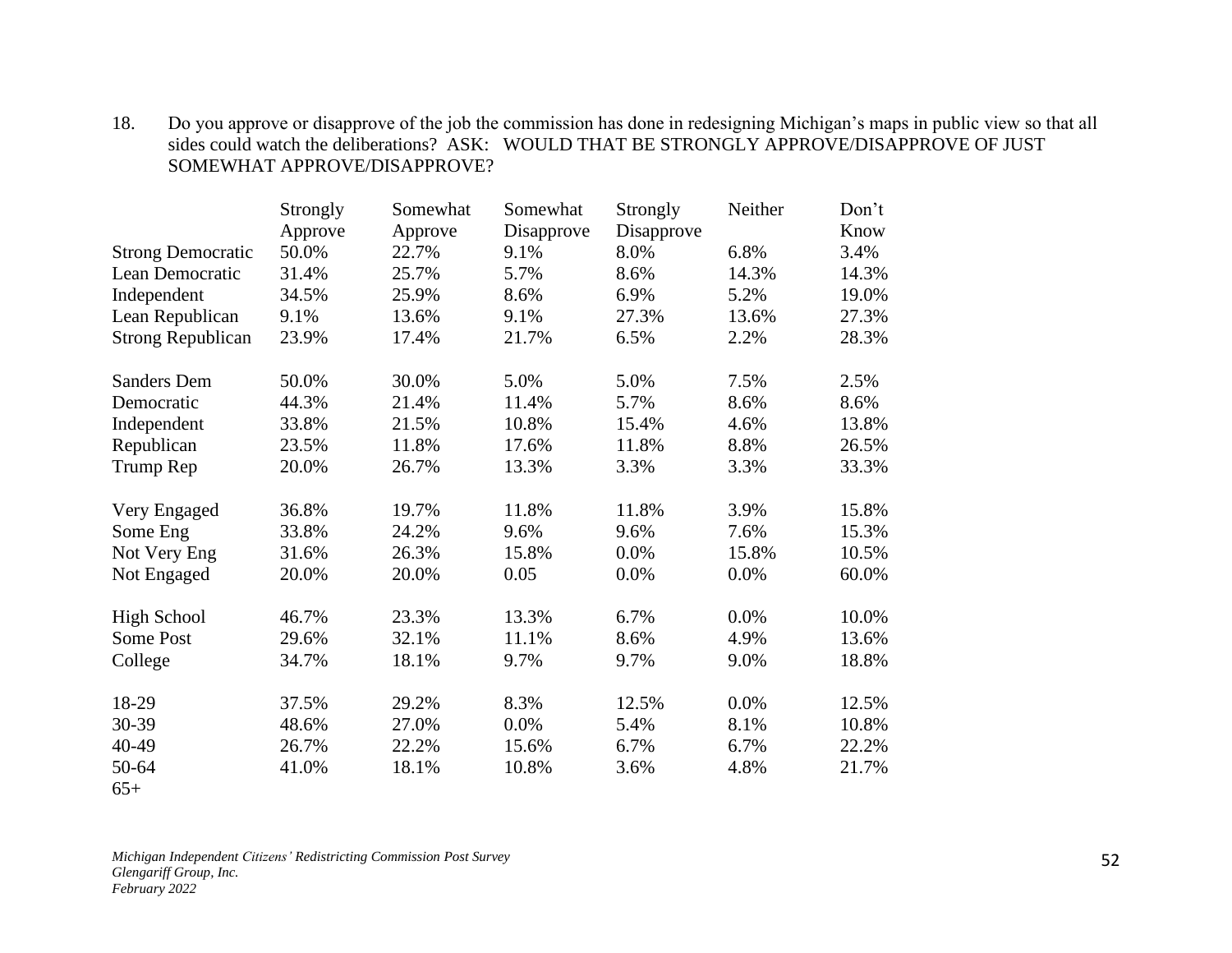18. Do you approve or disapprove of the job the commission has done in redesigning Michigan's maps in public view so that all sides could watch the deliberations? ASK: WOULD THAT BE STRONGLY APPROVE/DISAPPROVE OF JUST SOMEWHAT APPROVE/DISAPPROVE?

| | Strongly Approve | Somewhat Approve | Somewhat Disapprove | Strongly Disapprove | Neither | Don't Know |
|---|---|---|---|---|---|---|
| Strong Democratic | 50.0% | 22.7% | 9.1% | 8.0% | 6.8% | 3.4% |
| Lean Democratic | 31.4% | 25.7% | 5.7% | 8.6% | 14.3% | 14.3% |
| Independent | 34.5% | 25.9% | 8.6% | 6.9% | 5.2% | 19.0% |
| Lean Republican | 9.1% | 13.6% | 9.1% | 27.3% | 13.6% | 27.3% |
| Strong Republican | 23.9% | 17.4% | 21.7% | 6.5% | 2.2% | 28.3% |
| | | | | | | |
| Sanders Dem | 50.0% | 30.0% | 5.0% | 5.0% | 7.5% | 2.5% |
| Democratic | 44.3% | 21.4% | 11.4% | 5.7% | 8.6% | 8.6% |
| Independent | 33.8% | 21.5% | 10.8% | 15.4% | 4.6% | 13.8% |
| Republican | 23.5% | 11.8% | 17.6% | 11.8% | 8.8% | 26.5% |
| Trump Rep | 20.0% | 26.7% | 13.3% | 3.3% | 3.3% | 33.3% |
| | | | | | | |
| Very Engaged | 36.8% | 19.7% | 11.8% | 11.8% | 3.9% | 15.8% |
| Some Eng | 33.8% | 24.2% | 9.6% | 9.6% | 7.6% | 15.3% |
| Not Very Eng | 31.6% | 26.3% | 15.8% | 0.0% | 15.8% | 10.5% |
| Not Engaged | 20.0% | 20.0% | 0.05 | 0.0% | 0.0% | 60.0% |
| | | | | | | |
| High School | 46.7% | 23.3% | 13.3% | 6.7% | 0.0% | 10.0% |
| Some Post | 29.6% | 32.1% | 11.1% | 8.6% | 4.9% | 13.6% |
| College | 34.7% | 18.1% | 9.7% | 9.7% | 9.0% | 18.8% |
| | | | | | | |
| 18-29 | 37.5% | 29.2% | 8.3% | 12.5% | 0.0% | 12.5% |
| 30-39 | 48.6% | 27.0% | 0.0% | 5.4% | 8.1% | 10.8% |
| 40-49 | 26.7% | 22.2% | 15.6% | 6.7% | 6.7% | 22.2% |
| 50-64 | 41.0% | 18.1% | 10.8% | 3.6% | 4.8% | 21.7% |
| 65+ | | | | | | |

*Michigan Independent Citizens' Redistricting Commission Post Survey*
*Glengariff Group, Inc.*
*February 2022*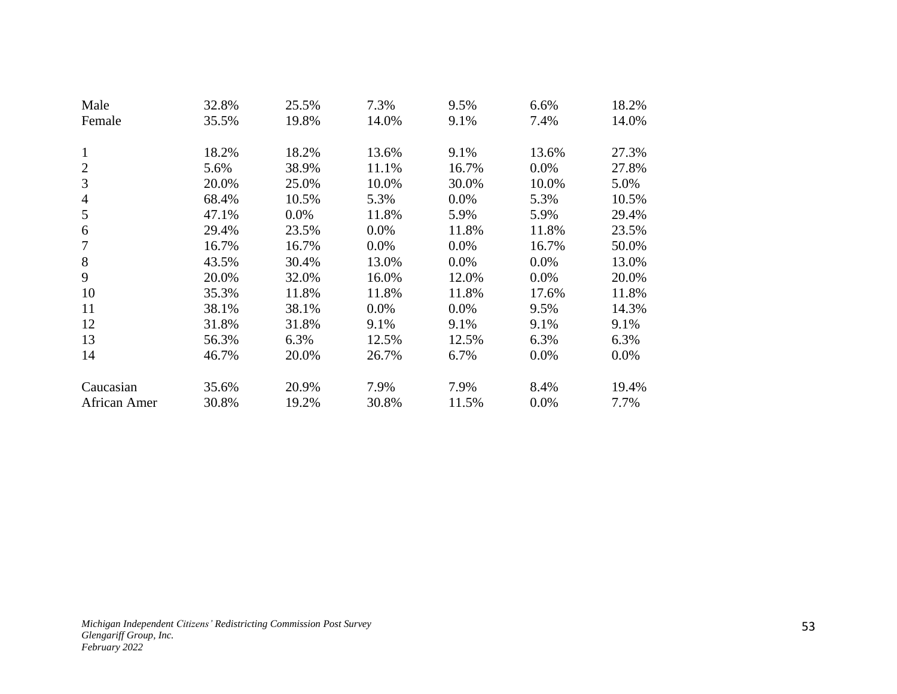| | | | | | | |
|---|---|---|---|---|---|---|
| Male | 32.8% | 25.5% | 7.3% | 9.5% | 6.6% | 18.2% |
| Female | 35.5% | 19.8% | 14.0% | 9.1% | 7.4% | 14.0% |
| | | | | | | |
| 1 | 18.2% | 18.2% | 13.6% | 9.1% | 13.6% | 27.3% |
| 2 | 5.6% | 38.9% | 11.1% | 16.7% | 0.0% | 27.8% |
| 3 | 20.0% | 25.0% | 10.0% | 30.0% | 10.0% | 5.0% |
| 4 | 68.4% | 10.5% | 5.3% | 0.0% | 5.3% | 10.5% |
| 5 | 47.1% | 0.0% | 11.8% | 5.9% | 5.9% | 29.4% |
| 6 | 29.4% | 23.5% | 0.0% | 11.8% | 11.8% | 23.5% |
| 7 | 16.7% | 16.7% | 0.0% | 0.0% | 16.7% | 50.0% |
| 8 | 43.5% | 30.4% | 13.0% | 0.0% | 0.0% | 13.0% |
| 9 | 20.0% | 32.0% | 16.0% | 12.0% | 0.0% | 20.0% |
| 10 | 35.3% | 11.8% | 11.8% | 11.8% | 17.6% | 11.8% |
| 11 | 38.1% | 38.1% | 0.0% | 0.0% | 9.5% | 14.3% |
| 12 | 31.8% | 31.8% | 9.1% | 9.1% | 9.1% | 9.1% |
| 13 | 56.3% | 6.3% | 12.5% | 12.5% | 6.3% | 6.3% |
| 14 | 46.7% | 20.0% | 26.7% | 6.7% | 0.0% | 0.0% |
| | | | | | | |
| Caucasian | 35.6% | 20.9% | 7.9% | 7.9% | 8.4% | 19.4% |
| African Amer | 30.8% | 19.2% | 30.8% | 11.5% | 0.0% | 7.7% |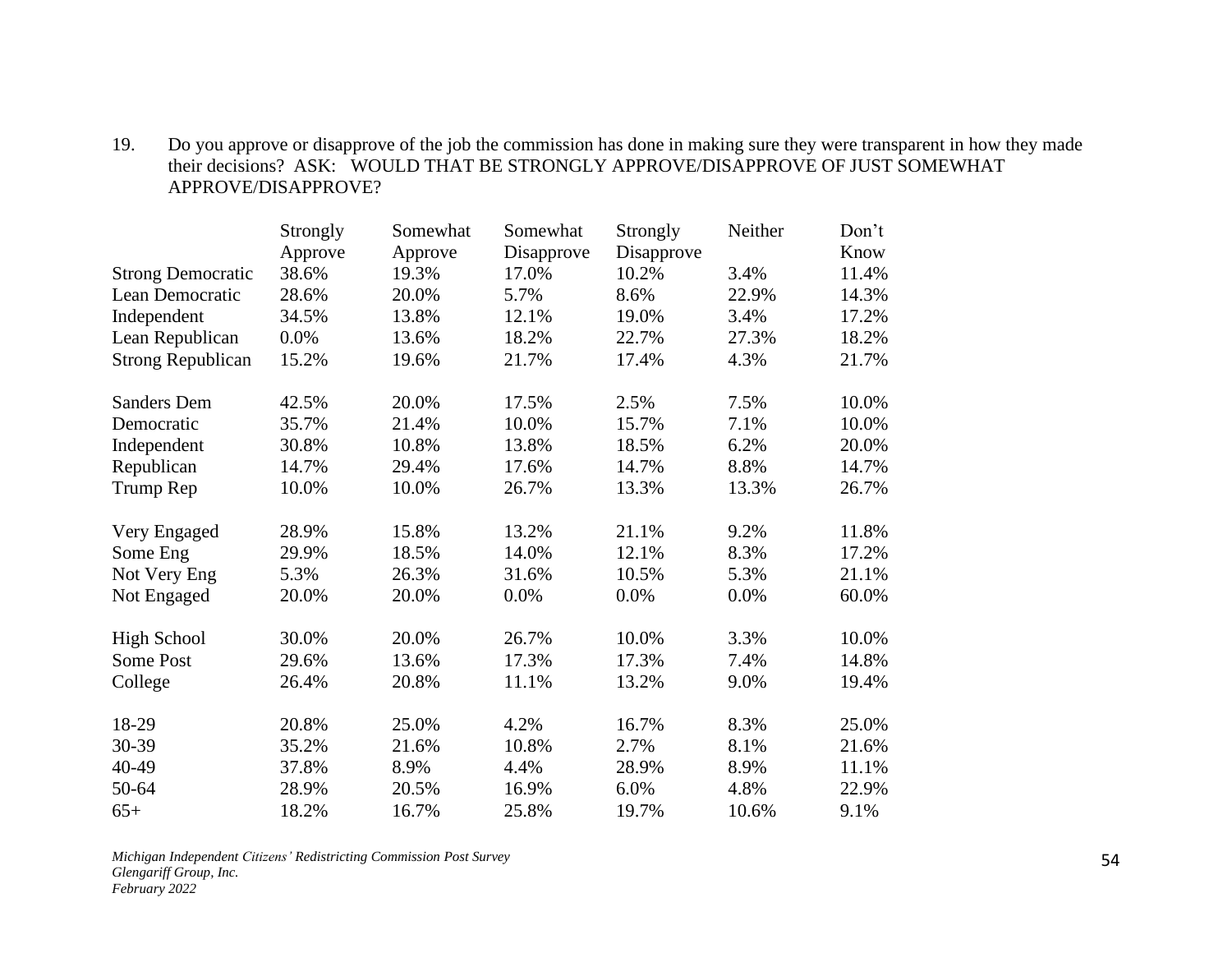19. Do you approve or disapprove of the job the commission has done in making sure they were transparent in how they made their decisions? ASK: WOULD THAT BE STRONGLY APPROVE/DISAPPROVE OF JUST SOMEWHAT APPROVE/DISAPPROVE?

| | Strongly Approve | Somewhat Approve | Somewhat Disapprove | Strongly Disapprove | Neither | Don't Know |
|---|---|---|---|---|---|---|
| Strong Democratic | 38.6% | 19.3% | 17.0% | 10.2% | 3.4% | 11.4% |
| Lean Democratic | 28.6% | 20.0% | 5.7% | 8.6% | 22.9% | 14.3% |
| Independent | 34.5% | 13.8% | 12.1% | 19.0% | 3.4% | 17.2% |
| Lean Republican | 0.0% | 13.6% | 18.2% | 22.7% | 27.3% | 18.2% |
| Strong Republican | 15.2% | 19.6% | 21.7% | 17.4% | 4.3% | 21.7% |
| | | | | | | |
| Sanders Dem | 42.5% | 20.0% | 17.5% | 2.5% | 7.5% | 10.0% |
| Democratic | 35.7% | 21.4% | 10.0% | 15.7% | 7.1% | 10.0% |
| Independent | 30.8% | 10.8% | 13.8% | 18.5% | 6.2% | 20.0% |
| Republican | 14.7% | 29.4% | 17.6% | 14.7% | 8.8% | 14.7% |
| Trump Rep | 10.0% | 10.0% | 26.7% | 13.3% | 13.3% | 26.7% |
| | | | | | | |
| Very Engaged | 28.9% | 15.8% | 13.2% | 21.1% | 9.2% | 11.8% |
| Some Eng | 29.9% | 18.5% | 14.0% | 12.1% | 8.3% | 17.2% |
| Not Very Eng | 5.3% | 26.3% | 31.6% | 10.5% | 5.3% | 21.1% |
| Not Engaged | 20.0% | 20.0% | 0.0% | 0.0% | 0.0% | 60.0% |
| | | | | | | |
| High School | 30.0% | 20.0% | 26.7% | 10.0% | 3.3% | 10.0% |
| Some Post | 29.6% | 13.6% | 17.3% | 17.3% | 7.4% | 14.8% |
| College | 26.4% | 20.8% | 11.1% | 13.2% | 9.0% | 19.4% |
| | | | | | | |
| 18-29 | 20.8% | 25.0% | 4.2% | 16.7% | 8.3% | 25.0% |
| 30-39 | 35.2% | 21.6% | 10.8% | 2.7% | 8.1% | 21.6% |
| 40-49 | 37.8% | 8.9% | 4.4% | 28.9% | 8.9% | 11.1% |
| 50-64 | 28.9% | 20.5% | 16.9% | 6.0% | 4.8% | 22.9% |
| 65+ | 18.2% | 16.7% | 25.8% | 19.7% | 10.6% | 9.1% |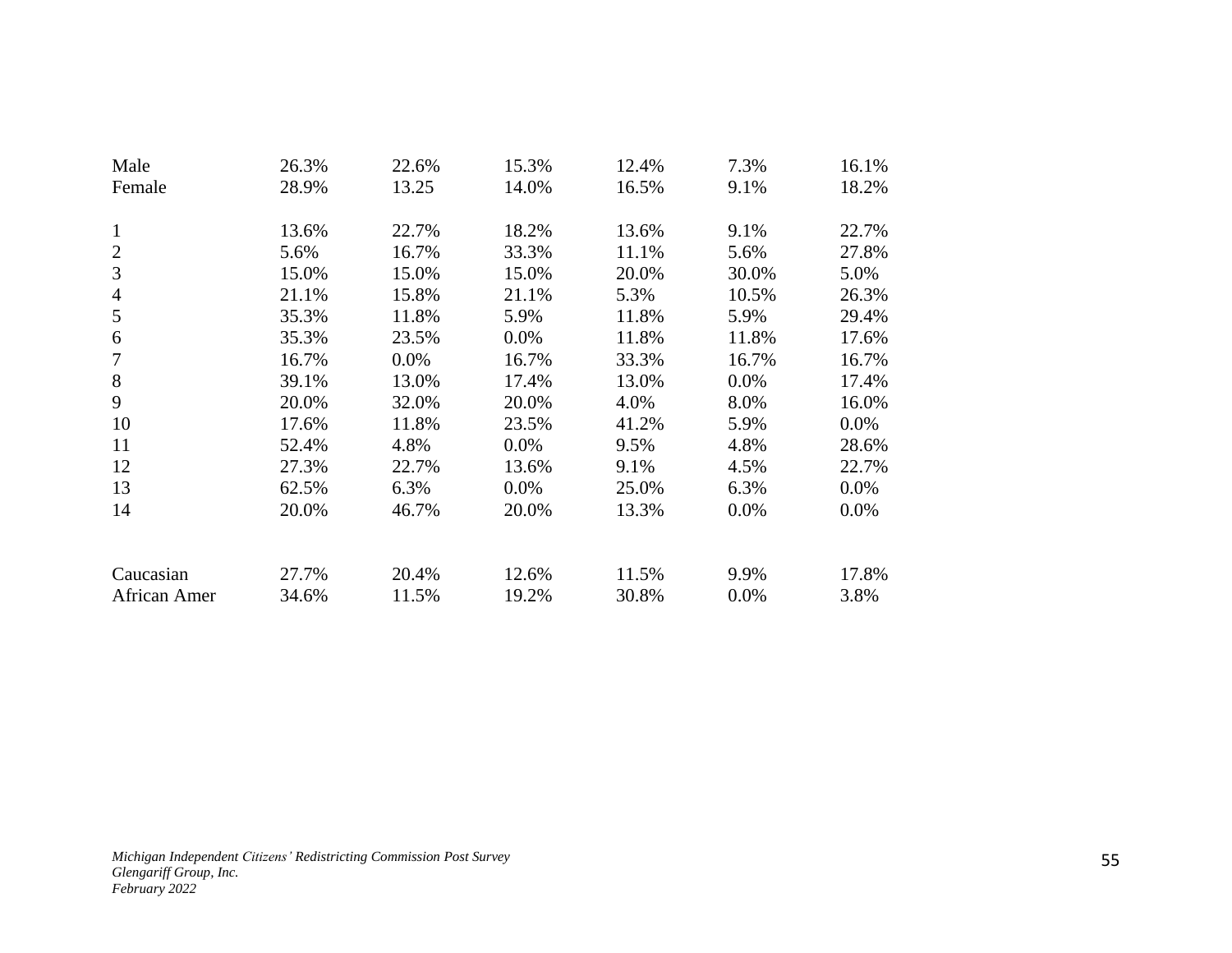| | | | | | | |
|---|---|---|---|---|---|---|
| Male | 26.3% | 22.6% | 15.3% | 12.4% | 7.3% | 16.1% |
| Female | 28.9% | 13.25 | 14.0% | 16.5% | 9.1% | 18.2% |
| | | | | | | |
| 1 | 13.6% | 22.7% | 18.2% | 13.6% | 9.1% | 22.7% |
| 2 | 5.6% | 16.7% | 33.3% | 11.1% | 5.6% | 27.8% |
| 3 | 15.0% | 15.0% | 15.0% | 20.0% | 30.0% | 5.0% |
| 4 | 21.1% | 15.8% | 21.1% | 5.3% | 10.5% | 26.3% |
| 5 | 35.3% | 11.8% | 5.9% | 11.8% | 5.9% | 29.4% |
| 6 | 35.3% | 23.5% | 0.0% | 11.8% | 11.8% | 17.6% |
| 7 | 16.7% | 0.0% | 16.7% | 33.3% | 16.7% | 16.7% |
| 8 | 39.1% | 13.0% | 17.4% | 13.0% | 0.0% | 17.4% |
| 9 | 20.0% | 32.0% | 20.0% | 4.0% | 8.0% | 16.0% |
| 10 | 17.6% | 11.8% | 23.5% | 41.2% | 5.9% | 0.0% |
| 11 | 52.4% | 4.8% | 0.0% | 9.5% | 4.8% | 28.6% |
| 12 | 27.3% | 22.7% | 13.6% | 9.1% | 4.5% | 22.7% |
| 13 | 62.5% | 6.3% | 0.0% | 25.0% | 6.3% | 0.0% |
| 14 | 20.0% | 46.7% | 20.0% | 13.3% | 0.0% | 0.0% |
| | | | | | | |
| Caucasian | 27.7% | 20.4% | 12.6% | 11.5% | 9.9% | 17.8% |
| African Amer | 34.6% | 11.5% | 19.2% | 30.8% | 0.0% | 3.8% |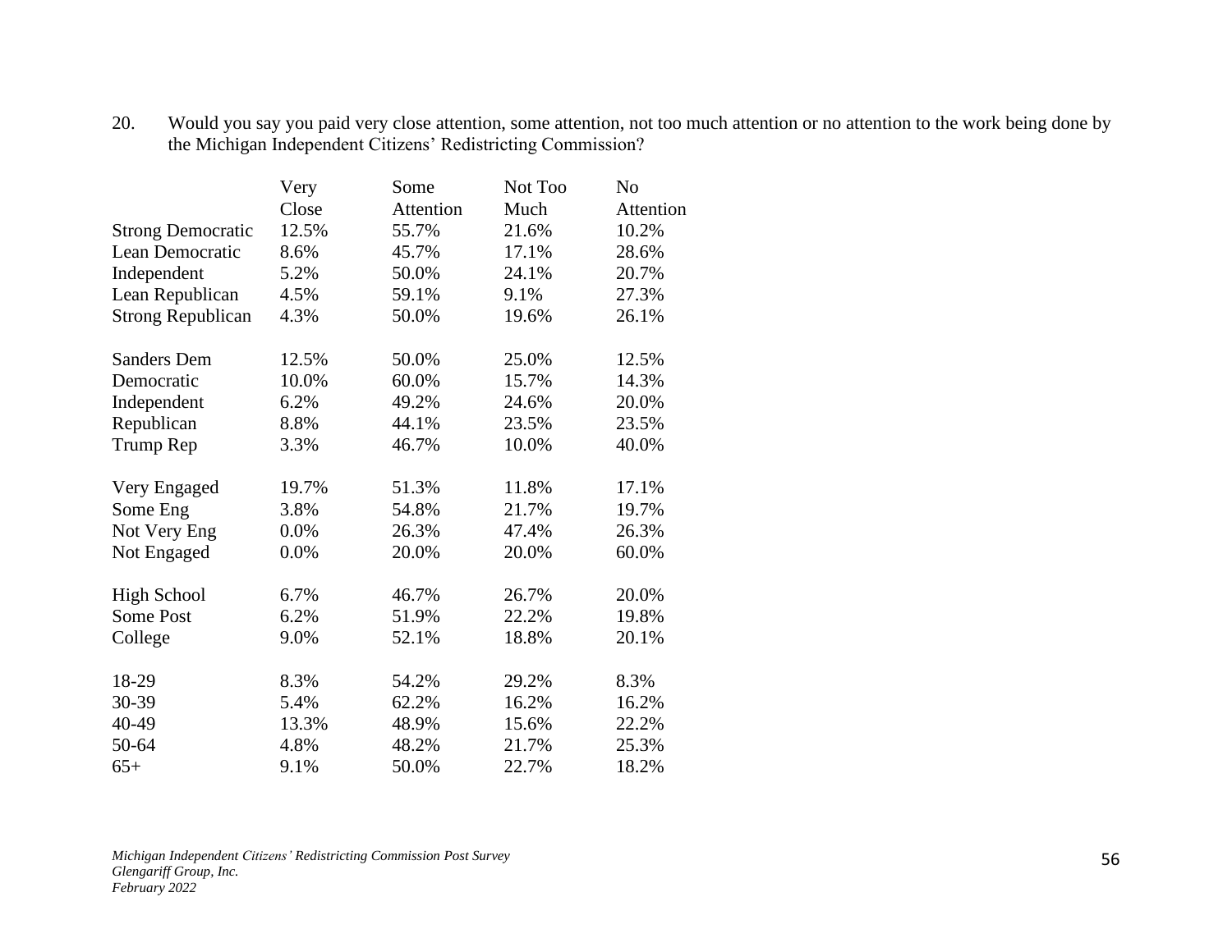20. Would you say you paid very close attention, some attention, not too much attention or no attention to the work being done by the Michigan Independent Citizens' Redistricting Commission?

| | Very Close | Some Attention | Not Too Much | No Attention |
|---|---|---|---|---|
| Strong Democratic | 12.5% | 55.7% | 21.6% | 10.2% |
| Lean Democratic | 8.6% | 45.7% | 17.1% | 28.6% |
| Independent | 5.2% | 50.0% | 24.1% | 20.7% |
| Lean Republican | 4.5% | 59.1% | 9.1% | 27.3% |
| Strong Republican | 4.3% | 50.0% | 19.6% | 26.1% |
| | | | | |
| Sanders Dem | 12.5% | 50.0% | 25.0% | 12.5% |
| Democratic | 10.0% | 60.0% | 15.7% | 14.3% |
| Independent | 6.2% | 49.2% | 24.6% | 20.0% |
| Republican | 8.8% | 44.1% | 23.5% | 23.5% |
| Trump Rep | 3.3% | 46.7% | 10.0% | 40.0% |
| | | | | |
| Very Engaged | 19.7% | 51.3% | 11.8% | 17.1% |
| Some Eng | 3.8% | 54.8% | 21.7% | 19.7% |
| Not Very Eng | 0.0% | 26.3% | 47.4% | 26.3% |
| Not Engaged | 0.0% | 20.0% | 20.0% | 60.0% |
| | | | | |
| High School | 6.7% | 46.7% | 26.7% | 20.0% |
| Some Post | 6.2% | 51.9% | 22.2% | 19.8% |
| College | 9.0% | 52.1% | 18.8% | 20.1% |
| | | | | |
| 18-29 | 8.3% | 54.2% | 29.2% | 8.3% |
| 30-39 | 5.4% | 62.2% | 16.2% | 16.2% |
| 40-49 | 13.3% | 48.9% | 15.6% | 22.2% |
| 50-64 | 4.8% | 48.2% | 21.7% | 25.3% |
| 65+ | 9.1% | 50.0% | 22.7% | 18.2% |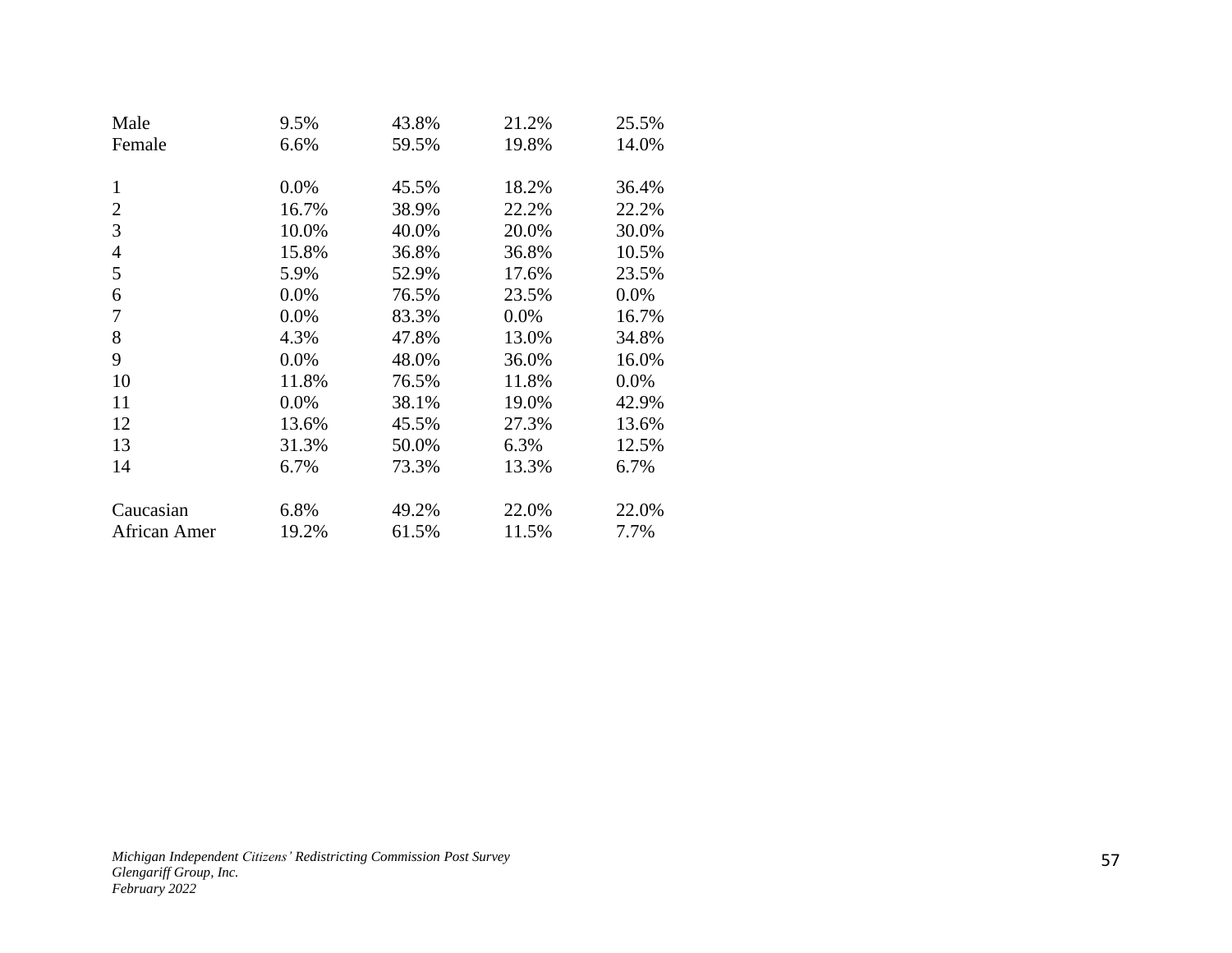| | | | | |
|---|---|---|---|---|
| Male | 9.5% | 43.8% | 21.2% | 25.5% |
| Female | 6.6% | 59.5% | 19.8% | 14.0% |
| | | | | |
| 1 | 0.0% | 45.5% | 18.2% | 36.4% |
| 2 | 16.7% | 38.9% | 22.2% | 22.2% |
| 3 | 10.0% | 40.0% | 20.0% | 30.0% |
| 4 | 15.8% | 36.8% | 36.8% | 10.5% |
| 5 | 5.9% | 52.9% | 17.6% | 23.5% |
| 6 | 0.0% | 76.5% | 23.5% | 0.0% |
| 7 | 0.0% | 83.3% | 0.0% | 16.7% |
| 8 | 4.3% | 47.8% | 13.0% | 34.8% |
| 9 | 0.0% | 48.0% | 36.0% | 16.0% |
| 10 | 11.8% | 76.5% | 11.8% | 0.0% |
| 11 | 0.0% | 38.1% | 19.0% | 42.9% |
| 12 | 13.6% | 45.5% | 27.3% | 13.6% |
| 13 | 31.3% | 50.0% | 6.3% | 12.5% |
| 14 | 6.7% | 73.3% | 13.3% | 6.7% |
| | | | | |
| Caucasian | 6.8% | 49.2% | 22.0% | 22.0% |
| African Amer | 19.2% | 61.5% | 11.5% | 7.7% |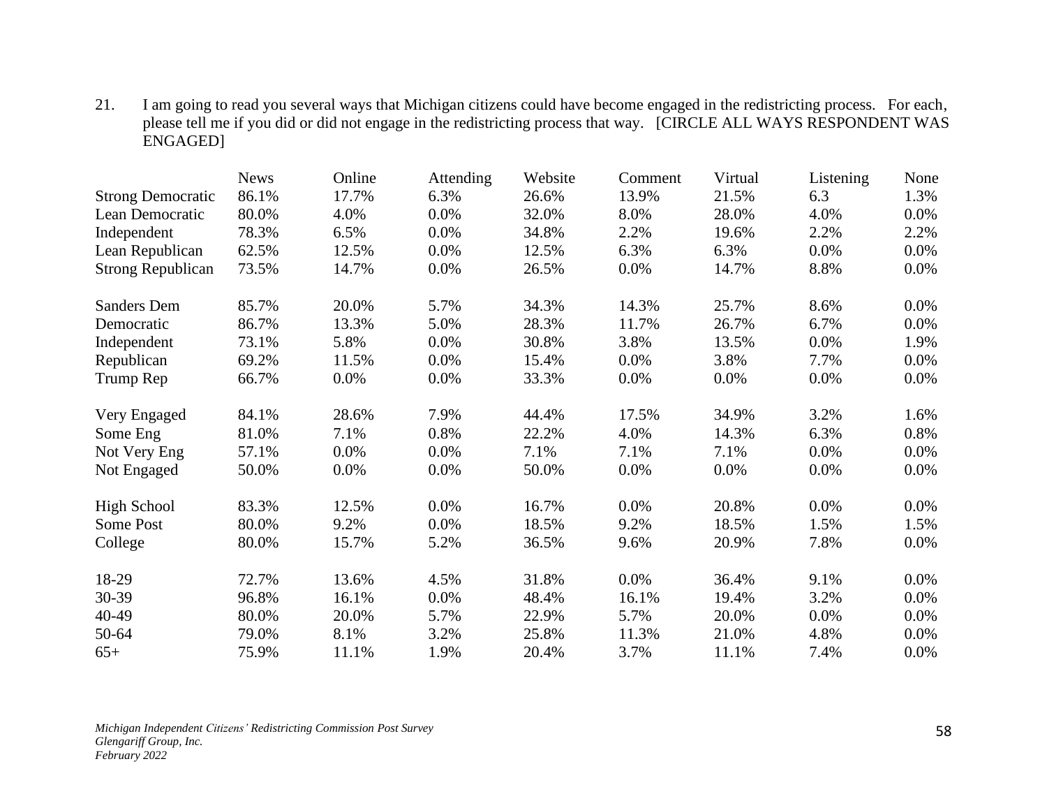21. I am going to read you several ways that Michigan citizens could have become engaged in the redistricting process. For each, please tell me if you did or did not engage in the redistricting process that way. [CIRCLE ALL WAYS RESPONDENT WAS ENGAGED]

| | News | Online | Attending | Website | Comment | Virtual | Listening | None |
|---|---|---|---|---|---|---|---|---|
| Strong Democratic | 86.1% | 17.7% | 6.3% | 26.6% | 13.9% | 21.5% | 6.3 | 1.3% |
| Lean Democratic | 80.0% | 4.0% | 0.0% | 32.0% | 8.0% | 28.0% | 4.0% | 0.0% |
| Independent | 78.3% | 6.5% | 0.0% | 34.8% | 2.2% | 19.6% | 2.2% | 2.2% |
| Lean Republican | 62.5% | 12.5% | 0.0% | 12.5% | 6.3% | 6.3% | 0.0% | 0.0% |
| Strong Republican | 73.5% | 14.7% | 0.0% | 26.5% | 0.0% | 14.7% | 8.8% | 0.0% |
| | | | | | | | | |
| Sanders Dem | 85.7% | 20.0% | 5.7% | 34.3% | 14.3% | 25.7% | 8.6% | 0.0% |
| Democratic | 86.7% | 13.3% | 5.0% | 28.3% | 11.7% | 26.7% | 6.7% | 0.0% |
| Independent | 73.1% | 5.8% | 0.0% | 30.8% | 3.8% | 13.5% | 0.0% | 1.9% |
| Republican | 69.2% | 11.5% | 0.0% | 15.4% | 0.0% | 3.8% | 7.7% | 0.0% |
| Trump Rep | 66.7% | 0.0% | 0.0% | 33.3% | 0.0% | 0.0% | 0.0% | 0.0% |
| | | | | | | | | |
| Very Engaged | 84.1% | 28.6% | 7.9% | 44.4% | 17.5% | 34.9% | 3.2% | 1.6% |
| Some Eng | 81.0% | 7.1% | 0.8% | 22.2% | 4.0% | 14.3% | 6.3% | 0.8% |
| Not Very Eng | 57.1% | 0.0% | 0.0% | 7.1% | 7.1% | 7.1% | 0.0% | 0.0% |
| Not Engaged | 50.0% | 0.0% | 0.0% | 50.0% | 0.0% | 0.0% | 0.0% | 0.0% |
| | | | | | | | | |
| High School | 83.3% | 12.5% | 0.0% | 16.7% | 0.0% | 20.8% | 0.0% | 0.0% |
| Some Post | 80.0% | 9.2% | 0.0% | 18.5% | 9.2% | 18.5% | 1.5% | 1.5% |
| College | 80.0% | 15.7% | 5.2% | 36.5% | 9.6% | 20.9% | 7.8% | 0.0% |
| | | | | | | | | |
| 18-29 | 72.7% | 13.6% | 4.5% | 31.8% | 0.0% | 36.4% | 9.1% | 0.0% |
| 30-39 | 96.8% | 16.1% | 0.0% | 48.4% | 16.1% | 19.4% | 3.2% | 0.0% |
| 40-49 | 80.0% | 20.0% | 5.7% | 22.9% | 5.7% | 20.0% | 0.0% | 0.0% |
| 50-64 | 79.0% | 8.1% | 3.2% | 25.8% | 11.3% | 21.0% | 4.8% | 0.0% |
| 65+ | 75.9% | 11.1% | 1.9% | 20.4% | 3.7% | 11.1% | 7.4% | 0.0% |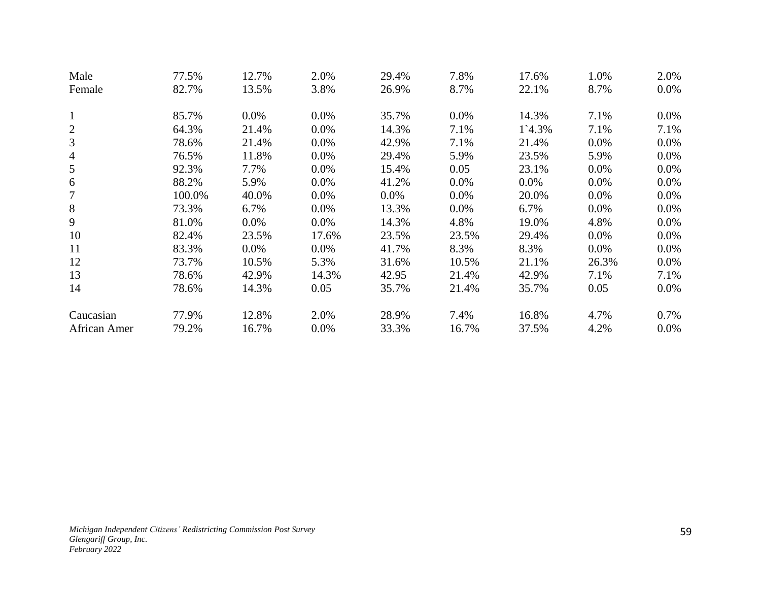| | | | | | | | | |
|---|---|---|---|---|---|---|---|---|
| Male | 77.5% | 12.7% | 2.0% | 29.4% | 7.8% | 17.6% | 1.0% | 2.0% |
| Female | 82.7% | 13.5% | 3.8% | 26.9% | 8.7% | 22.1% | 8.7% | 0.0% |
| | | | | | | | | |
| 1 | 85.7% | 0.0% | 0.0% | 35.7% | 0.0% | 14.3% | 7.1% | 0.0% |
| 2 | 64.3% | 21.4% | 0.0% | 14.3% | 7.1% | 1`4.3% | 7.1% | 7.1% |
| 3 | 78.6% | 21.4% | 0.0% | 42.9% | 7.1% | 21.4% | 0.0% | 0.0% |
| 4 | 76.5% | 11.8% | 0.0% | 29.4% | 5.9% | 23.5% | 5.9% | 0.0% |
| 5 | 92.3% | 7.7% | 0.0% | 15.4% | 0.05 | 23.1% | 0.0% | 0.0% |
| 6 | 88.2% | 5.9% | 0.0% | 41.2% | 0.0% | 0.0% | 0.0% | 0.0% |
| 7 | 100.0% | 40.0% | 0.0% | 0.0% | 0.0% | 20.0% | 0.0% | 0.0% |
| 8 | 73.3% | 6.7% | 0.0% | 13.3% | 0.0% | 6.7% | 0.0% | 0.0% |
| 9 | 81.0% | 0.0% | 0.0% | 14.3% | 4.8% | 19.0% | 4.8% | 0.0% |
| 10 | 82.4% | 23.5% | 17.6% | 23.5% | 23.5% | 29.4% | 0.0% | 0.0% |
| 11 | 83.3% | 0.0% | 0.0% | 41.7% | 8.3% | 8.3% | 0.0% | 0.0% |
| 12 | 73.7% | 10.5% | 5.3% | 31.6% | 10.5% | 21.1% | 26.3% | 0.0% |
| 13 | 78.6% | 42.9% | 14.3% | 42.95 | 21.4% | 42.9% | 7.1% | 7.1% |
| 14 | 78.6% | 14.3% | 0.05 | 35.7% | 21.4% | 35.7% | 0.05 | 0.0% |
| | | | | | | | | |
| Caucasian | 77.9% | 12.8% | 2.0% | 28.9% | 7.4% | 16.8% | 4.7% | 0.7% |
| African Amer | 79.2% | 16.7% | 0.0% | 33.3% | 16.7% | 37.5% | 4.2% | 0.0% |

*Michigan Independent Citizens' Redistricting Commission Post Survey*
*Glengariff Group, Inc.*
*February 2022*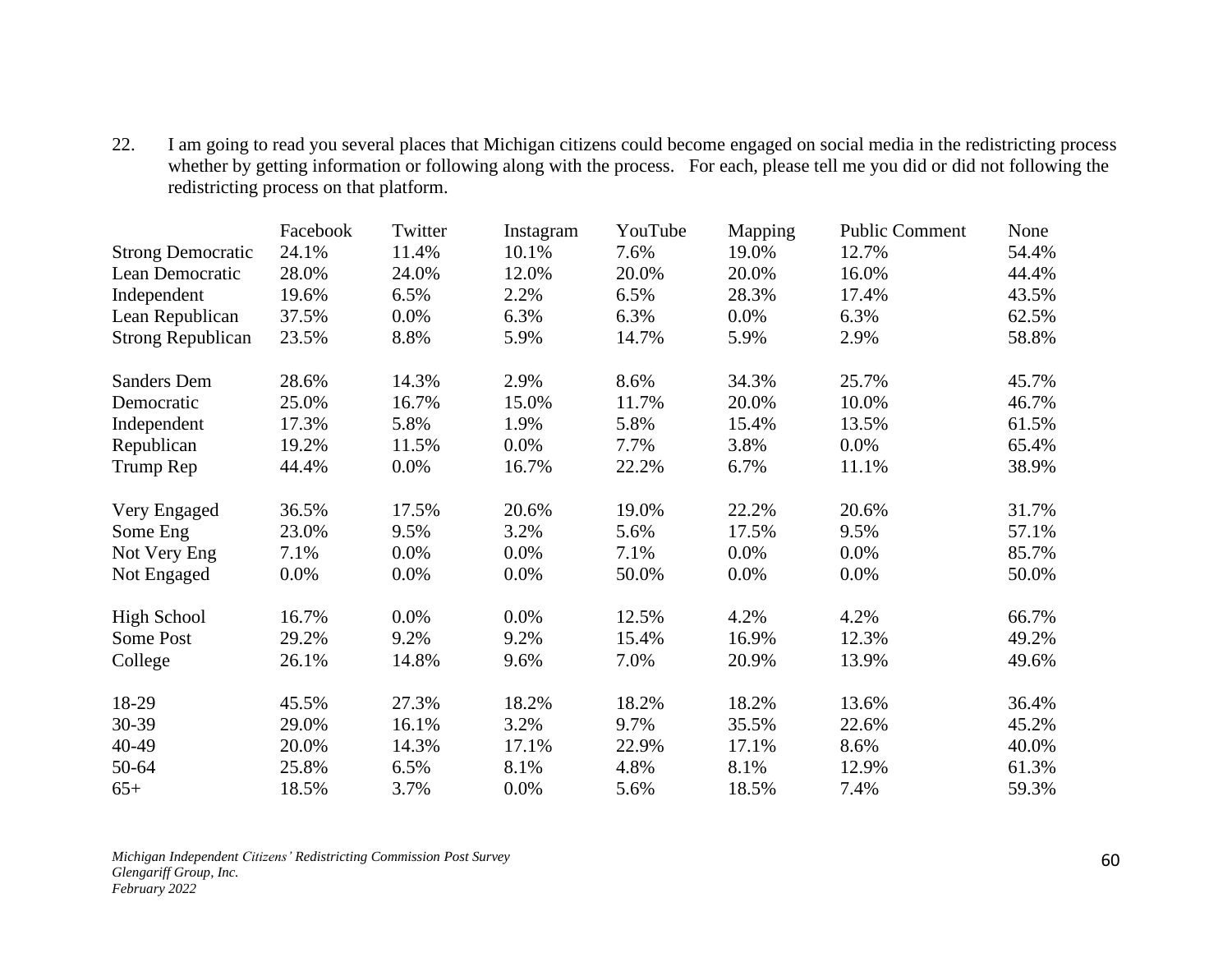22. I am going to read you several places that Michigan citizens could become engaged on social media in the redistricting process whether by getting information or following along with the process. For each, please tell me you did or did not following the redistricting process on that platform.

| | Facebook | Twitter | Instagram | YouTube | Mapping | Public Comment | None |
|---|---|---|---|---|---|---|---|
| Strong Democratic | 24.1% | 11.4% | 10.1% | 7.6% | 19.0% | 12.7% | 54.4% |
| Lean Democratic | 28.0% | 24.0% | 12.0% | 20.0% | 20.0% | 16.0% | 44.4% |
| Independent | 19.6% | 6.5% | 2.2% | 6.5% | 28.3% | 17.4% | 43.5% |
| Lean Republican | 37.5% | 0.0% | 6.3% | 6.3% | 0.0% | 6.3% | 62.5% |
| Strong Republican | 23.5% | 8.8% | 5.9% | 14.7% | 5.9% | 2.9% | 58.8% |
| | | | | | | | |
| Sanders Dem | 28.6% | 14.3% | 2.9% | 8.6% | 34.3% | 25.7% | 45.7% |
| Democratic | 25.0% | 16.7% | 15.0% | 11.7% | 20.0% | 10.0% | 46.7% |
| Independent | 17.3% | 5.8% | 1.9% | 5.8% | 15.4% | 13.5% | 61.5% |
| Republican | 19.2% | 11.5% | 0.0% | 7.7% | 3.8% | 0.0% | 65.4% |
| Trump Rep | 44.4% | 0.0% | 16.7% | 22.2% | 6.7% | 11.1% | 38.9% |
| | | | | | | | |
| Very Engaged | 36.5% | 17.5% | 20.6% | 19.0% | 22.2% | 20.6% | 31.7% |
| Some Eng | 23.0% | 9.5% | 3.2% | 5.6% | 17.5% | 9.5% | 57.1% |
| Not Very Eng | 7.1% | 0.0% | 0.0% | 7.1% | 0.0% | 0.0% | 85.7% |
| Not Engaged | 0.0% | 0.0% | 0.0% | 50.0% | 0.0% | 0.0% | 50.0% |
| | | | | | | | |
| High School | 16.7% | 0.0% | 0.0% | 12.5% | 4.2% | 4.2% | 66.7% |
| Some Post | 29.2% | 9.2% | 9.2% | 15.4% | 16.9% | 12.3% | 49.2% |
| College | 26.1% | 14.8% | 9.6% | 7.0% | 20.9% | 13.9% | 49.6% |
| | | | | | | | |
| 18-29 | 45.5% | 27.3% | 18.2% | 18.2% | 18.2% | 13.6% | 36.4% |
| 30-39 | 29.0% | 16.1% | 3.2% | 9.7% | 35.5% | 22.6% | 45.2% |
| 40-49 | 20.0% | 14.3% | 17.1% | 22.9% | 17.1% | 8.6% | 40.0% |
| 50-64 | 25.8% | 6.5% | 8.1% | 4.8% | 8.1% | 12.9% | 61.3% |
| 65+ | 18.5% | 3.7% | 0.0% | 5.6% | 18.5% | 7.4% | 59.3% |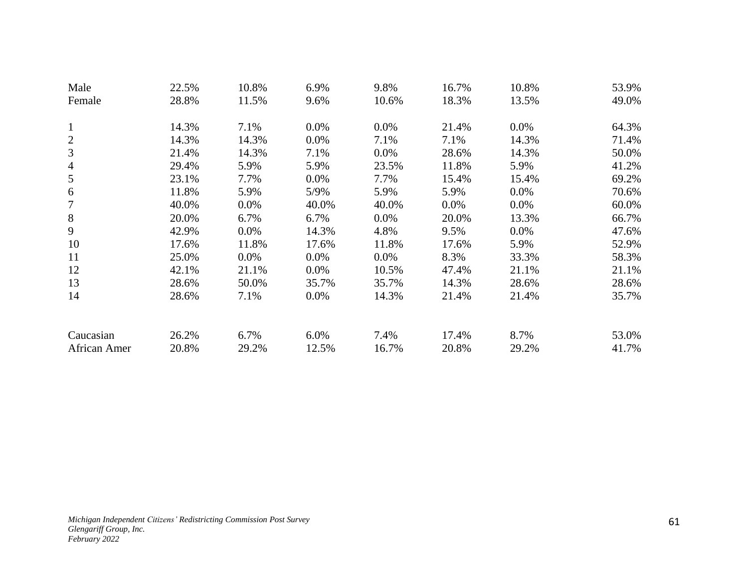| | | | | | | | |
|---|---|---|---|---|---|---|---|
| Male | 22.5% | 10.8% | 6.9% | 9.8% | 16.7% | 10.8% | 53.9% |
| Female | 28.8% | 11.5% | 9.6% | 10.6% | 18.3% | 13.5% | 49.0% |
| | | | | | | | |
| 1 | 14.3% | 7.1% | 0.0% | 0.0% | 21.4% | 0.0% | 64.3% |
| 2 | 14.3% | 14.3% | 0.0% | 7.1% | 7.1% | 14.3% | 71.4% |
| 3 | 21.4% | 14.3% | 7.1% | 0.0% | 28.6% | 14.3% | 50.0% |
| 4 | 29.4% | 5.9% | 5.9% | 23.5% | 11.8% | 5.9% | 41.2% |
| 5 | 23.1% | 7.7% | 0.0% | 7.7% | 15.4% | 15.4% | 69.2% |
| 6 | 11.8% | 5.9% | 5/9% | 5.9% | 5.9% | 0.0% | 70.6% |
| 7 | 40.0% | 0.0% | 40.0% | 40.0% | 0.0% | 0.0% | 60.0% |
| 8 | 20.0% | 6.7% | 6.7% | 0.0% | 20.0% | 13.3% | 66.7% |
| 9 | 42.9% | 0.0% | 14.3% | 4.8% | 9.5% | 0.0% | 47.6% |
| 10 | 17.6% | 11.8% | 17.6% | 11.8% | 17.6% | 5.9% | 52.9% |
| 11 | 25.0% | 0.0% | 0.0% | 0.0% | 8.3% | 33.3% | 58.3% |
| 12 | 42.1% | 21.1% | 0.0% | 10.5% | 47.4% | 21.1% | 21.1% |
| 13 | 28.6% | 50.0% | 35.7% | 35.7% | 14.3% | 28.6% | 28.6% |
| 14 | 28.6% | 7.1% | 0.0% | 14.3% | 21.4% | 21.4% | 35.7% |
| | | | | | | | |
| Caucasian | 26.2% | 6.7% | 6.0% | 7.4% | 17.4% | 8.7% | 53.0% |
| African Amer | 20.8% | 29.2% | 12.5% | 16.7% | 20.8% | 29.2% | 41.7% |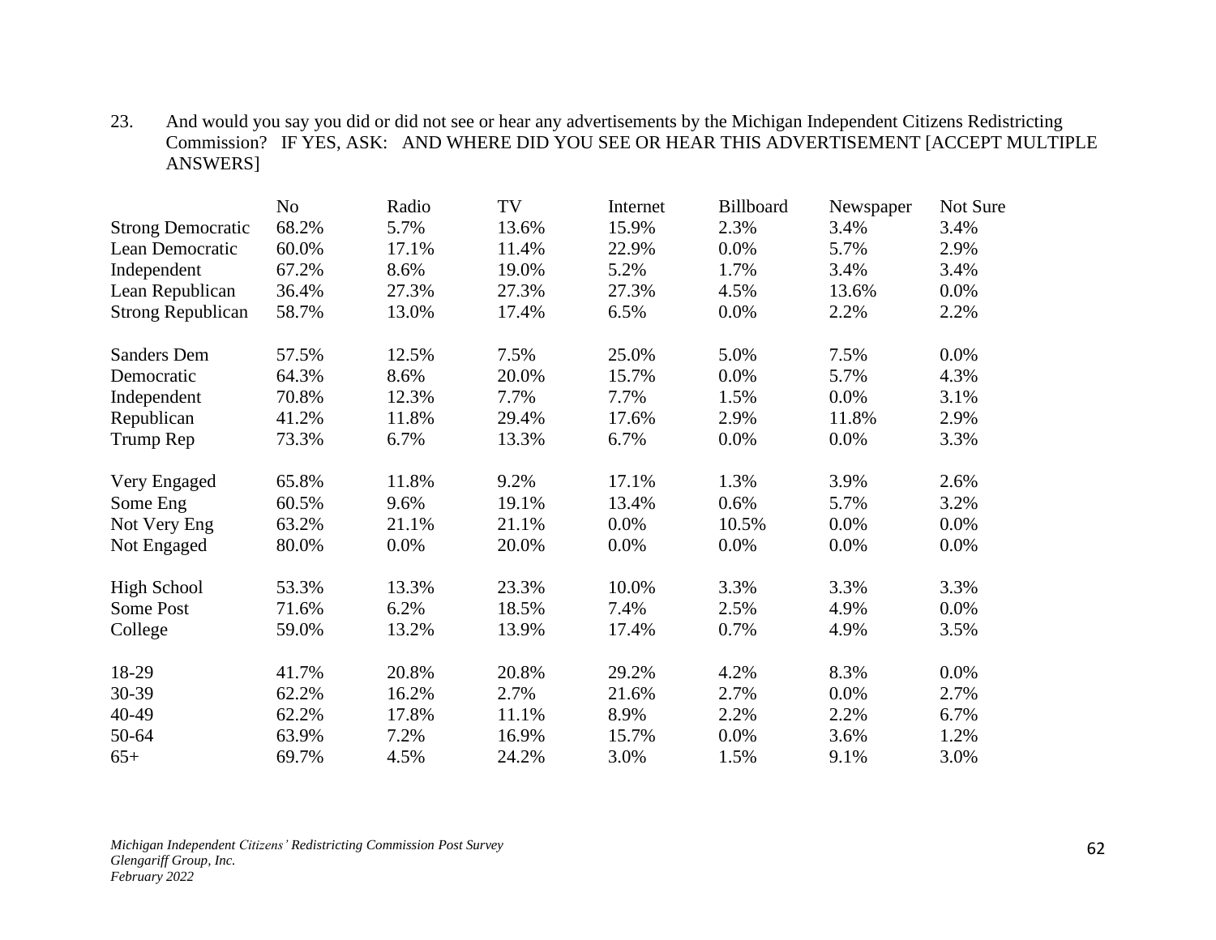23. And would you say you did or did not see or hear any advertisements by the Michigan Independent Citizens Redistricting Commission? IF YES, ASK: AND WHERE DID YOU SEE OR HEAR THIS ADVERTISEMENT [ACCEPT MULTIPLE ANSWERS]

| | No | Radio | TV | Internet | Billboard | Newspaper | Not Sure |
|---|---|---|---|---|---|---|---|
| Strong Democratic | 68.2% | 5.7% | 13.6% | 15.9% | 2.3% | 3.4% | 3.4% |
| Lean Democratic | 60.0% | 17.1% | 11.4% | 22.9% | 0.0% | 5.7% | 2.9% |
| Independent | 67.2% | 8.6% | 19.0% | 5.2% | 1.7% | 3.4% | 3.4% |
| Lean Republican | 36.4% | 27.3% | 27.3% | 27.3% | 4.5% | 13.6% | 0.0% |
| Strong Republican | 58.7% | 13.0% | 17.4% | 6.5% | 0.0% | 2.2% | 2.2% |
| | | | | | | | |
| Sanders Dem | 57.5% | 12.5% | 7.5% | 25.0% | 5.0% | 7.5% | 0.0% |
| Democratic | 64.3% | 8.6% | 20.0% | 15.7% | 0.0% | 5.7% | 4.3% |
| Independent | 70.8% | 12.3% | 7.7% | 7.7% | 1.5% | 0.0% | 3.1% |
| Republican | 41.2% | 11.8% | 29.4% | 17.6% | 2.9% | 11.8% | 2.9% |
| Trump Rep | 73.3% | 6.7% | 13.3% | 6.7% | 0.0% | 0.0% | 3.3% |
| | | | | | | | |
| Very Engaged | 65.8% | 11.8% | 9.2% | 17.1% | 1.3% | 3.9% | 2.6% |
| Some Eng | 60.5% | 9.6% | 19.1% | 13.4% | 0.6% | 5.7% | 3.2% |
| Not Very Eng | 63.2% | 21.1% | 21.1% | 0.0% | 10.5% | 0.0% | 0.0% |
| Not Engaged | 80.0% | 0.0% | 20.0% | 0.0% | 0.0% | 0.0% | 0.0% |
| | | | | | | | |
| High School | 53.3% | 13.3% | 23.3% | 10.0% | 3.3% | 3.3% | 3.3% |
| Some Post | 71.6% | 6.2% | 18.5% | 7.4% | 2.5% | 4.9% | 0.0% |
| College | 59.0% | 13.2% | 13.9% | 17.4% | 0.7% | 4.9% | 3.5% |
| | | | | | | | |
| 18-29 | 41.7% | 20.8% | 20.8% | 29.2% | 4.2% | 8.3% | 0.0% |
| 30-39 | 62.2% | 16.2% | 2.7% | 21.6% | 2.7% | 0.0% | 2.7% |
| 40-49 | 62.2% | 17.8% | 11.1% | 8.9% | 2.2% | 2.2% | 6.7% |
| 50-64 | 63.9% | 7.2% | 16.9% | 15.7% | 0.0% | 3.6% | 1.2% |
| 65+ | 69.7% | 4.5% | 24.2% | 3.0% | 1.5% | 9.1% | 3.0% |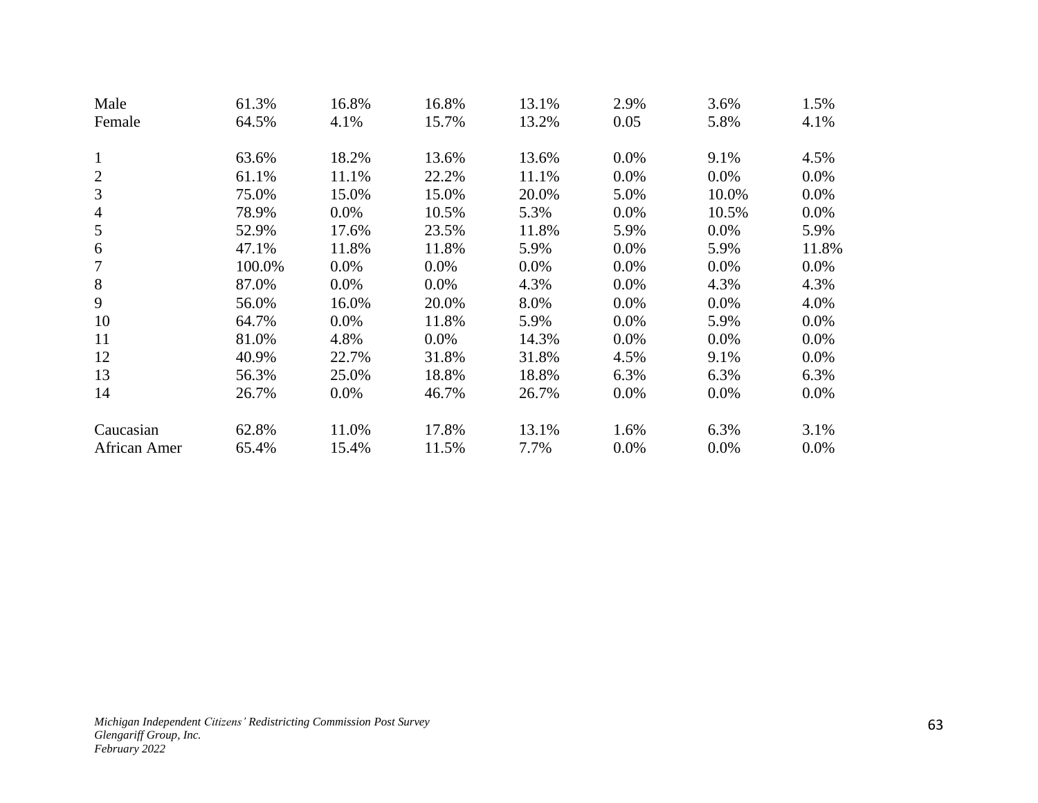| | | | | | | | |
|---|---|---|---|---|---|---|---|
| Male | 61.3% | 16.8% | 16.8% | 13.1% | 2.9% | 3.6% | 1.5% |
| Female | 64.5% | 4.1% | 15.7% | 13.2% | 0.05 | 5.8% | 4.1% |
| | | | | | | | |
| 1 | 63.6% | 18.2% | 13.6% | 13.6% | 0.0% | 9.1% | 4.5% |
| 2 | 61.1% | 11.1% | 22.2% | 11.1% | 0.0% | 0.0% | 0.0% |
| 3 | 75.0% | 15.0% | 15.0% | 20.0% | 5.0% | 10.0% | 0.0% |
| 4 | 78.9% | 0.0% | 10.5% | 5.3% | 0.0% | 10.5% | 0.0% |
| 5 | 52.9% | 17.6% | 23.5% | 11.8% | 5.9% | 0.0% | 5.9% |
| 6 | 47.1% | 11.8% | 11.8% | 5.9% | 0.0% | 5.9% | 11.8% |
| 7 | 100.0% | 0.0% | 0.0% | 0.0% | 0.0% | 0.0% | 0.0% |
| 8 | 87.0% | 0.0% | 0.0% | 4.3% | 0.0% | 4.3% | 4.3% |
| 9 | 56.0% | 16.0% | 20.0% | 8.0% | 0.0% | 0.0% | 4.0% |
| 10 | 64.7% | 0.0% | 11.8% | 5.9% | 0.0% | 5.9% | 0.0% |
| 11 | 81.0% | 4.8% | 0.0% | 14.3% | 0.0% | 0.0% | 0.0% |
| 12 | 40.9% | 22.7% | 31.8% | 31.8% | 4.5% | 9.1% | 0.0% |
| 13 | 56.3% | 25.0% | 18.8% | 18.8% | 6.3% | 6.3% | 6.3% |
| 14 | 26.7% | 0.0% | 46.7% | 26.7% | 0.0% | 0.0% | 0.0% |
| | | | | | | | |
| Caucasian | 62.8% | 11.0% | 17.8% | 13.1% | 1.6% | 6.3% | 3.1% |
| African Amer | 65.4% | 15.4% | 11.5% | 7.7% | 0.0% | 0.0% | 0.0% |

*Michigan Independent Citizens' Redistricting Commission Post Survey*
*Glengariff Group, Inc.*
*February 2022*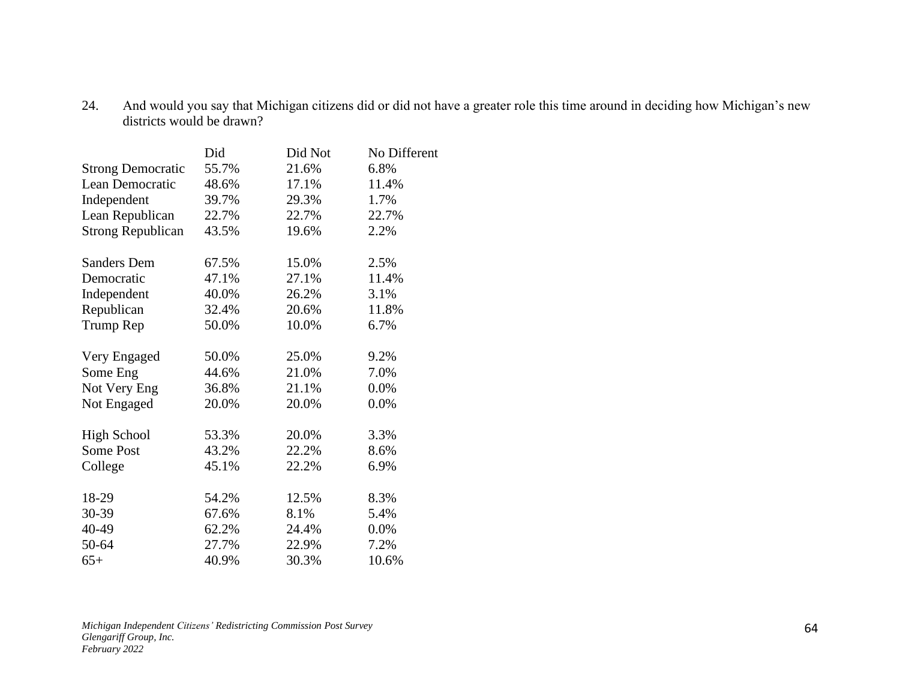24. And would you say that Michigan citizens did or did not have a greater role this time around in deciding how Michigan's new districts would be drawn?

| | Did | Did Not | No Different |
|---|---|---|---|
| Strong Democratic | 55.7% | 21.6% | 6.8% |
| Lean Democratic | 48.6% | 17.1% | 11.4% |
| Independent | 39.7% | 29.3% | 1.7% |
| Lean Republican | 22.7% | 22.7% | 22.7% |
| Strong Republican | 43.5% | 19.6% | 2.2% |
| | | | |
| Sanders Dem | 67.5% | 15.0% | 2.5% |
| Democratic | 47.1% | 27.1% | 11.4% |
| Independent | 40.0% | 26.2% | 3.1% |
| Republican | 32.4% | 20.6% | 11.8% |
| Trump Rep | 50.0% | 10.0% | 6.7% |
| | | | |
| Very Engaged | 50.0% | 25.0% | 9.2% |
| Some Eng | 44.6% | 21.0% | 7.0% |
| Not Very Eng | 36.8% | 21.1% | 0.0% |
| Not Engaged | 20.0% | 20.0% | 0.0% |
| | | | |
| High School | 53.3% | 20.0% | 3.3% |
| Some Post | 43.2% | 22.2% | 8.6% |
| College | 45.1% | 22.2% | 6.9% |
| | | | |
| 18-29 | 54.2% | 12.5% | 8.3% |
| 30-39 | 67.6% | 8.1% | 5.4% |
| 40-49 | 62.2% | 24.4% | 0.0% |
| 50-64 | 27.7% | 22.9% | 7.2% |
| 65+ | 40.9% | 30.3% | 10.6% |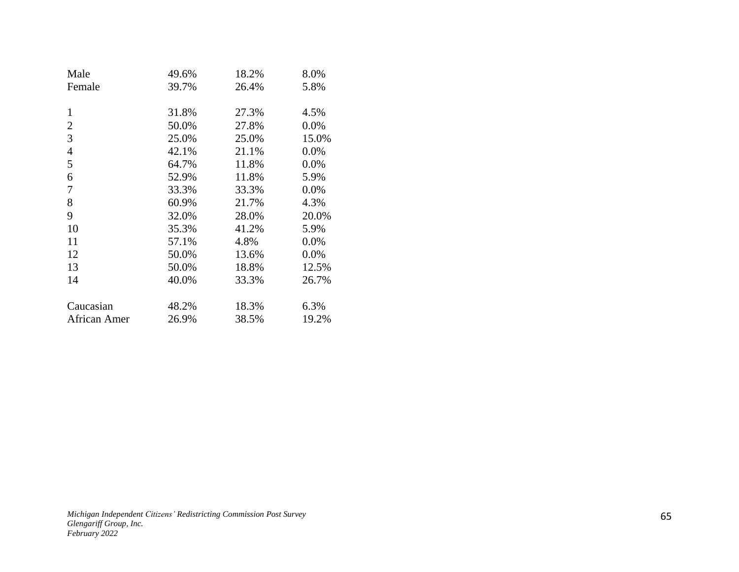| | | | |
|---|---|---|---|
| Male | 49.6% | 18.2% | 8.0% |
| Female | 39.7% | 26.4% | 5.8% |
| | | | |
| 1 | 31.8% | 27.3% | 4.5% |
| 2 | 50.0% | 27.8% | 0.0% |
| 3 | 25.0% | 25.0% | 15.0% |
| 4 | 42.1% | 21.1% | 0.0% |
| 5 | 64.7% | 11.8% | 0.0% |
| 6 | 52.9% | 11.8% | 5.9% |
| 7 | 33.3% | 33.3% | 0.0% |
| 8 | 60.9% | 21.7% | 4.3% |
| 9 | 32.0% | 28.0% | 20.0% |
| 10 | 35.3% | 41.2% | 5.9% |
| 11 | 57.1% | 4.8% | 0.0% |
| 12 | 50.0% | 13.6% | 0.0% |
| 13 | 50.0% | 18.8% | 12.5% |
| 14 | 40.0% | 33.3% | 26.7% |
| | | | |
| Caucasian | 48.2% | 18.3% | 6.3% |
| African Amer | 26.9% | 38.5% | 19.2% |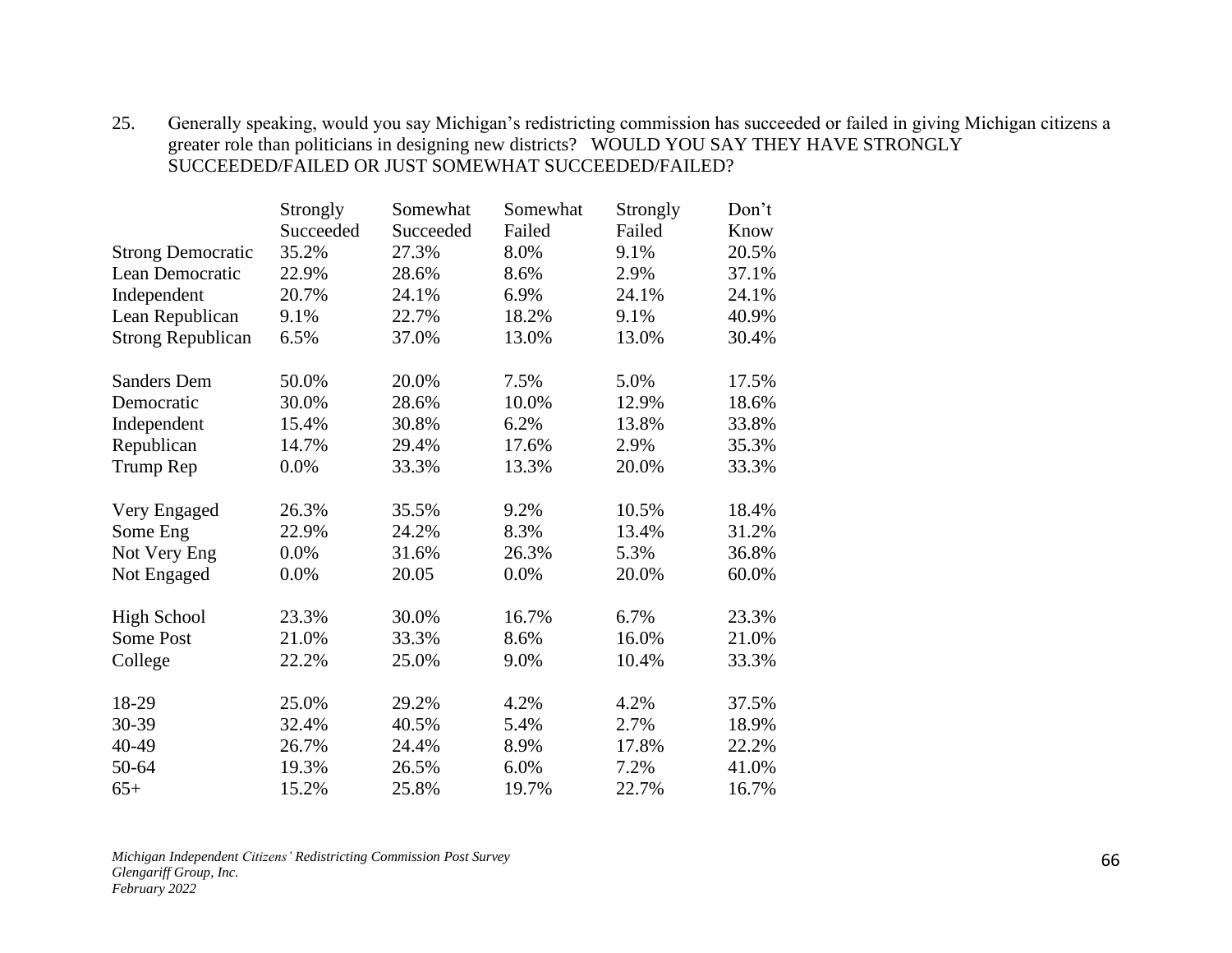25. Generally speaking, would you say Michigan's redistricting commission has succeeded or failed in giving Michigan citizens a greater role than politicians in designing new districts? WOULD YOU SAY THEY HAVE STRONGLY SUCCEEDED/FAILED OR JUST SOMEWHAT SUCCEEDED/FAILED?

| | Strongly Succeeded | Somewhat Succeeded | Somewhat Failed | Strongly Failed | Don't Know |
|---|---|---|---|---|---|
| Strong Democratic | 35.2% | 27.3% | 8.0% | 9.1% | 20.5% |
| Lean Democratic | 22.9% | 28.6% | 8.6% | 2.9% | 37.1% |
| Independent | 20.7% | 24.1% | 6.9% | 24.1% | 24.1% |
| Lean Republican | 9.1% | 22.7% | 18.2% | 9.1% | 40.9% |
| Strong Republican | 6.5% | 37.0% | 13.0% | 13.0% | 30.4% |
| | | | | | |
| Sanders Dem | 50.0% | 20.0% | 7.5% | 5.0% | 17.5% |
| Democratic | 30.0% | 28.6% | 10.0% | 12.9% | 18.6% |
| Independent | 15.4% | 30.8% | 6.2% | 13.8% | 33.8% |
| Republican | 14.7% | 29.4% | 17.6% | 2.9% | 35.3% |
| Trump Rep | 0.0% | 33.3% | 13.3% | 20.0% | 33.3% |
| | | | | | |
| Very Engaged | 26.3% | 35.5% | 9.2% | 10.5% | 18.4% |
| Some Eng | 22.9% | 24.2% | 8.3% | 13.4% | 31.2% |
| Not Very Eng | 0.0% | 31.6% | 26.3% | 5.3% | 36.8% |
| Not Engaged | 0.0% | 20.05 | 0.0% | 20.0% | 60.0% |
| | | | | | |
| High School | 23.3% | 30.0% | 16.7% | 6.7% | 23.3% |
| Some Post | 21.0% | 33.3% | 8.6% | 16.0% | 21.0% |
| College | 22.2% | 25.0% | 9.0% | 10.4% | 33.3% |
| | | | | | |
| 18-29 | 25.0% | 29.2% | 4.2% | 4.2% | 37.5% |
| 30-39 | 32.4% | 40.5% | 5.4% | 2.7% | 18.9% |
| 40-49 | 26.7% | 24.4% | 8.9% | 17.8% | 22.2% |
| 50-64 | 19.3% | 26.5% | 6.0% | 7.2% | 41.0% |
| 65+ | 15.2% | 25.8% | 19.7% | 22.7% | 16.7% |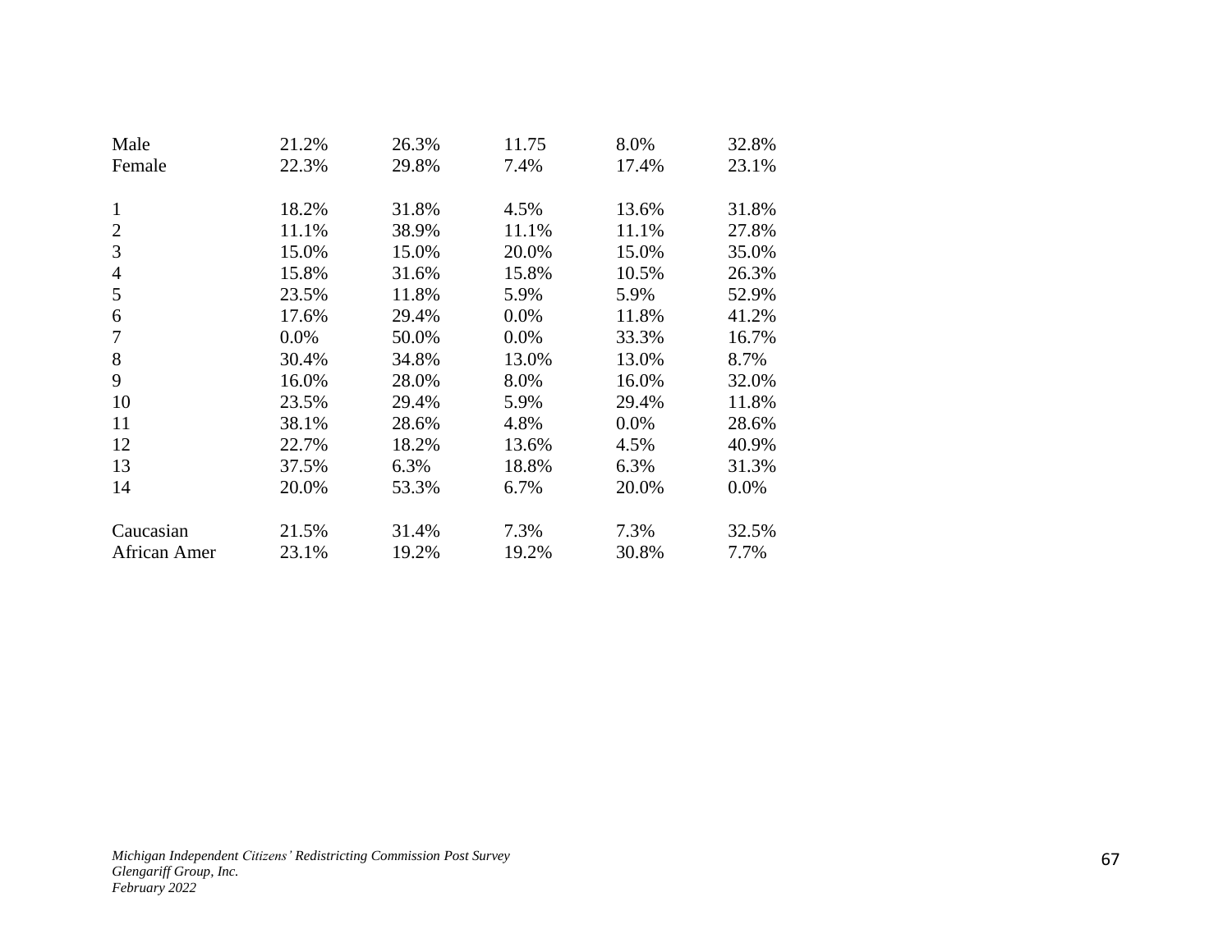| | | | | | |
|---|---|---|---|---|---|
| Male | 21.2% | 26.3% | 11.75 | 8.0% | 32.8% |
| Female | 22.3% | 29.8% | 7.4% | 17.4% | 23.1% |
| | | | | | |
| 1 | 18.2% | 31.8% | 4.5% | 13.6% | 31.8% |
| 2 | 11.1% | 38.9% | 11.1% | 11.1% | 27.8% |
| 3 | 15.0% | 15.0% | 20.0% | 15.0% | 35.0% |
| 4 | 15.8% | 31.6% | 15.8% | 10.5% | 26.3% |
| 5 | 23.5% | 11.8% | 5.9% | 5.9% | 52.9% |
| 6 | 17.6% | 29.4% | 0.0% | 11.8% | 41.2% |
| 7 | 0.0% | 50.0% | 0.0% | 33.3% | 16.7% |
| 8 | 30.4% | 34.8% | 13.0% | 13.0% | 8.7% |
| 9 | 16.0% | 28.0% | 8.0% | 16.0% | 32.0% |
| 10 | 23.5% | 29.4% | 5.9% | 29.4% | 11.8% |
| 11 | 38.1% | 28.6% | 4.8% | 0.0% | 28.6% |
| 12 | 22.7% | 18.2% | 13.6% | 4.5% | 40.9% |
| 13 | 37.5% | 6.3% | 18.8% | 6.3% | 31.3% |
| 14 | 20.0% | 53.3% | 6.7% | 20.0% | 0.0% |
| | | | | | |
| Caucasian | 21.5% | 31.4% | 7.3% | 7.3% | 32.5% |
| African Amer | 23.1% | 19.2% | 19.2% | 30.8% | 7.7% |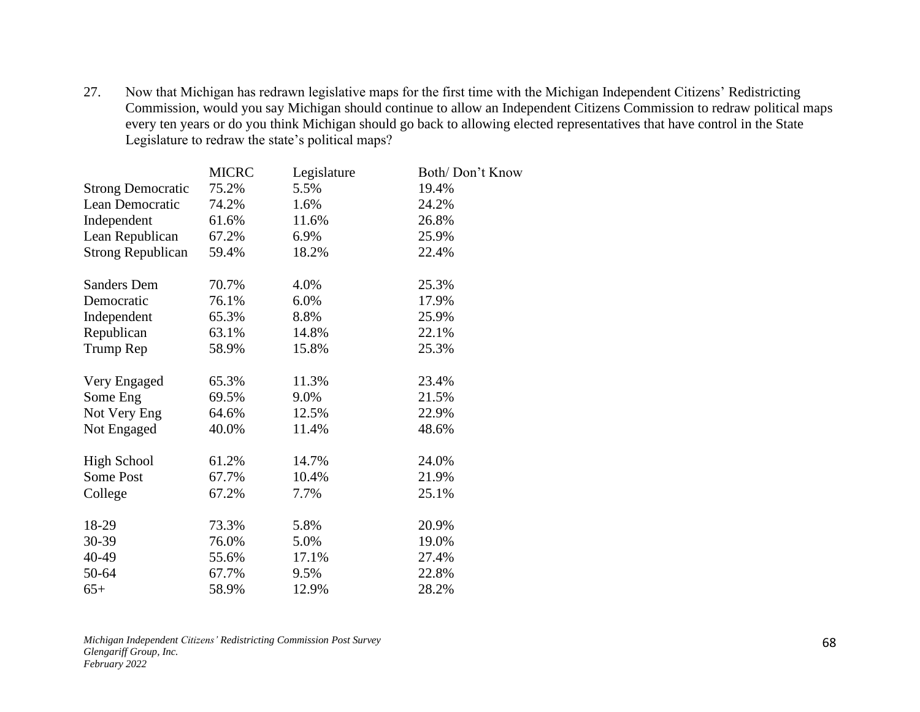27. Now that Michigan has redrawn legislative maps for the first time with the Michigan Independent Citizens' Redistricting Commission, would you say Michigan should continue to allow an Independent Citizens Commission to redraw political maps every ten years or do you think Michigan should go back to allowing elected representatives that have control in the State Legislature to redraw the state's political maps?

| | MICRC | Legislature | Both/ Don't Know |
|---|---|---|---|
| Strong Democratic | 75.2% | 5.5% | 19.4% |
| Lean Democratic | 74.2% | 1.6% | 24.2% |
| Independent | 61.6% | 11.6% | 26.8% |
| Lean Republican | 67.2% | 6.9% | 25.9% |
| Strong Republican | 59.4% | 18.2% | 22.4% |
| | | | |
| Sanders Dem | 70.7% | 4.0% | 25.3% |
| Democratic | 76.1% | 6.0% | 17.9% |
| Independent | 65.3% | 8.8% | 25.9% |
| Republican | 63.1% | 14.8% | 22.1% |
| Trump Rep | 58.9% | 15.8% | 25.3% |
| | | | |
| Very Engaged | 65.3% | 11.3% | 23.4% |
| Some Eng | 69.5% | 9.0% | 21.5% |
| Not Very Eng | 64.6% | 12.5% | 22.9% |
| Not Engaged | 40.0% | 11.4% | 48.6% |
| | | | |
| High School | 61.2% | 14.7% | 24.0% |
| Some Post | 67.7% | 10.4% | 21.9% |
| College | 67.2% | 7.7% | 25.1% |
| | | | |
| 18-29 | 73.3% | 5.8% | 20.9% |
| 30-39 | 76.0% | 5.0% | 19.0% |
| 40-49 | 55.6% | 17.1% | 27.4% |
| 50-64 | 67.7% | 9.5% | 22.8% |
| 65+ | 58.9% | 12.9% | 28.2% |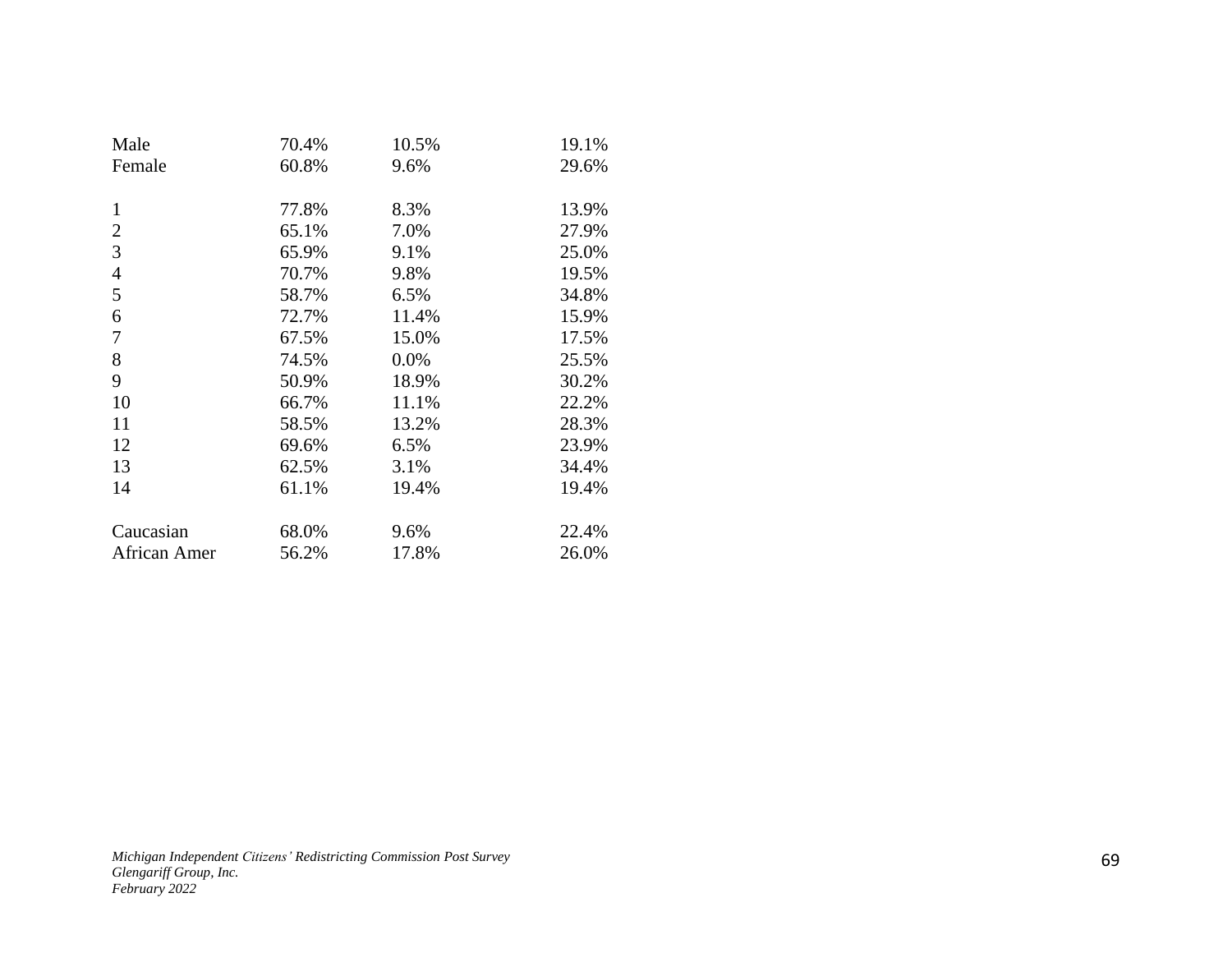| | | | |
|---|---|---|---|
| Male | 70.4% | 10.5% | 19.1% |
| Female | 60.8% | 9.6% | 29.6% |
| | | | |
| 1 | 77.8% | 8.3% | 13.9% |
| 2 | 65.1% | 7.0% | 27.9% |
| 3 | 65.9% | 9.1% | 25.0% |
| 4 | 70.7% | 9.8% | 19.5% |
| 5 | 58.7% | 6.5% | 34.8% |
| 6 | 72.7% | 11.4% | 15.9% |
| 7 | 67.5% | 15.0% | 17.5% |
| 8 | 74.5% | 0.0% | 25.5% |
| 9 | 50.9% | 18.9% | 30.2% |
| 10 | 66.7% | 11.1% | 22.2% |
| 11 | 58.5% | 13.2% | 28.3% |
| 12 | 69.6% | 6.5% | 23.9% |
| 13 | 62.5% | 3.1% | 34.4% |
| 14 | 61.1% | 19.4% | 19.4% |
| | | | |
| Caucasian | 68.0% | 9.6% | 22.4% |
| African Amer | 56.2% | 17.8% | 26.0% |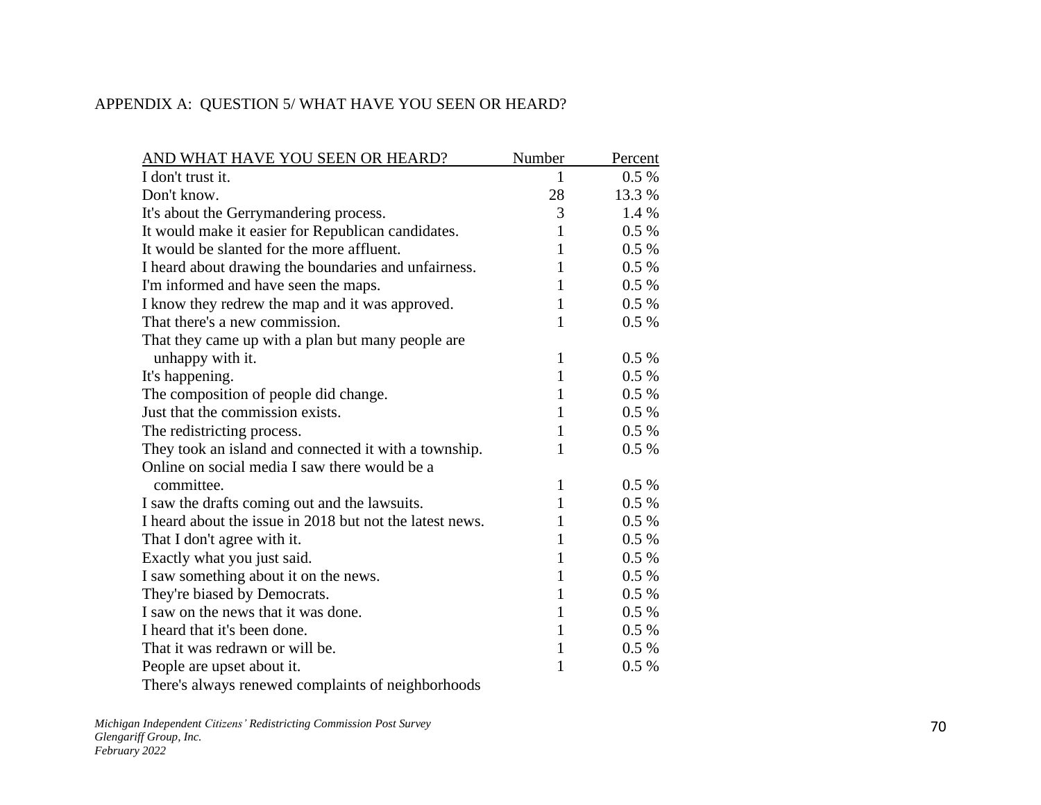APPENDIX A: QUESTION 5/ WHAT HAVE YOU SEEN OR HEARD?

| AND WHAT HAVE YOU SEEN OR HEARD? | Number | Percent |
|---|---|---|
| I don't trust it. | 1 | 0.5 % |
| Don't know. | 28 | 13.3 % |
| It's about the Gerrymandering process. | 3 | 1.4 % |
| It would make it easier for Republican candidates. | 1 | 0.5 % |
| It would be slanted for the more affluent. | 1 | 0.5 % |
| I heard about drawing the boundaries and unfairness. | 1 | 0.5 % |
| I'm informed and have seen the maps. | 1 | 0.5 % |
| I know they redrew the map and it was approved. | 1 | 0.5 % |
| That there's a new commission. | 1 | 0.5 % |
| That they came up with a plan but many people are unhappy with it. | 1 | 0.5 % |
| It's happening. | 1 | 0.5 % |
| The composition of people did change. | 1 | 0.5 % |
| Just that the commission exists. | 1 | 0.5 % |
| The redistricting process. | 1 | 0.5 % |
| They took an island and connected it with a township. | 1 | 0.5 % |
| Online on social media I saw there would be a committee. | 1 | 0.5 % |
| I saw the drafts coming out and the lawsuits. | 1 | 0.5 % |
| I heard about the issue in 2018 but not the latest news. | 1 | 0.5 % |
| That I don't agree with it. | 1 | 0.5 % |
| Exactly what you just said. | 1 | 0.5 % |
| I saw something about it on the news. | 1 | 0.5 % |
| They're biased by Democrats. | 1 | 0.5 % |
| I saw on the news that it was done. | 1 | 0.5 % |
| I heard that it's been done. | 1 | 0.5 % |
| That it was redrawn or will be. | 1 | 0.5 % |
| People are upset about it. | 1 | 0.5 % |
| There's always renewed complaints of neighborhoods | | |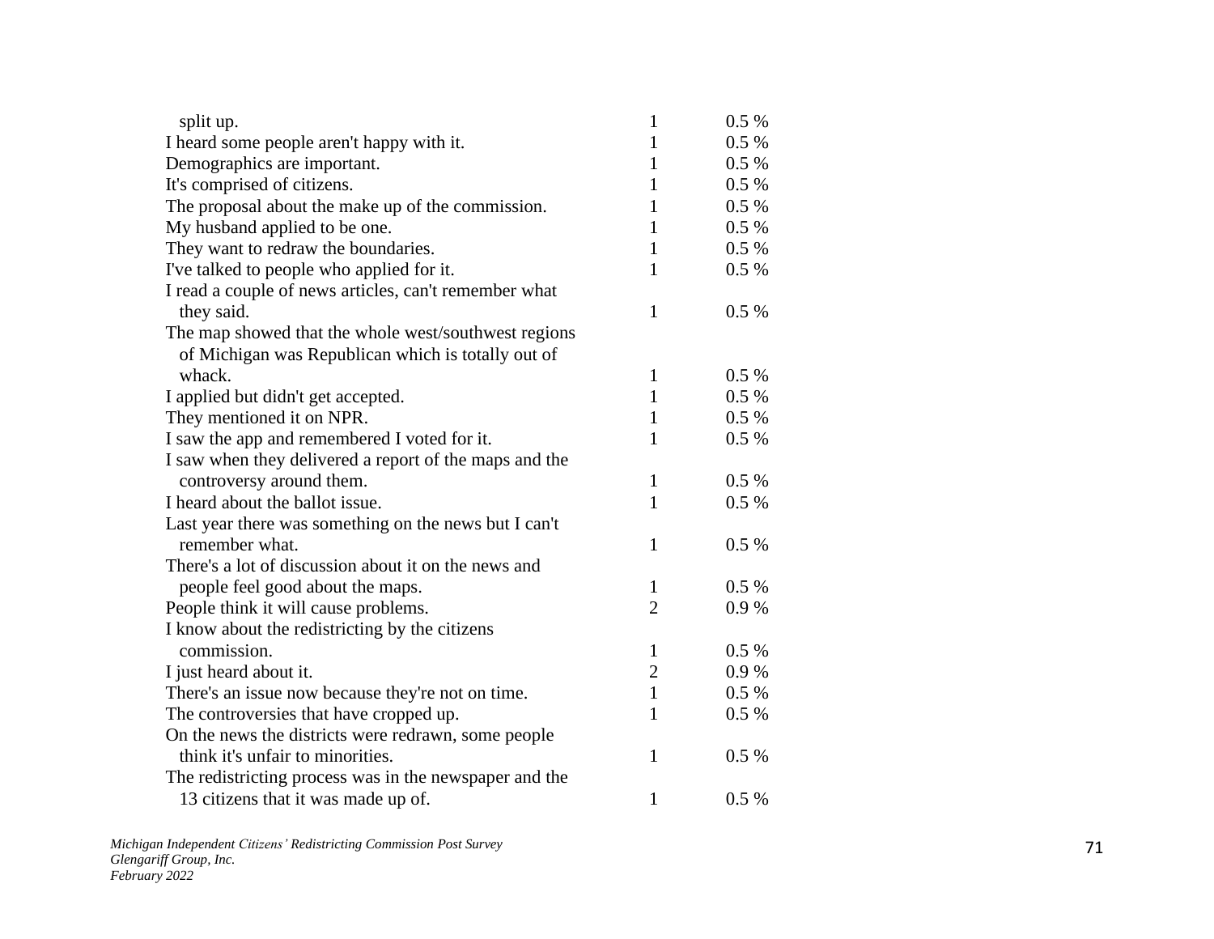| | | |
|---|---|---|
| split up. | 1 | 0.5 % |
| I heard some people aren't happy with it. | 1 | 0.5 % |
| Demographics are important. | 1 | 0.5 % |
| It's comprised of citizens. | 1 | 0.5 % |
| The proposal about the make up of the commission. | 1 | 0.5 % |
| My husband applied to be one. | 1 | 0.5 % |
| They want to redraw the boundaries. | 1 | 0.5 % |
| I've talked to people who applied for it. | 1 | 0.5 % |
| I read a couple of news articles, can't remember what they said. | 1 | 0.5 % |
| The map showed that the whole west/southwest regions of Michigan was Republican which is totally out of whack. | 1 | 0.5 % |
| I applied but didn't get accepted. | 1 | 0.5 % |
| They mentioned it on NPR. | 1 | 0.5 % |
| I saw the app and remembered I voted for it. | 1 | 0.5 % |
| I saw when they delivered a report of the maps and the controversy around them. | 1 | 0.5 % |
| I heard about the ballot issue. | 1 | 0.5 % |
| Last year there was something on the news but I can't remember what. | 1 | 0.5 % |
| There's a lot of discussion about it on the news and people feel good about the maps. | 1 | 0.5 % |
| People think it will cause problems. | 2 | 0.9 % |
| I know about the redistricting by the citizens commission. | 1 | 0.5 % |
| I just heard about it. | 2 | 0.9 % |
| There's an issue now because they're not on time. | 1 | 0.5 % |
| The controversies that have cropped up. | 1 | 0.5 % |
| On the news the districts were redrawn, some people think it's unfair to minorities. | 1 | 0.5 % |
| The redistricting process was in the newspaper and the 13 citizens that it was made up of. | 1 | 0.5 % |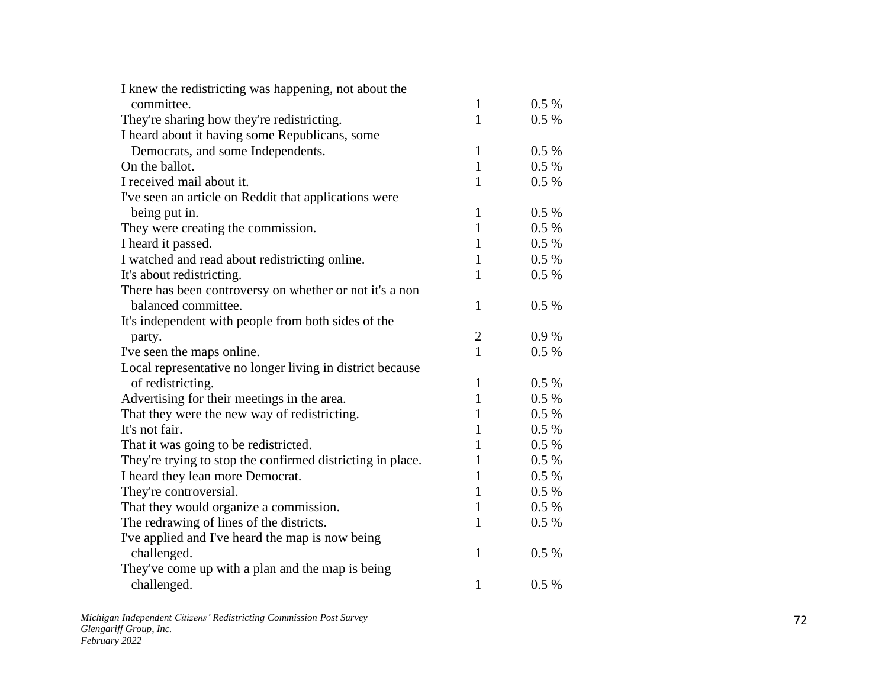| | | |
|---|---|---|
| I knew the redistricting was happening, not about the committee. | 1 | 0.5 % |
| They're sharing how they're redistricting. | 1 | 0.5 % |
| I heard about it having some Republicans, some Democrats, and some Independents. | 1 | 0.5 % |
| On the ballot. | 1 | 0.5 % |
| I received mail about it. | 1 | 0.5 % |
| I've seen an article on Reddit that applications were being put in. | 1 | 0.5 % |
| They were creating the commission. | 1 | 0.5 % |
| I heard it passed. | 1 | 0.5 % |
| I watched and read about redistricting online. | 1 | 0.5 % |
| It's about redistricting. | 1 | 0.5 % |
| There has been controversy on whether or not it's a non balanced committee. | 1 | 0.5 % |
| It's independent with people from both sides of the party. | 2 | 0.9 % |
| I've seen the maps online. | 1 | 0.5 % |
| Local representative no longer living in district because of redistricting. | 1 | 0.5 % |
| Advertising for their meetings in the area. | 1 | 0.5 % |
| That they were the new way of redistricting. | 1 | 0.5 % |
| It's not fair. | 1 | 0.5 % |
| That it was going to be redistricted. | 1 | 0.5 % |
| They're trying to stop the confirmed districting in place. | 1 | 0.5 % |
| I heard they lean more Democrat. | 1 | 0.5 % |
| They're controversial. | 1 | 0.5 % |
| That they would organize a commission. | 1 | 0.5 % |
| The redrawing of lines of the districts. | 1 | 0.5 % |
| I've applied and I've heard the map is now being challenged. | 1 | 0.5 % |
| They've come up with a plan and the map is being challenged. | 1 | 0.5 % |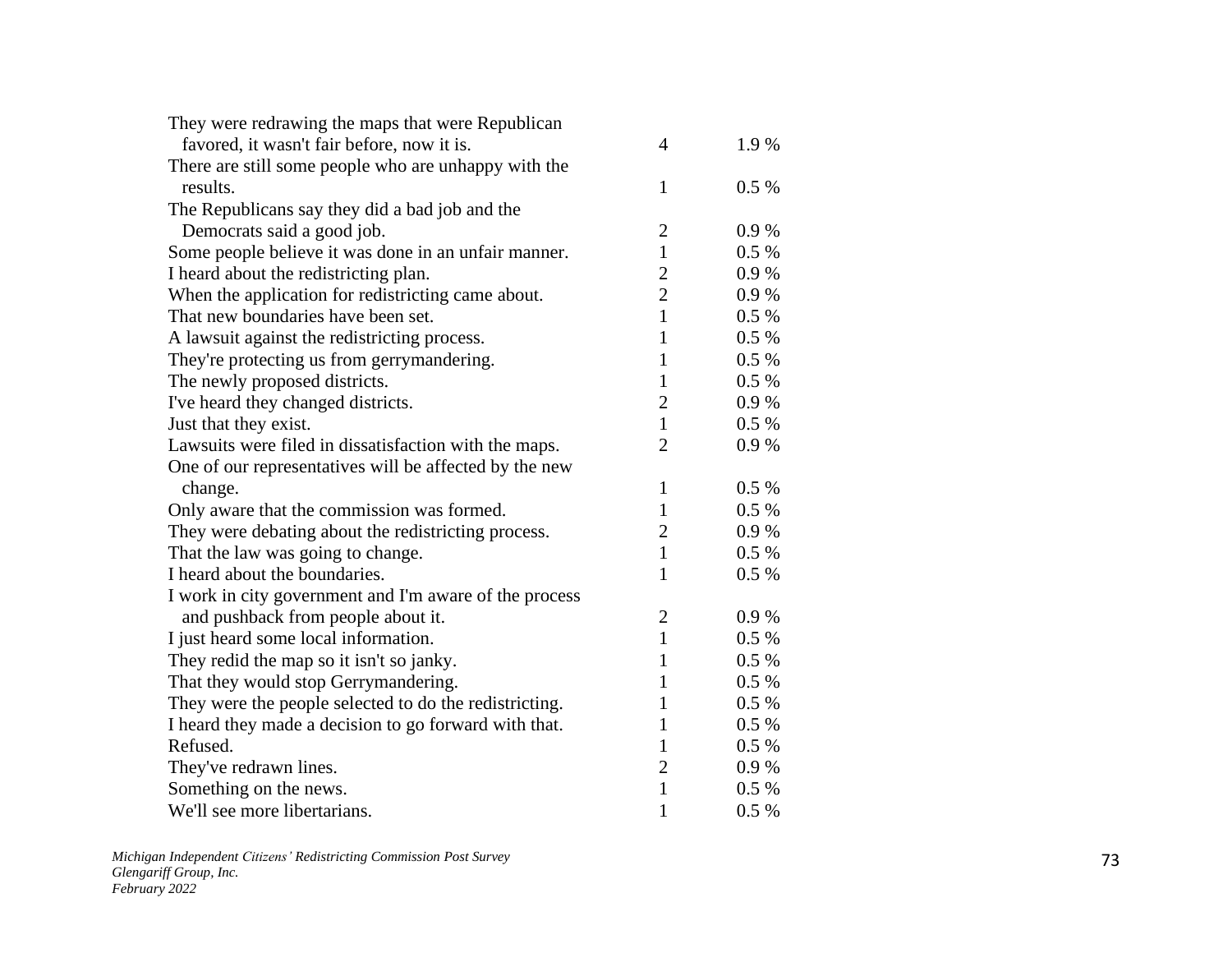| | | |
|---|---|---|
| They were redrawing the maps that were Republican favored, it wasn't fair before, now it is. | 4 | 1.9 % |
| There are still some people who are unhappy with the results. | 1 | 0.5 % |
| The Republicans say they did a bad job and the Democrats said a good job. | 2 | 0.9 % |
| Some people believe it was done in an unfair manner. | 1 | 0.5 % |
| I heard about the redistricting plan. | 2 | 0.9 % |
| When the application for redistricting came about. | 2 | 0.9 % |
| That new boundaries have been set. | 1 | 0.5 % |
| A lawsuit against the redistricting process. | 1 | 0.5 % |
| They're protecting us from gerrymandering. | 1 | 0.5 % |
| The newly proposed districts. | 1 | 0.5 % |
| I've heard they changed districts. | 2 | 0.9 % |
| Just that they exist. | 1 | 0.5 % |
| Lawsuits were filed in dissatisfaction with the maps. | 2 | 0.9 % |
| One of our representatives will be affected by the new change. | 1 | 0.5 % |
| Only aware that the commission was formed. | 1 | 0.5 % |
| They were debating about the redistricting process. | 2 | 0.9 % |
| That the law was going to change. | 1 | 0.5 % |
| I heard about the boundaries. | 1 | 0.5 % |
| I work in city government and I'm aware of the process and pushback from people about it. | 2 | 0.9 % |
| I just heard some local information. | 1 | 0.5 % |
| They redid the map so it isn't so janky. | 1 | 0.5 % |
| That they would stop Gerrymandering. | 1 | 0.5 % |
| They were the people selected to do the redistricting. | 1 | 0.5 % |
| I heard they made a decision to go forward with that. | 1 | 0.5 % |
| Refused. | 1 | 0.5 % |
| They've redrawn lines. | 2 | 0.9 % |
| Something on the news. | 1 | 0.5 % |
| We'll see more libertarians. | 1 | 0.5 % |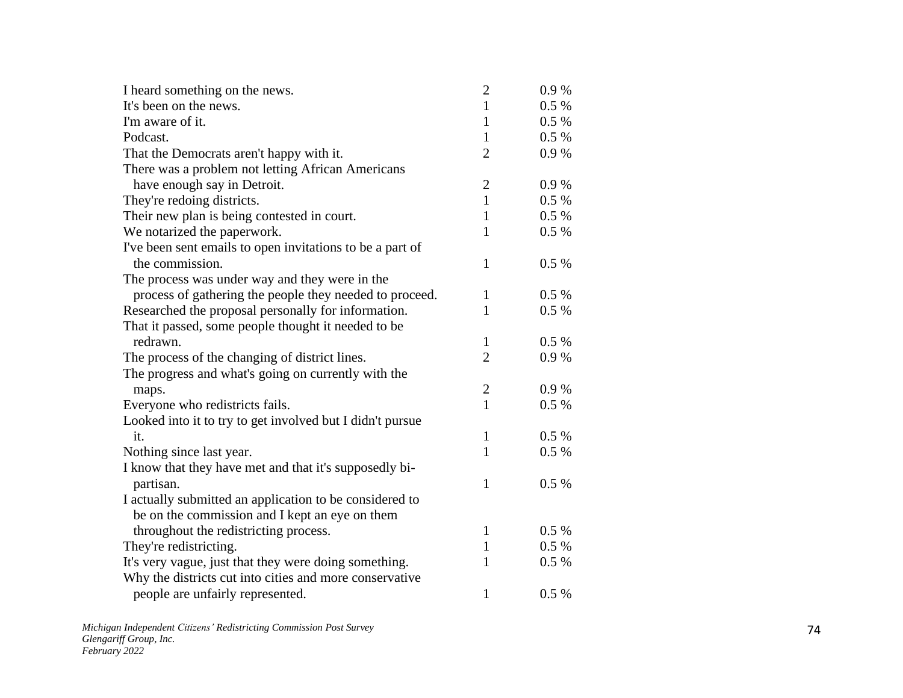| | | |
|---|---|---|
| I heard something on the news. | 2 | 0.9 % |
| It's been on the news. | 1 | 0.5 % |
| I'm aware of it. | 1 | 0.5 % |
| Podcast. | 1 | 0.5 % |
| That the Democrats aren't happy with it. | 2 | 0.9 % |
| There was a problem not letting African Americans have enough say in Detroit. | 2 | 0.9 % |
| They're redoing districts. | 1 | 0.5 % |
| Their new plan is being contested in court. | 1 | 0.5 % |
| We notarized the paperwork. | 1 | 0.5 % |
| I've been sent emails to open invitations to be a part of the commission. | 1 | 0.5 % |
| The process was under way and they were in the process of gathering the people they needed to proceed. | 1 | 0.5 % |
| Researched the proposal personally for information. | 1 | 0.5 % |
| That it passed, some people thought it needed to be redrawn. | 1 | 0.5 % |
| The process of the changing of district lines. | 2 | 0.9 % |
| The progress and what's going on currently with the maps. | 2 | 0.9 % |
| Everyone who redistricts fails. | 1 | 0.5 % |
| Looked into it to try to get involved but I didn't pursue it. | 1 | 0.5 % |
| Nothing since last year. | 1 | 0.5 % |
| I know that they have met and that it's supposedly bi-partisan. | 1 | 0.5 % |
| I actually submitted an application to be considered to be on the commission and I kept an eye on them throughout the redistricting process. | 1 | 0.5 % |
| They're redistricting. | 1 | 0.5 % |
| It's very vague, just that they were doing something. | 1 | 0.5 % |
| Why the districts cut into cities and more conservative people are unfairly represented. | 1 | 0.5 % |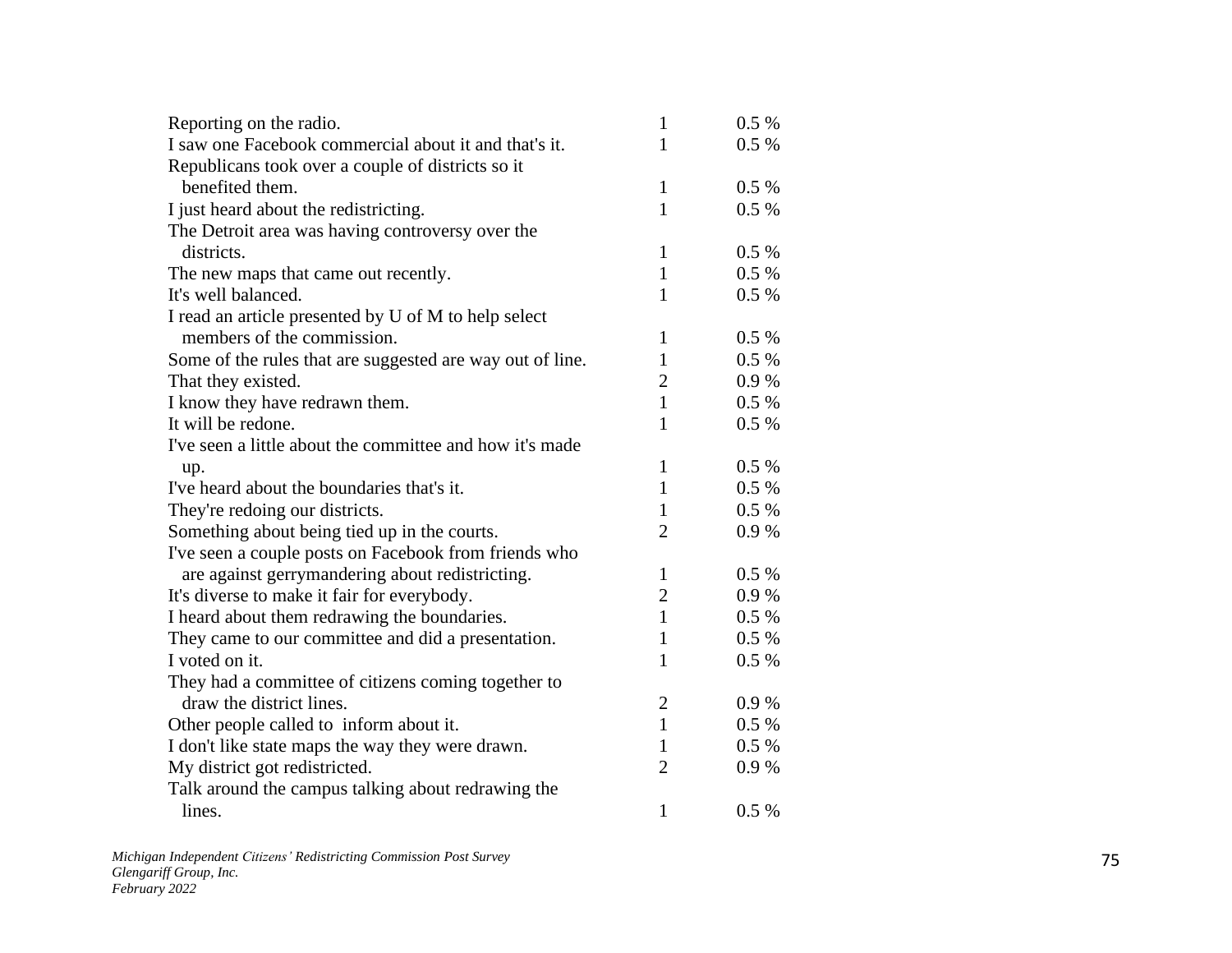| | | |
|---|---|---|
| Reporting on the radio. | 1 | 0.5 % |
| I saw one Facebook commercial about it and that's it. | 1 | 0.5 % |
| Republicans took over a couple of districts so it benefited them. | 1 | 0.5 % |
| I just heard about the redistricting. | 1 | 0.5 % |
| The Detroit area was having controversy over the districts. | 1 | 0.5 % |
| The new maps that came out recently. | 1 | 0.5 % |
| It's well balanced. | 1 | 0.5 % |
| I read an article presented by U of M to help select members of the commission. | 1 | 0.5 % |
| Some of the rules that are suggested are way out of line. | 1 | 0.5 % |
| That they existed. | 2 | 0.9 % |
| I know they have redrawn them. | 1 | 0.5 % |
| It will be redone. | 1 | 0.5 % |
| I've seen a little about the committee and how it's made up. | 1 | 0.5 % |
| I've heard about the boundaries that's it. | 1 | 0.5 % |
| They're redoing our districts. | 1 | 0.5 % |
| Something about being tied up in the courts. | 2 | 0.9 % |
| I've seen a couple posts on Facebook from friends who are against gerrymandering about redistricting. | 1 | 0.5 % |
| It's diverse to make it fair for everybody. | 2 | 0.9 % |
| I heard about them redrawing the boundaries. | 1 | 0.5 % |
| They came to our committee and did a presentation. | 1 | 0.5 % |
| I voted on it. | 1 | 0.5 % |
| They had a committee of citizens coming together to draw the district lines. | 2 | 0.9 % |
| Other people called to inform about it. | 1 | 0.5 % |
| I don't like state maps the way they were drawn. | 1 | 0.5 % |
| My district got redistricted. | 2 | 0.9 % |
| Talk around the campus talking about redrawing the lines. | 1 | 0.5 % |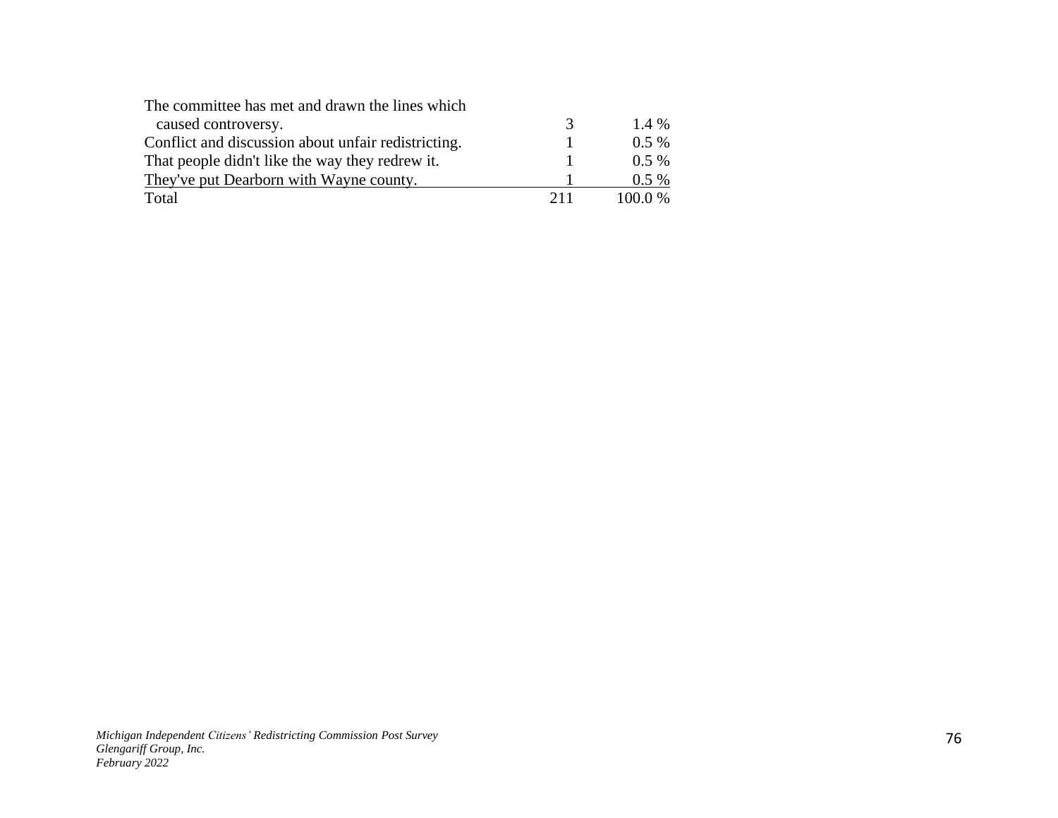| | | |
|---|---|---|
| The committee has met and drawn the lines which caused controversy. | 3 | 1.4 % |
| Conflict and discussion about unfair redistricting. | 1 | 0.5 % |
| That people didn't like the way they redrew it. | 1 | 0.5 % |
| They've put Dearborn with Wayne county. | 1 | 0.5 % |
| Total | 211 | 100.0 % |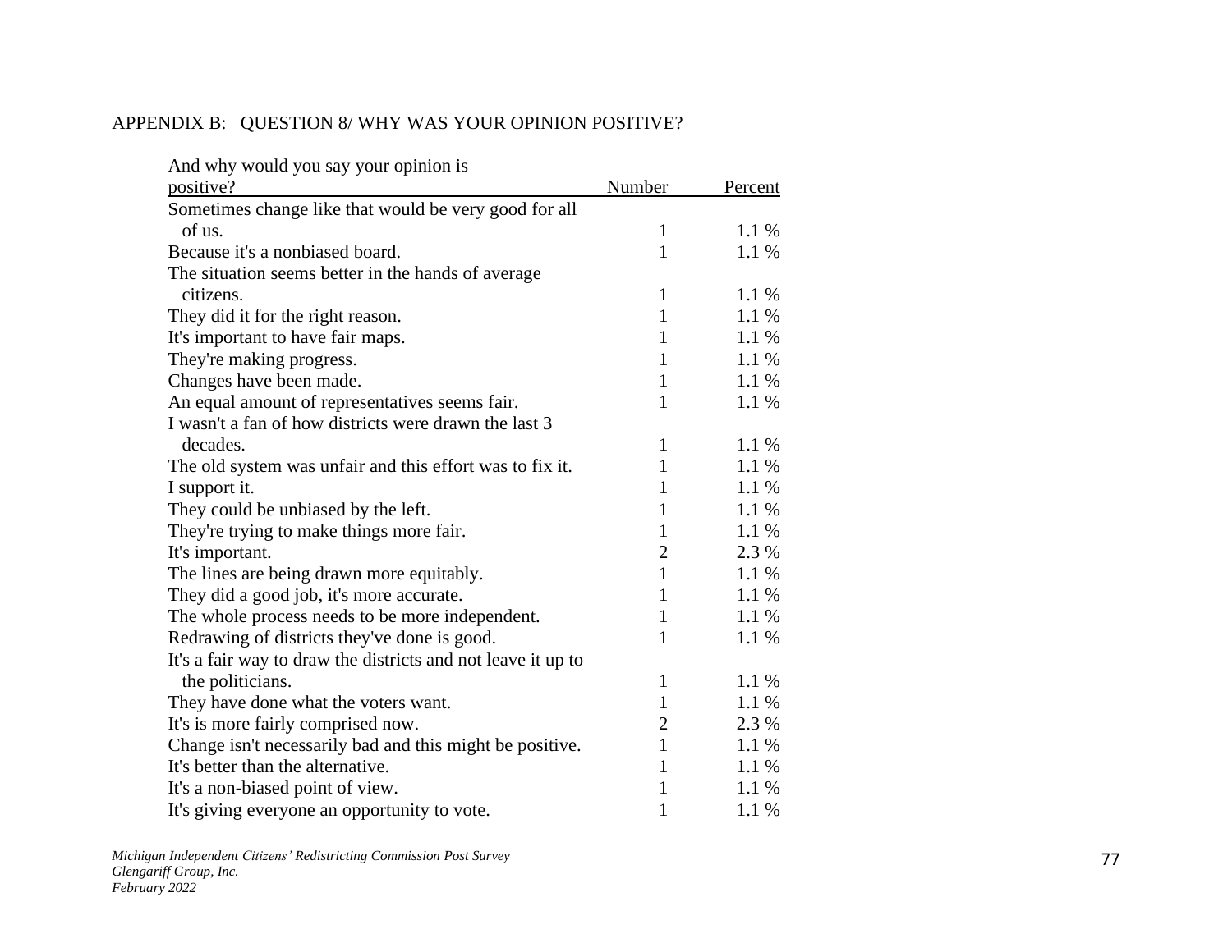APPENDIX B: QUESTION 8/ WHY WAS YOUR OPINION POSITIVE?

| And why would you say your opinion is positive? | Number | Percent |
|---|---|---|
| Sometimes change like that would be very good for all of us. | 1 | 1.1 % |
| Because it's a nonbiased board. | 1 | 1.1 % |
| The situation seems better in the hands of average citizens. | 1 | 1.1 % |
| They did it for the right reason. | 1 | 1.1 % |
| It's important to have fair maps. | 1 | 1.1 % |
| They're making progress. | 1 | 1.1 % |
| Changes have been made. | 1 | 1.1 % |
| An equal amount of representatives seems fair. | 1 | 1.1 % |
| I wasn't a fan of how districts were drawn the last 3 decades. | 1 | 1.1 % |
| The old system was unfair and this effort was to fix it. | 1 | 1.1 % |
| I support it. | 1 | 1.1 % |
| They could be unbiased by the left. | 1 | 1.1 % |
| They're trying to make things more fair. | 1 | 1.1 % |
| It's important. | 2 | 2.3 % |
| The lines are being drawn more equitably. | 1 | 1.1 % |
| They did a good job, it's more accurate. | 1 | 1.1 % |
| The whole process needs to be more independent. | 1 | 1.1 % |
| Redrawing of districts they've done is good. | 1 | 1.1 % |
| It's a fair way to draw the districts and not leave it up to the politicians. | 1 | 1.1 % |
| They have done what the voters want. | 1 | 1.1 % |
| It's is more fairly comprised now. | 2 | 2.3 % |
| Change isn't necessarily bad and this might be positive. | 1 | 1.1 % |
| It's better than the alternative. | 1 | 1.1 % |
| It's a non-biased point of view. | 1 | 1.1 % |
| It's giving everyone an opportunity to vote. | 1 | 1.1 % |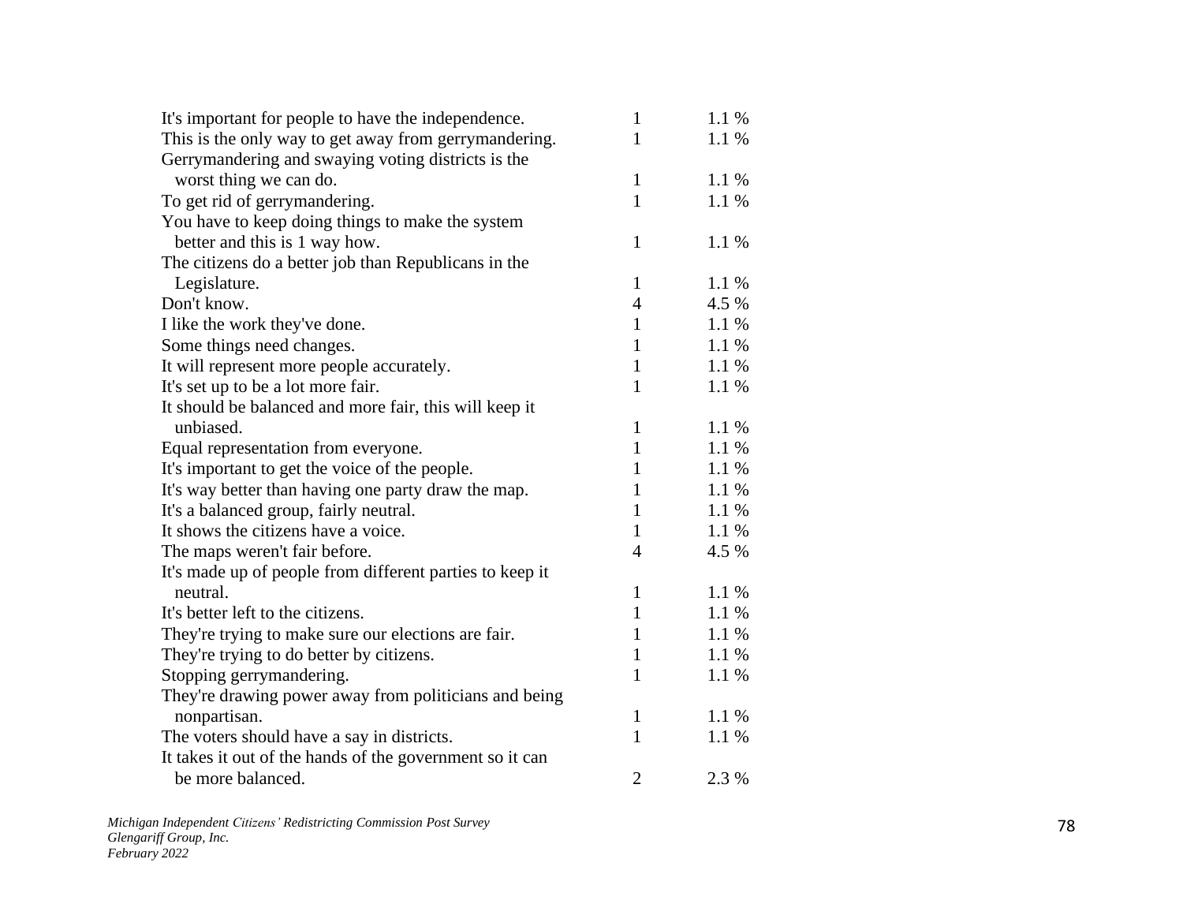| | | |
|---|---|---|
| It's important for people to have the independence. | 1 | 1.1 % |
| This is the only way to get away from gerrymandering. | 1 | 1.1 % |
| Gerrymandering and swaying voting districts is the worst thing we can do. | 1 | 1.1 % |
| To get rid of gerrymandering. | 1 | 1.1 % |
| You have to keep doing things to make the system better and this is 1 way how. | 1 | 1.1 % |
| The citizens do a better job than Republicans in the Legislature. | 1 | 1.1 % |
| Don't know. | 4 | 4.5 % |
| I like the work they've done. | 1 | 1.1 % |
| Some things need changes. | 1 | 1.1 % |
| It will represent more people accurately. | 1 | 1.1 % |
| It's set up to be a lot more fair. | 1 | 1.1 % |
| It should be balanced and more fair, this will keep it unbiased. | 1 | 1.1 % |
| Equal representation from everyone. | 1 | 1.1 % |
| It's important to get the voice of the people. | 1 | 1.1 % |
| It's way better than having one party draw the map. | 1 | 1.1 % |
| It's a balanced group, fairly neutral. | 1 | 1.1 % |
| It shows the citizens have a voice. | 1 | 1.1 % |
| The maps weren't fair before. | 4 | 4.5 % |
| It's made up of people from different parties to keep it neutral. | 1 | 1.1 % |
| It's better left to the citizens. | 1 | 1.1 % |
| They're trying to make sure our elections are fair. | 1 | 1.1 % |
| They're trying to do better by citizens. | 1 | 1.1 % |
| Stopping gerrymandering. | 1 | 1.1 % |
| They're drawing power away from politicians and being nonpartisan. | 1 | 1.1 % |
| The voters should have a say in districts. | 1 | 1.1 % |
| It takes it out of the hands of the government so it can be more balanced. | 2 | 2.3 % |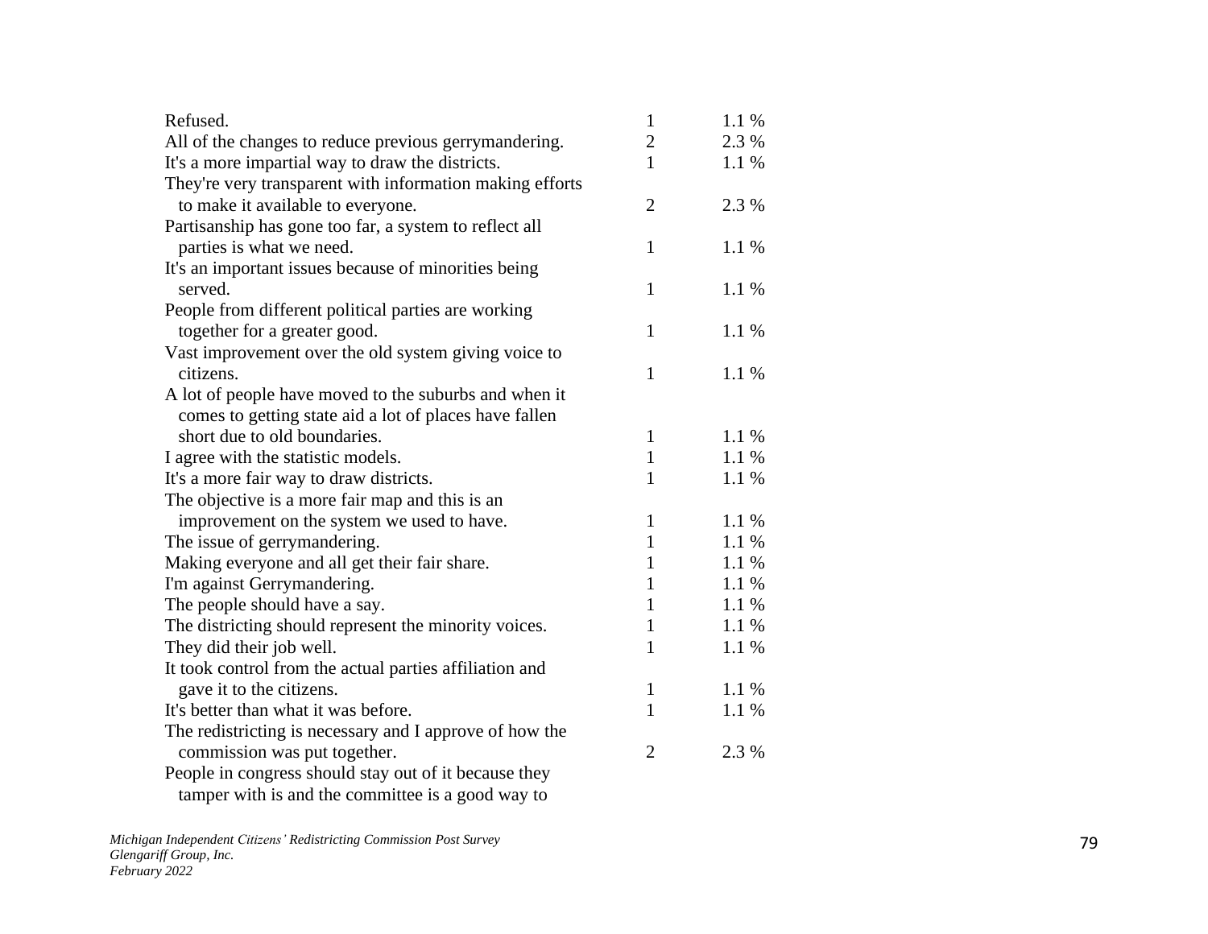| | | |
|---|---|---|
| Refused. | 1 | 1.1 % |
| All of the changes to reduce previous gerrymandering. | 2 | 2.3 % |
| It's a more impartial way to draw the districts. | 1 | 1.1 % |
| They're very transparent with information making efforts to make it available to everyone. | 2 | 2.3 % |
| Partisanship has gone too far, a system to reflect all parties is what we need. | 1 | 1.1 % |
| It's an important issues because of minorities being served. | 1 | 1.1 % |
| People from different political parties are working together for a greater good. | 1 | 1.1 % |
| Vast improvement over the old system giving voice to citizens. | 1 | 1.1 % |
| A lot of people have moved to the suburbs and when it comes to getting state aid a lot of places have fallen short due to old boundaries. | 1 | 1.1 % |
| I agree with the statistic models. | 1 | 1.1 % |
| It's a more fair way to draw districts. | 1 | 1.1 % |
| The objective is a more fair map and this is an improvement on the system we used to have. | 1 | 1.1 % |
| The issue of gerrymandering. | 1 | 1.1 % |
| Making everyone and all get their fair share. | 1 | 1.1 % |
| I'm against Gerrymandering. | 1 | 1.1 % |
| The people should have a say. | 1 | 1.1 % |
| The districting should represent the minority voices. | 1 | 1.1 % |
| They did their job well. | 1 | 1.1 % |
| It took control from the actual parties affiliation and gave it to the citizens. | 1 | 1.1 % |
| It's better than what it was before. | 1 | 1.1 % |
| The redistricting is necessary and I approve of how the commission was put together. | 2 | 2.3 % |
| People in congress should stay out of it because they tamper with is and the committee is a good way to | | |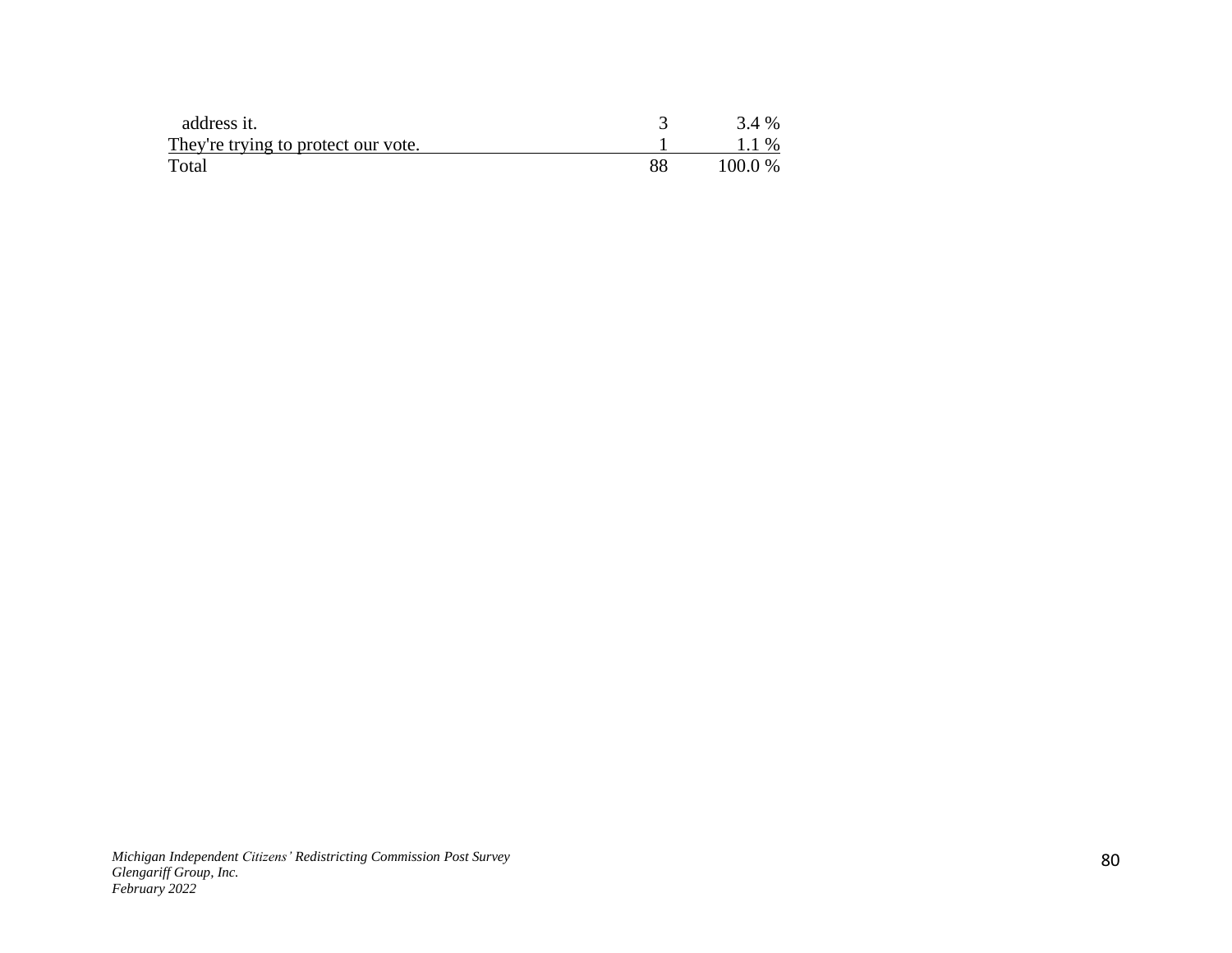| | | |
|---|---|---|
| address it. | 3 | 3.4 % |
| They're trying to protect our vote. | 1 | 1.1 % |
| Total | 88 | 100.0 % |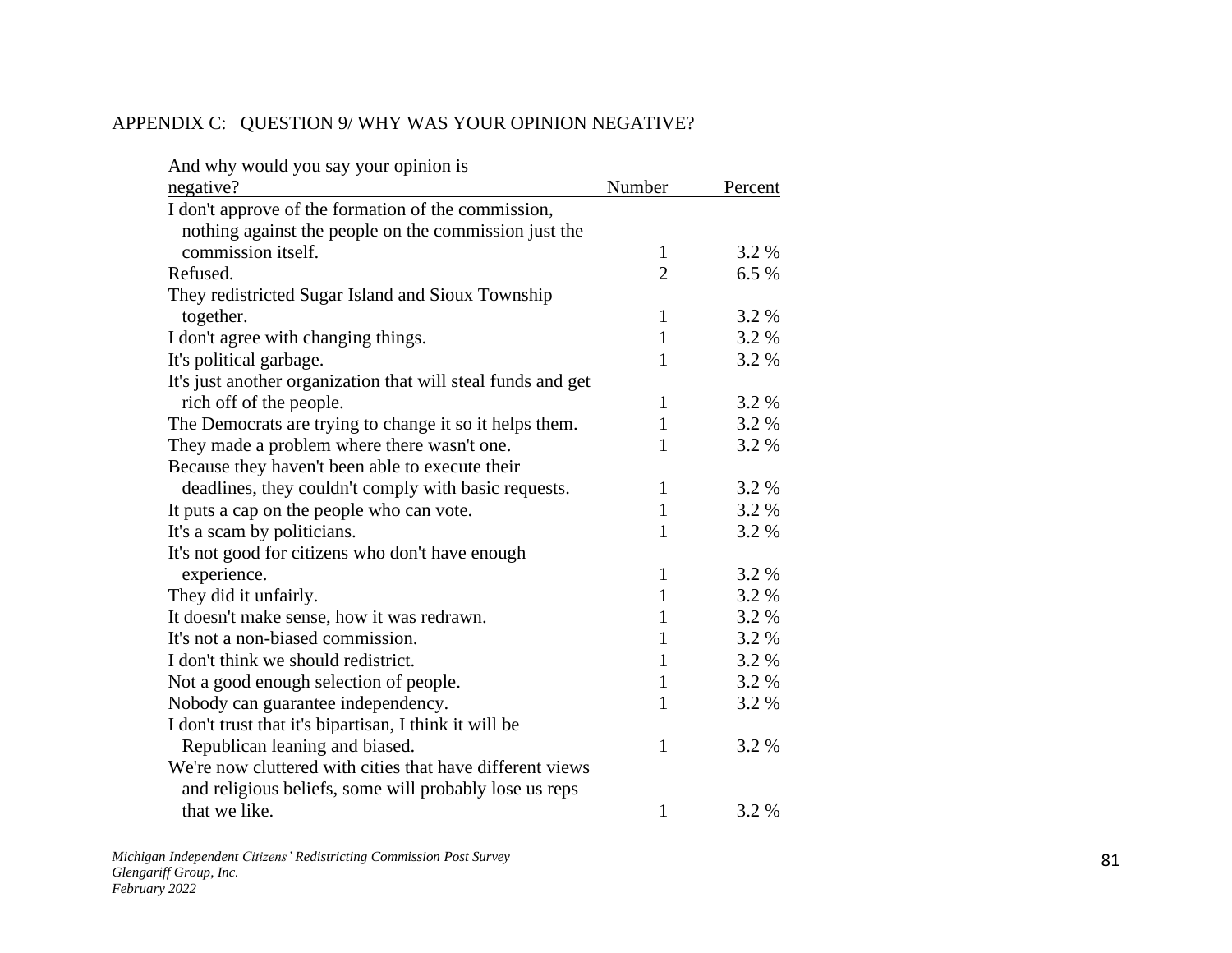APPENDIX C: QUESTION 9/ WHY WAS YOUR OPINION NEGATIVE?

| And why would you say your opinion is negative? | Number | Percent |
|---|---|---|
| I don't approve of the formation of the commission, nothing against the people on the commission just the commission itself. | 1 | 3.2 % |
| Refused. | 2 | 6.5 % |
| They redistricted Sugar Island and Sioux Township together. | 1 | 3.2 % |
| I don't agree with changing things. | 1 | 3.2 % |
| It's political garbage. | 1 | 3.2 % |
| It's just another organization that will steal funds and get rich off of the people. | 1 | 3.2 % |
| The Democrats are trying to change it so it helps them. | 1 | 3.2 % |
| They made a problem where there wasn't one. | 1 | 3.2 % |
| Because they haven't been able to execute their deadlines, they couldn't comply with basic requests. | 1 | 3.2 % |
| It puts a cap on the people who can vote. | 1 | 3.2 % |
| It's a scam by politicians. | 1 | 3.2 % |
| It's not good for citizens who don't have enough experience. | 1 | 3.2 % |
| They did it unfairly. | 1 | 3.2 % |
| It doesn't make sense, how it was redrawn. | 1 | 3.2 % |
| It's not a non-biased commission. | 1 | 3.2 % |
| I don't think we should redistrict. | 1 | 3.2 % |
| Not a good enough selection of people. | 1 | 3.2 % |
| Nobody can guarantee independency. | 1 | 3.2 % |
| I don't trust that it's bipartisan, I think it will be Republican leaning and biased. | 1 | 3.2 % |
| We're now cluttered with cities that have different views and religious beliefs, some will probably lose us reps that we like. | 1 | 3.2 % |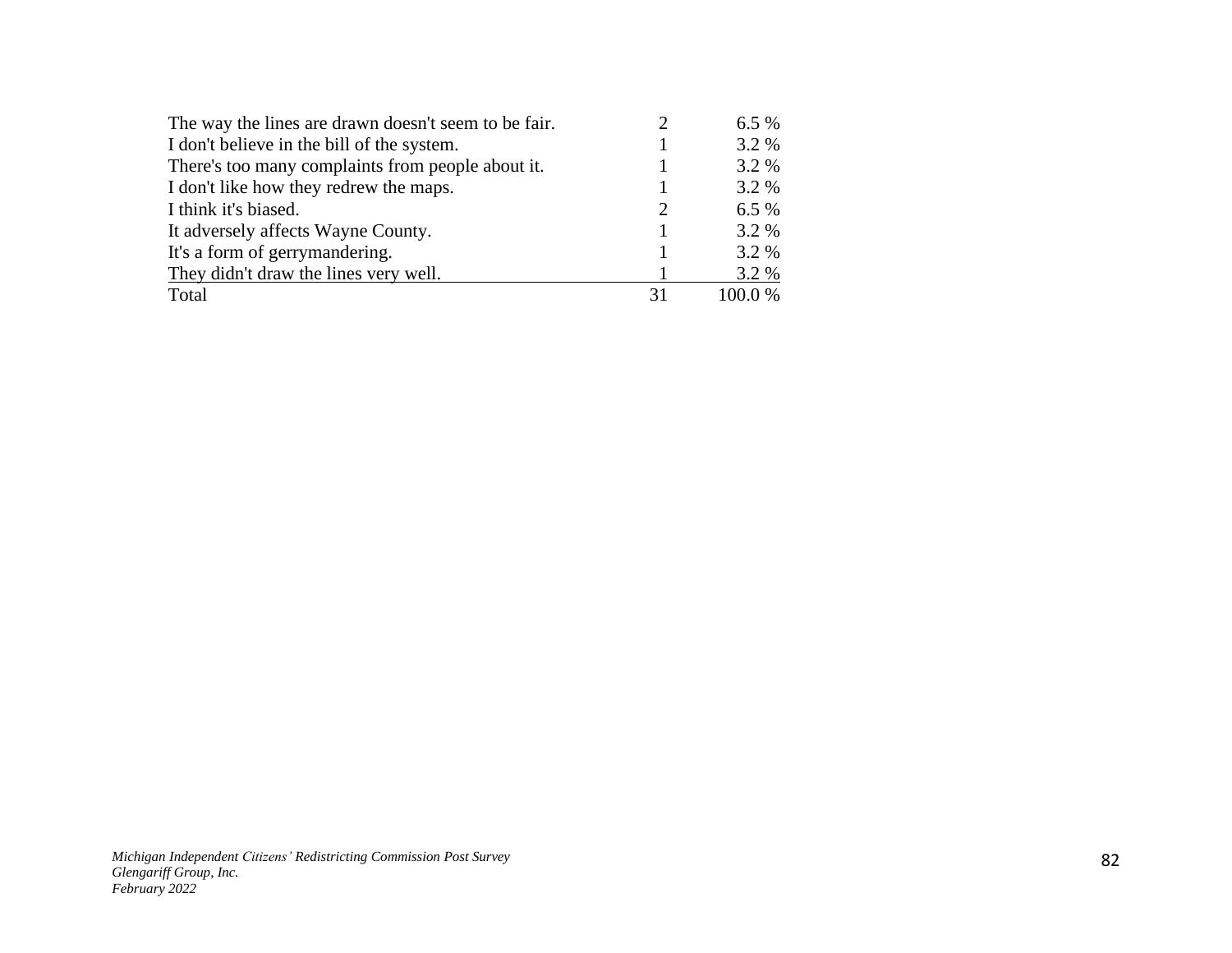| | | |
|---|---|---|
| The way the lines are drawn doesn't seem to be fair. | 2 | 6.5 % |
| I don't believe in the bill of the system. | 1 | 3.2 % |
| There's too many complaints from people about it. | 1 | 3.2 % |
| I don't like how they redrew the maps. | 1 | 3.2 % |
| I think it's biased. | 2 | 6.5 % |
| It adversely affects Wayne County. | 1 | 3.2 % |
| It's a form of gerrymandering. | 1 | 3.2 % |
| They didn't draw the lines very well. | 1 | 3.2 % |
| Total | 31 | 100.0 % |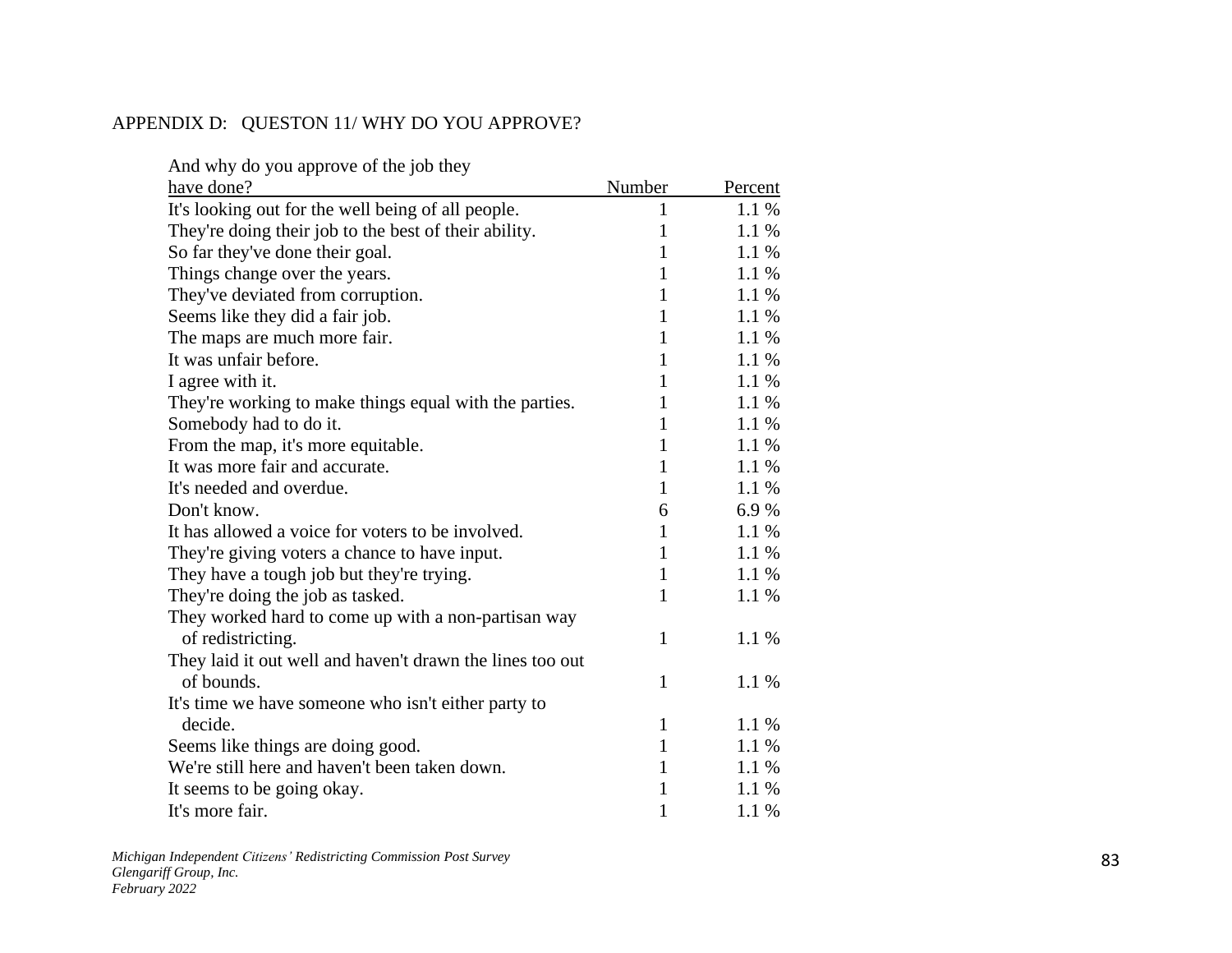APPENDIX D: QUESTON 11/ WHY DO YOU APPROVE?

| And why do you approve of the job they have done? | Number | Percent |
|---|---|---|
| It's looking out for the well being of all people. | 1 | 1.1 % |
| They're doing their job to the best of their ability. | 1 | 1.1 % |
| So far they've done their goal. | 1 | 1.1 % |
| Things change over the years. | 1 | 1.1 % |
| They've deviated from corruption. | 1 | 1.1 % |
| Seems like they did a fair job. | 1 | 1.1 % |
| The maps are much more fair. | 1 | 1.1 % |
| It was unfair before. | 1 | 1.1 % |
| I agree with it. | 1 | 1.1 % |
| They're working to make things equal with the parties. | 1 | 1.1 % |
| Somebody had to do it. | 1 | 1.1 % |
| From the map, it's more equitable. | 1 | 1.1 % |
| It was more fair and accurate. | 1 | 1.1 % |
| It's needed and overdue. | 1 | 1.1 % |
| Don't know. | 6 | 6.9 % |
| It has allowed a voice for voters to be involved. | 1 | 1.1 % |
| They're giving voters a chance to have input. | 1 | 1.1 % |
| They have a tough job but they're trying. | 1 | 1.1 % |
| They're doing the job as tasked. | 1 | 1.1 % |
| They worked hard to come up with a non-partisan way of redistricting. | 1 | 1.1 % |
| They laid it out well and haven't drawn the lines too out of bounds. | 1 | 1.1 % |
| It's time we have someone who isn't either party to decide. | 1 | 1.1 % |
| Seems like things are doing good. | 1 | 1.1 % |
| We're still here and haven't been taken down. | 1 | 1.1 % |
| It seems to be going okay. | 1 | 1.1 % |
| It's more fair. | 1 | 1.1 % |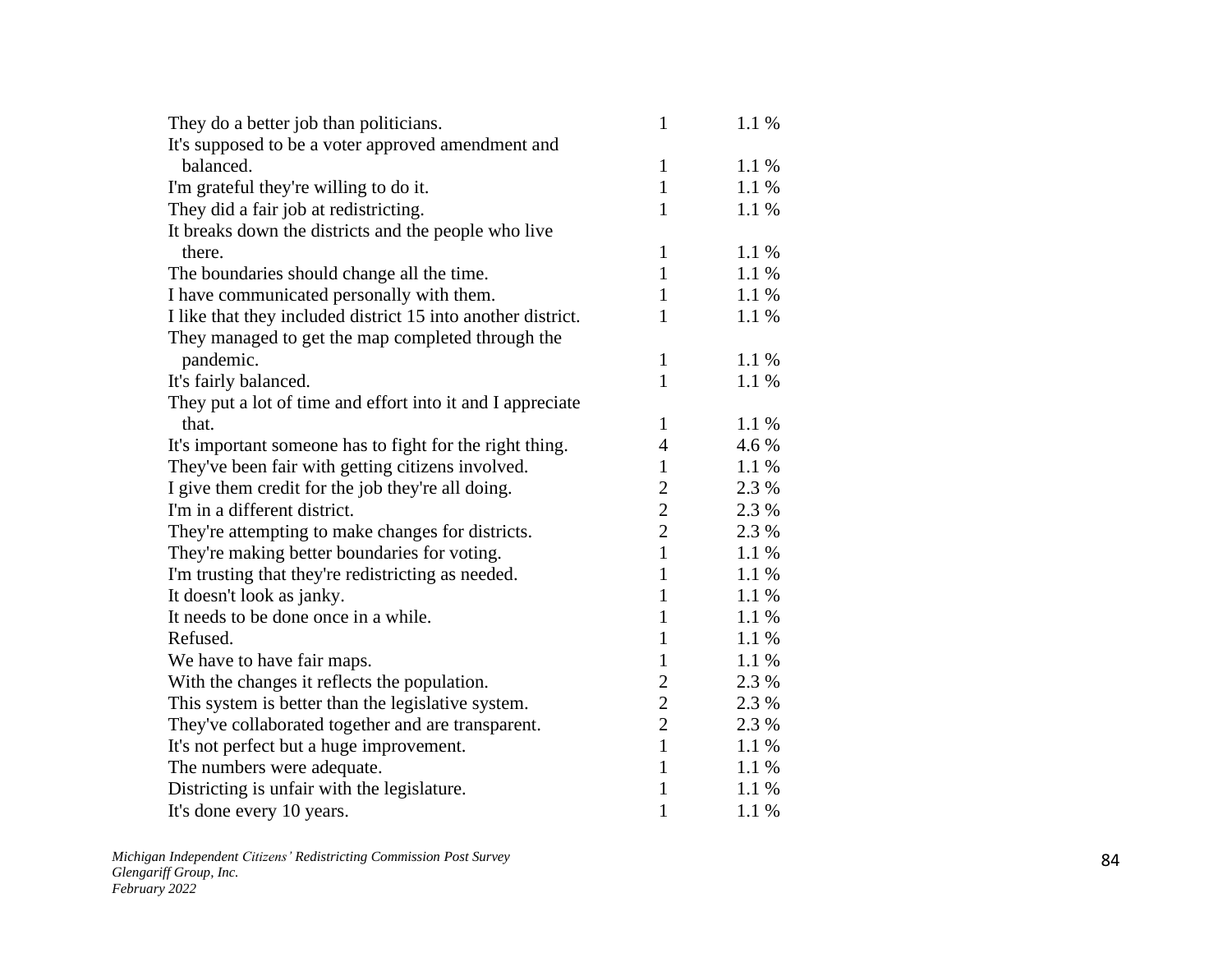| | | |
|---|---|---|
| They do a better job than politicians. | 1 | 1.1 % |
| It's supposed to be a voter approved amendment and balanced. | 1 | 1.1 % |
| I'm grateful they're willing to do it. | 1 | 1.1 % |
| They did a fair job at redistricting. | 1 | 1.1 % |
| It breaks down the districts and the people who live there. | 1 | 1.1 % |
| The boundaries should change all the time. | 1 | 1.1 % |
| I have communicated personally with them. | 1 | 1.1 % |
| I like that they included district 15 into another district. | 1 | 1.1 % |
| They managed to get the map completed through the pandemic. | 1 | 1.1 % |
| It's fairly balanced. | 1 | 1.1 % |
| They put a lot of time and effort into it and I appreciate that. | 1 | 1.1 % |
| It's important someone has to fight for the right thing. | 4 | 4.6 % |
| They've been fair with getting citizens involved. | 1 | 1.1 % |
| I give them credit for the job they're all doing. | 2 | 2.3 % |
| I'm in a different district. | 2 | 2.3 % |
| They're attempting to make changes for districts. | 2 | 2.3 % |
| They're making better boundaries for voting. | 1 | 1.1 % |
| I'm trusting that they're redistricting as needed. | 1 | 1.1 % |
| It doesn't look as janky. | 1 | 1.1 % |
| It needs to be done once in a while. | 1 | 1.1 % |
| Refused. | 1 | 1.1 % |
| We have to have fair maps. | 1 | 1.1 % |
| With the changes it reflects the population. | 2 | 2.3 % |
| This system is better than the legislative system. | 2 | 2.3 % |
| They've collaborated together and are transparent. | 2 | 2.3 % |
| It's not perfect but a huge improvement. | 1 | 1.1 % |
| The numbers were adequate. | 1 | 1.1 % |
| Districting is unfair with the legislature. | 1 | 1.1 % |
| It's done every 10 years. | 1 | 1.1 % |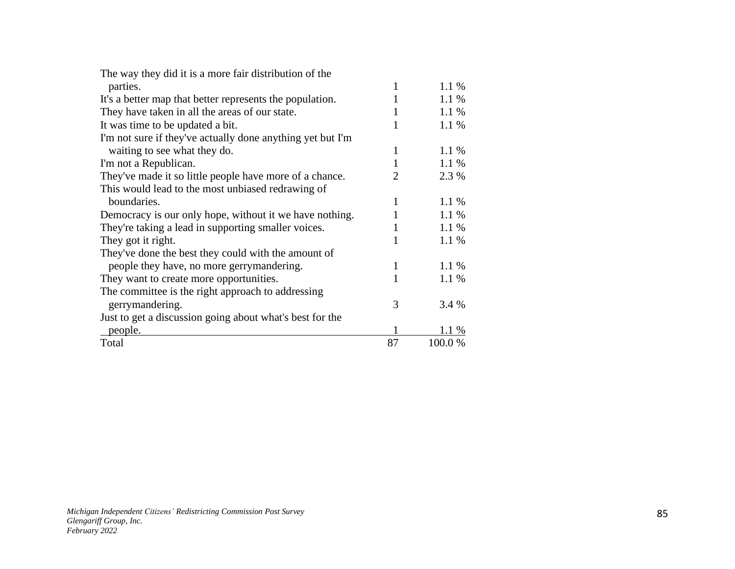| | | |
|---|---|---|
| The way they did it is a more fair distribution of the parties. | 1 | 1.1 % |
| It's a better map that better represents the population. | 1 | 1.1 % |
| They have taken in all the areas of our state. | 1 | 1.1 % |
| It was time to be updated a bit. | 1 | 1.1 % |
| I'm not sure if they've actually done anything yet but I'm waiting to see what they do. | 1 | 1.1 % |
| I'm not a Republican. | 1 | 1.1 % |
| They've made it so little people have more of a chance. | 2 | 2.3 % |
| This would lead to the most unbiased redrawing of boundaries. | 1 | 1.1 % |
| Democracy is our only hope, without it we have nothing. | 1 | 1.1 % |
| They're taking a lead in supporting smaller voices. | 1 | 1.1 % |
| They got it right. | 1 | 1.1 % |
| They've done the best they could with the amount of people they have, no more gerrymandering. | 1 | 1.1 % |
| They want to create more opportunities. | 1 | 1.1 % |
| The committee is the right approach to addressing gerrymandering. | 3 | 3.4 % |
| Just to get a discussion going about what's best for the people. | 1 | 1.1 % |
| Total | 87 | 100.0 % |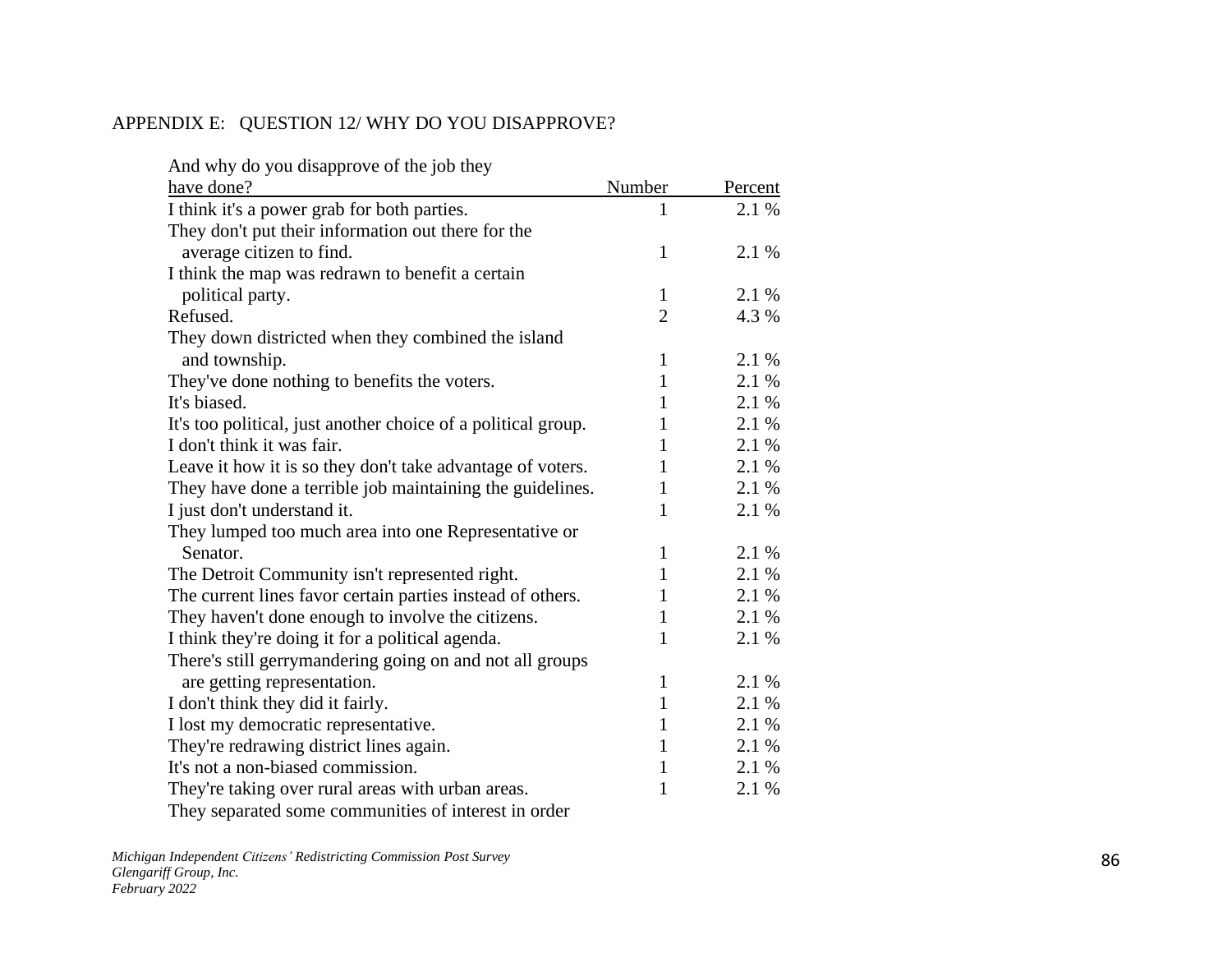APPENDIX E: QUESTION 12/ WHY DO YOU DISAPPROVE?

| And why do you disapprove of the job they have done? | Number | Percent |
|---|---|---|
| I think it's a power grab for both parties. | 1 | 2.1 % |
| They don't put their information out there for the average citizen to find. | 1 | 2.1 % |
| I think the map was redrawn to benefit a certain political party. | 1 | 2.1 % |
| Refused. | 2 | 4.3 % |
| They down districted when they combined the island and township. | 1 | 2.1 % |
| They've done nothing to benefits the voters. | 1 | 2.1 % |
| It's biased. | 1 | 2.1 % |
| It's too political, just another choice of a political group. | 1 | 2.1 % |
| I don't think it was fair. | 1 | 2.1 % |
| Leave it how it is so they don't take advantage of voters. | 1 | 2.1 % |
| They have done a terrible job maintaining the guidelines. | 1 | 2.1 % |
| I just don't understand it. | 1 | 2.1 % |
| They lumped too much area into one Representative or Senator. | 1 | 2.1 % |
| The Detroit Community isn't represented right. | 1 | 2.1 % |
| The current lines favor certain parties instead of others. | 1 | 2.1 % |
| They haven't done enough to involve the citizens. | 1 | 2.1 % |
| I think they're doing it for a political agenda. | 1 | 2.1 % |
| There's still gerrymandering going on and not all groups are getting representation. | 1 | 2.1 % |
| I don't think they did it fairly. | 1 | 2.1 % |
| I lost my democratic representative. | 1 | 2.1 % |
| They're redrawing district lines again. | 1 | 2.1 % |
| It's not a non-biased commission. | 1 | 2.1 % |
| They're taking over rural areas with urban areas. | 1 | 2.1 % |
| They separated some communities of interest in order | | |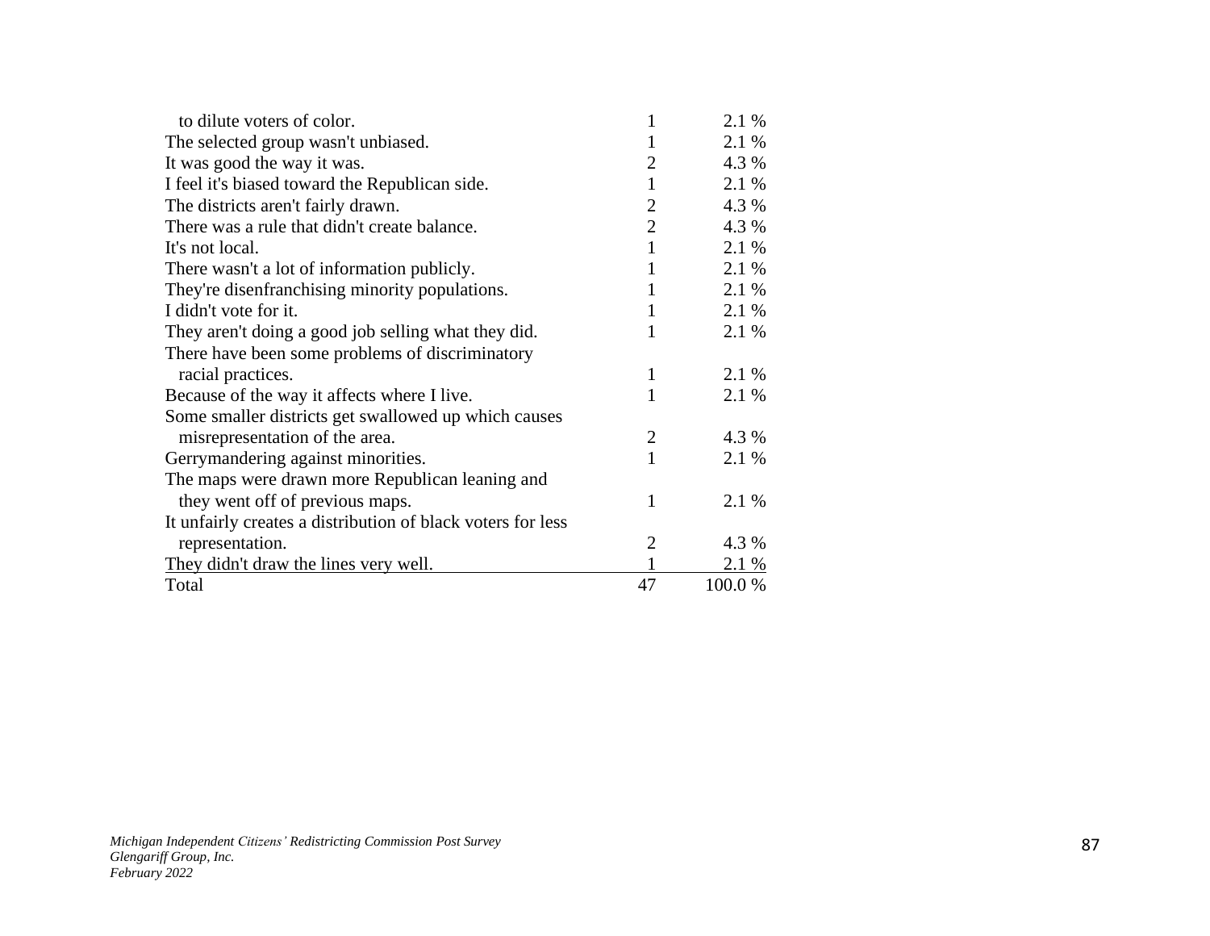| | | |
|---|---|---|
| to dilute voters of color. | 1 | 2.1 % |
| The selected group wasn't unbiased. | 1 | 2.1 % |
| It was good the way it was. | 2 | 4.3 % |
| I feel it's biased toward the Republican side. | 1 | 2.1 % |
| The districts aren't fairly drawn. | 2 | 4.3 % |
| There was a rule that didn't create balance. | 2 | 4.3 % |
| It's not local. | 1 | 2.1 % |
| There wasn't a lot of information publicly. | 1 | 2.1 % |
| They're disenfranchising minority populations. | 1 | 2.1 % |
| I didn't vote for it. | 1 | 2.1 % |
| They aren't doing a good job selling what they did. | 1 | 2.1 % |
| There have been some problems of discriminatory racial practices. | 1 | 2.1 % |
| Because of the way it affects where I live. | 1 | 2.1 % |
| Some smaller districts get swallowed up which causes misrepresentation of the area. | 2 | 4.3 % |
| Gerrymandering against minorities. | 1 | 2.1 % |
| The maps were drawn more Republican leaning and they went off of previous maps. | 1 | 2.1 % |
| It unfairly creates a distribution of black voters for less representation. | 2 | 4.3 % |
| They didn't draw the lines very well. | 1 | 2.1 % |
| Total | 47 | 100.0 % |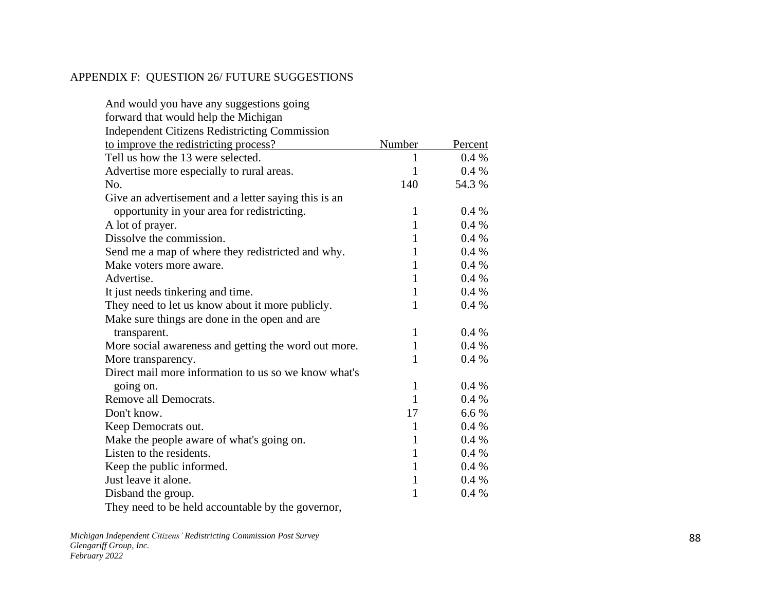APPENDIX F:  QUESTION 26/ FUTURE SUGGESTIONS

| And would you have any suggestions going forward that would help the Michigan Independent Citizens Redistricting Commission to improve the redistricting process? | Number | Percent |
|---|---|---|
| Tell us how the 13 were selected. | 1 | 0.4 % |
| Advertise more especially to rural areas. | 1 | 0.4 % |
| No. | 140 | 54.3 % |
| Give an advertisement and a letter saying this is an opportunity in your area for redistricting. | 1 | 0.4 % |
| A lot of prayer. | 1 | 0.4 % |
| Dissolve the commission. | 1 | 0.4 % |
| Send me a map of where they redistricted and why. | 1 | 0.4 % |
| Make voters more aware. | 1 | 0.4 % |
| Advertise. | 1 | 0.4 % |
| It just needs tinkering and time. | 1 | 0.4 % |
| They need to let us know about it more publicly. | 1 | 0.4 % |
| Make sure things are done in the open and are transparent. | 1 | 0.4 % |
| More social awareness and getting the word out more. | 1 | 0.4 % |
| More transparency. | 1 | 0.4 % |
| Direct mail more information to us so we know what's going on. | 1 | 0.4 % |
| Remove all Democrats. | 1 | 0.4 % |
| Don't know. | 17 | 6.6 % |
| Keep Democrats out. | 1 | 0.4 % |
| Make the people aware of what's going on. | 1 | 0.4 % |
| Listen to the residents. | 1 | 0.4 % |
| Keep the public informed. | 1 | 0.4 % |
| Just leave it alone. | 1 | 0.4 % |
| Disband the group. | 1 | 0.4 % |
| They need to be held accountable by the governor, | | |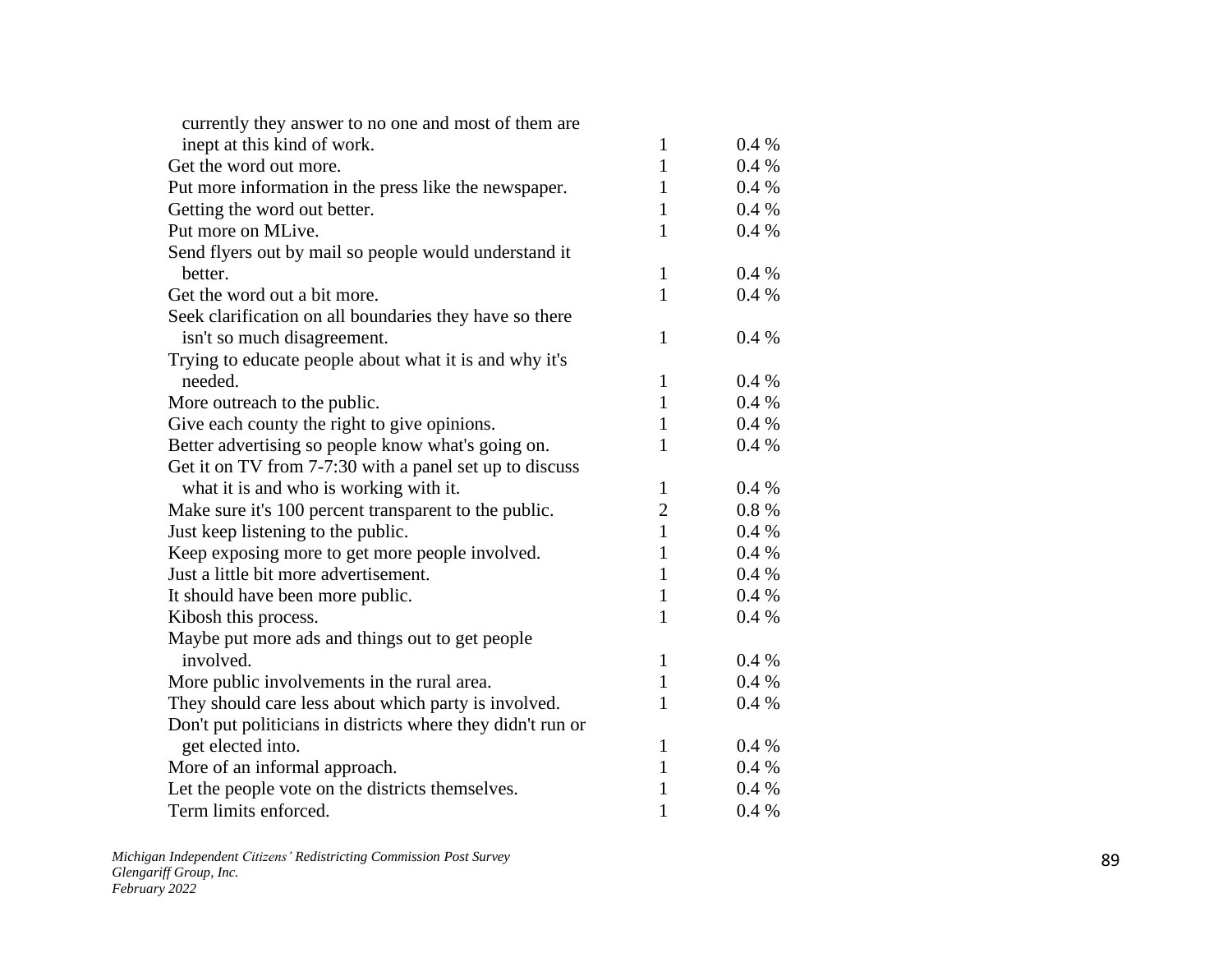| | | |
|---|---|---|
| currently they answer to no one and most of them are inept at this kind of work. | 1 | 0.4 % |
| Get the word out more. | 1 | 0.4 % |
| Put more information in the press like the newspaper. | 1 | 0.4 % |
| Getting the word out better. | 1 | 0.4 % |
| Put more on MLive. | 1 | 0.4 % |
| Send flyers out by mail so people would understand it better. | 1 | 0.4 % |
| Get the word out a bit more. | 1 | 0.4 % |
| Seek clarification on all boundaries they have so there isn't so much disagreement. | 1 | 0.4 % |
| Trying to educate people about what it is and why it's needed. | 1 | 0.4 % |
| More outreach to the public. | 1 | 0.4 % |
| Give each county the right to give opinions. | 1 | 0.4 % |
| Better advertising so people know what's going on. | 1 | 0.4 % |
| Get it on TV from 7-7:30 with a panel set up to discuss what it is and who is working with it. | 1 | 0.4 % |
| Make sure it's 100 percent transparent to the public. | 2 | 0.8 % |
| Just keep listening to the public. | 1 | 0.4 % |
| Keep exposing more to get more people involved. | 1 | 0.4 % |
| Just a little bit more advertisement. | 1 | 0.4 % |
| It should have been more public. | 1 | 0.4 % |
| Kibosh this process. | 1 | 0.4 % |
| Maybe put more ads and things out to get people involved. | 1 | 0.4 % |
| More public involvements in the rural area. | 1 | 0.4 % |
| They should care less about which party is involved. | 1 | 0.4 % |
| Don't put politicians in districts where they didn't run or get elected into. | 1 | 0.4 % |
| More of an informal approach. | 1 | 0.4 % |
| Let the people vote on the districts themselves. | 1 | 0.4 % |
| Term limits enforced. | 1 | 0.4 % |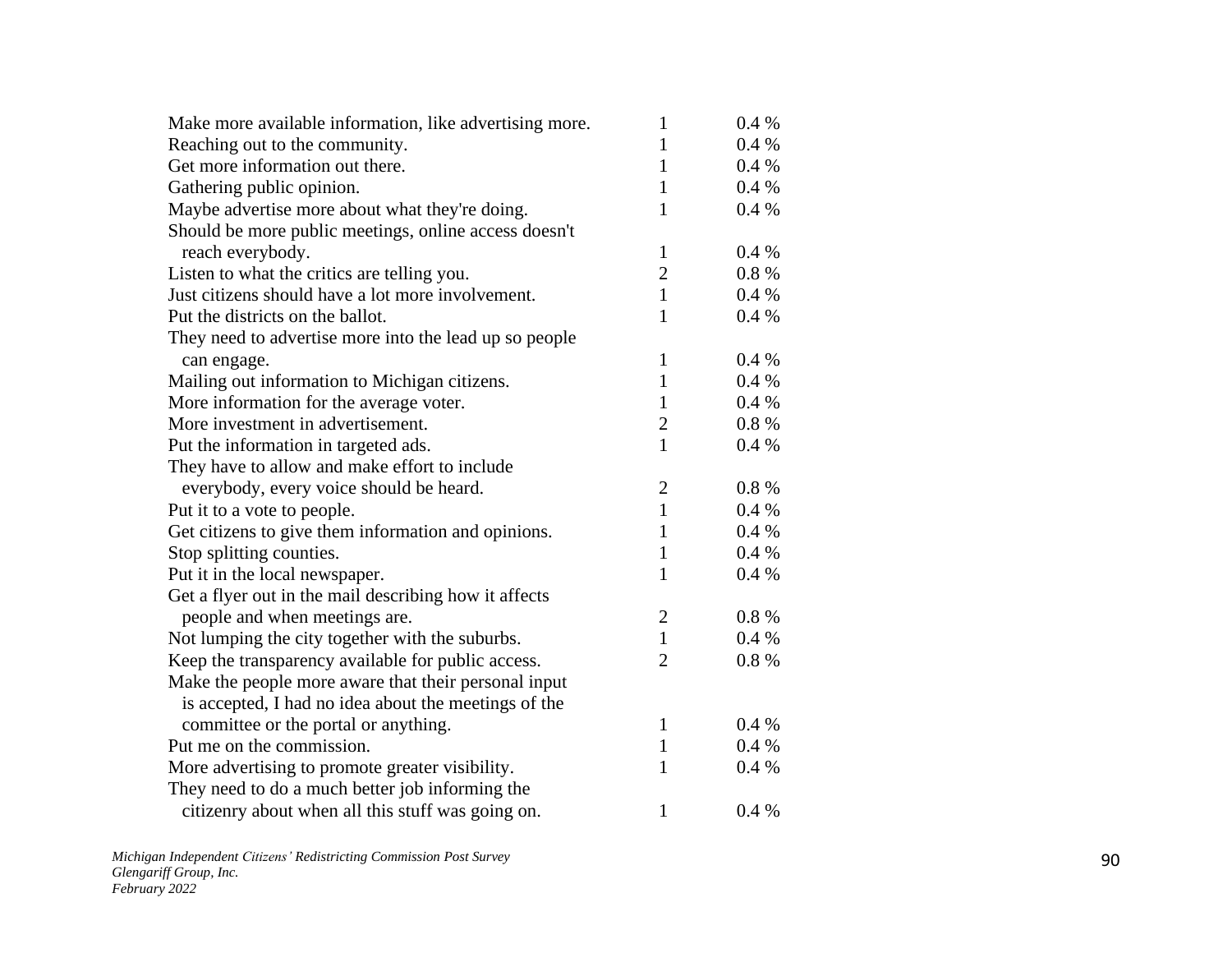| | | |
|---|---|---|
| Make more available information, like advertising more. | 1 | 0.4 % |
| Reaching out to the community. | 1 | 0.4 % |
| Get more information out there. | 1 | 0.4 % |
| Gathering public opinion. | 1 | 0.4 % |
| Maybe advertise more about what they're doing. | 1 | 0.4 % |
| Should be more public meetings, online access doesn't reach everybody. | 1 | 0.4 % |
| Listen to what the critics are telling you. | 2 | 0.8 % |
| Just citizens should have a lot more involvement. | 1 | 0.4 % |
| Put the districts on the ballot. | 1 | 0.4 % |
| They need to advertise more into the lead up so people can engage. | 1 | 0.4 % |
| Mailing out information to Michigan citizens. | 1 | 0.4 % |
| More information for the average voter. | 1 | 0.4 % |
| More investment in advertisement. | 2 | 0.8 % |
| Put the information in targeted ads. | 1 | 0.4 % |
| They have to allow and make effort to include everybody, every voice should be heard. | 2 | 0.8 % |
| Put it to a vote to people. | 1 | 0.4 % |
| Get citizens to give them information and opinions. | 1 | 0.4 % |
| Stop splitting counties. | 1 | 0.4 % |
| Put it in the local newspaper. | 1 | 0.4 % |
| Get a flyer out in the mail describing how it affects people and when meetings are. | 2 | 0.8 % |
| Not lumping the city together with the suburbs. | 1 | 0.4 % |
| Keep the transparency available for public access. | 2 | 0.8 % |
| Make the people more aware that their personal input is accepted, I had no idea about the meetings of the committee or the portal or anything. | 1 | 0.4 % |
| Put me on the commission. | 1 | 0.4 % |
| More advertising to promote greater visibility. | 1 | 0.4 % |
| They need to do a much better job informing the citizenry about when all this stuff was going on. | 1 | 0.4 % |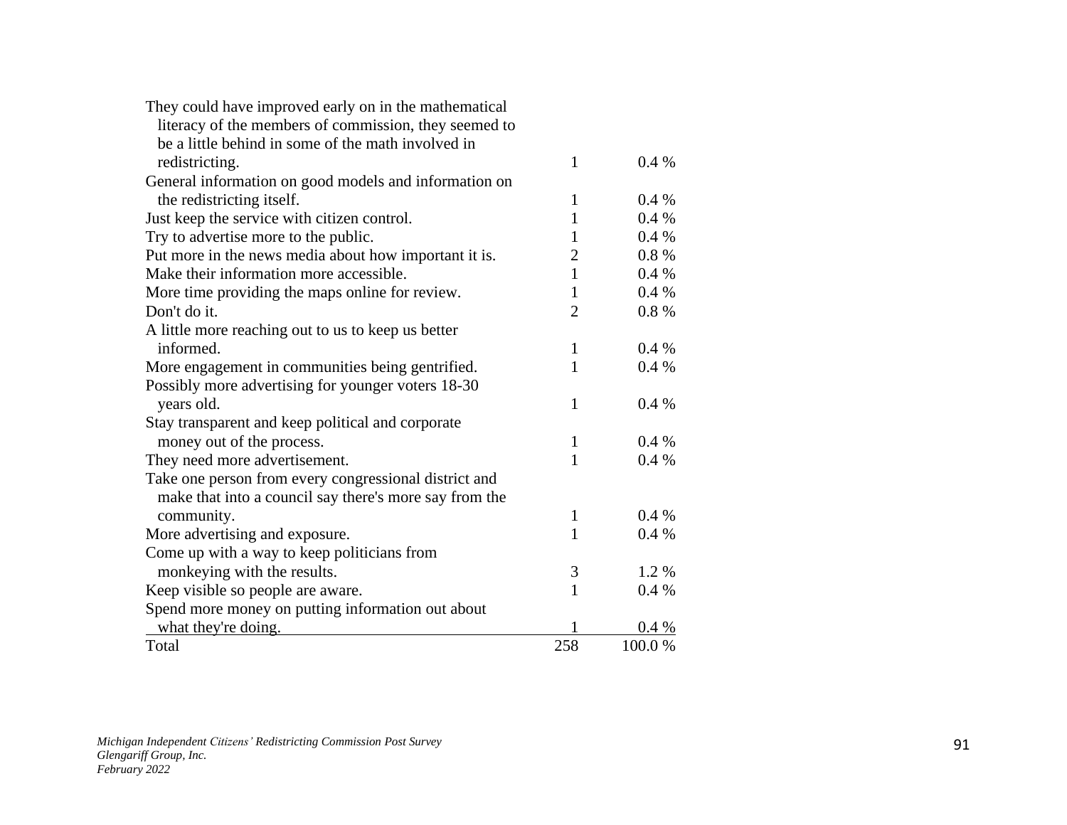| | | |
|---|---|---|
| They could have improved early on in the mathematical literacy of the members of commission, they seemed to be a little behind in some of the math involved in redistricting. | 1 | 0.4 % |
| General information on good models and information on the redistricting itself. | 1 | 0.4 % |
| Just keep the service with citizen control. | 1 | 0.4 % |
| Try to advertise more to the public. | 1 | 0.4 % |
| Put more in the news media about how important it is. | 2 | 0.8 % |
| Make their information more accessible. | 1 | 0.4 % |
| More time providing the maps online for review. | 1 | 0.4 % |
| Don't do it. | 2 | 0.8 % |
| A little more reaching out to us to keep us better informed. | 1 | 0.4 % |
| More engagement in communities being gentrified. | 1 | 0.4 % |
| Possibly more advertising for younger voters 18-30 years old. | 1 | 0.4 % |
| Stay transparent and keep political and corporate money out of the process. | 1 | 0.4 % |
| They need more advertisement. | 1 | 0.4 % |
| Take one person from every congressional district and make that into a council say there's more say from the community. | 1 | 0.4 % |
| More advertising and exposure. | 1 | 0.4 % |
| Come up with a way to keep politicians from monkeying with the results. | 3 | 1.2 % |
| Keep visible so people are aware. | 1 | 0.4 % |
| Spend more money on putting information out about what they're doing. | 1 | 0.4 % |
| Total | 258 | 100.0 % |